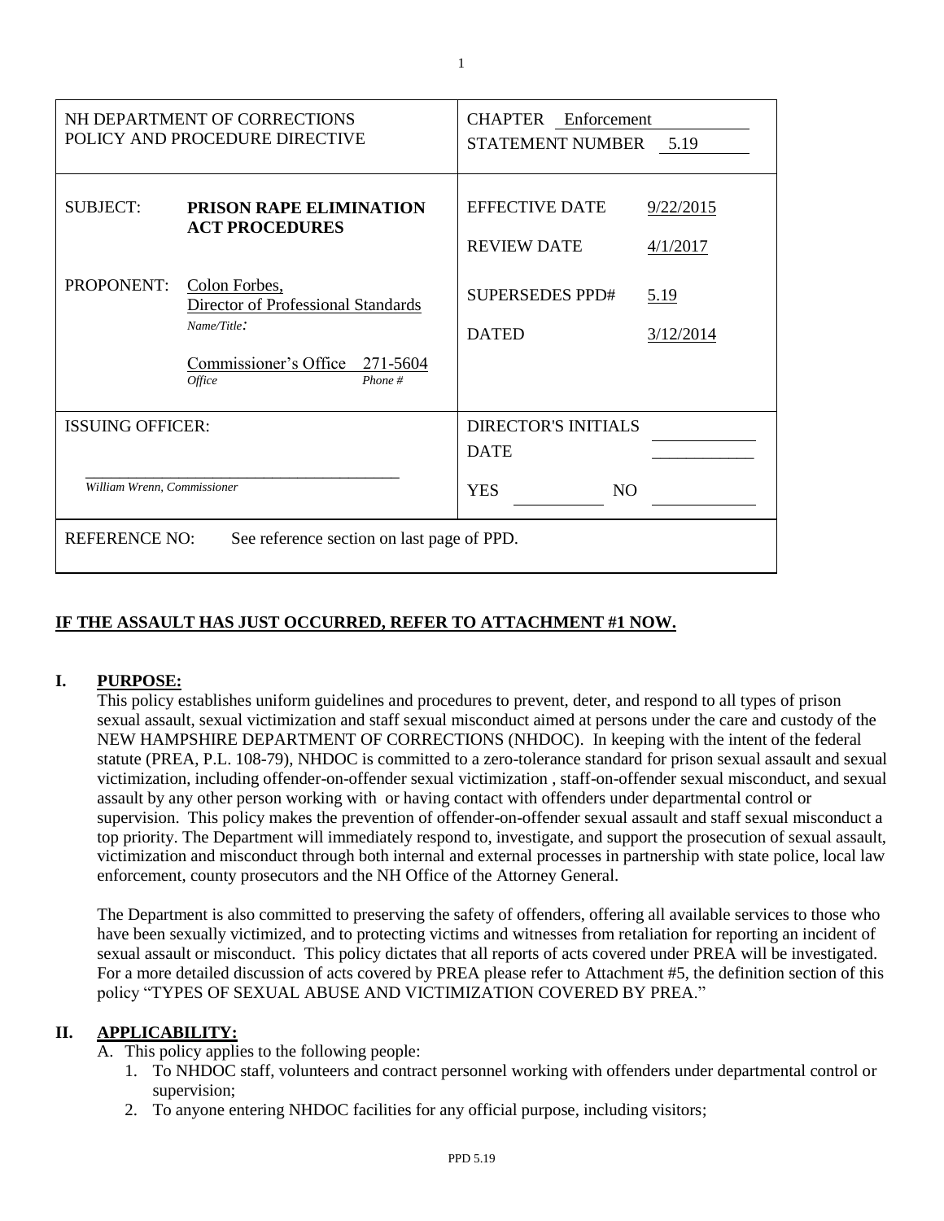| NH DEPARTMENT OF CORRECTIONS<br>POLICY AND PROCEDURE DIRECTIVE | | CHAPTER Enforcement<br>STATEMENT NUMBER 5.19 | |
|---|---|---|---|
| SUBJECT: | **PRISON RAPE ELIMINATION ACT PROCEDURES** | EFFECTIVE DATE | 9/22/2015 |
| | | REVIEW DATE | 4/1/2017 |
| PROPONENT: | Colon Forbes,<br>Director of Professional Standards<br>*Name/Title:*<br>Commissioner's Office 271-5604<br>*Office* *Phone #* | SUPERSEDES PPD# | 5.19 |
| | | DATED | 3/12/2014 |
| ISSUING OFFICER:<br><br>*William Wrenn, Commissioner* | | DIRECTOR'S INITIALS<br>DATE<br>YES NO | |
| REFERENCE NO: | See reference section on last page of PPD. | | |

**IF THE ASSAULT HAS JUST OCCURRED, REFER TO ATTACHMENT #1 NOW.**

## I. PURPOSE:

This policy establishes uniform guidelines and procedures to prevent, deter, and respond to all types of prison sexual assault, sexual victimization and staff sexual misconduct aimed at persons under the care and custody of the NEW HAMPSHIRE DEPARTMENT OF CORRECTIONS (NHDOC). In keeping with the intent of the federal statute (PREA, P.L. 108-79), NHDOC is committed to a zero-tolerance standard for prison sexual assault and sexual victimization, including offender-on-offender sexual victimization , staff-on-offender sexual misconduct, and sexual assault by any other person working with or having contact with offenders under departmental control or supervision. This policy makes the prevention of offender-on-offender sexual assault and staff sexual misconduct a top priority. The Department will immediately respond to, investigate, and support the prosecution of sexual assault, victimization and misconduct through both internal and external processes in partnership with state police, local law enforcement, county prosecutors and the NH Office of the Attorney General.

The Department is also committed to preserving the safety of offenders, offering all available services to those who have been sexually victimized, and to protecting victims and witnesses from retaliation for reporting an incident of sexual assault or misconduct. This policy dictates that all reports of acts covered under PREA will be investigated. For a more detailed discussion of acts covered by PREA please refer to Attachment #5, the definition section of this policy "TYPES OF SEXUAL ABUSE AND VICTIMIZATION COVERED BY PREA."

## II. APPLICABILITY:

A. This policy applies to the following people:
   1. To NHDOC staff, volunteers and contract personnel working with offenders under departmental control or supervision;
   2. To anyone entering NHDOC facilities for any official purpose, including visitors;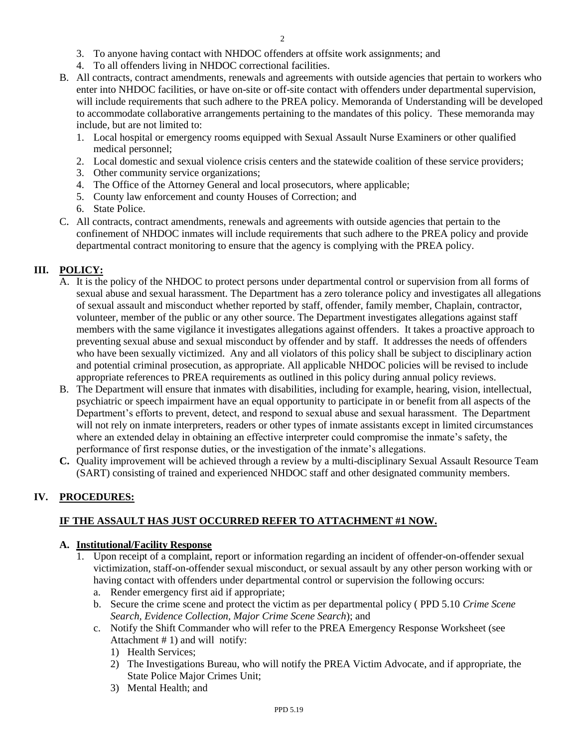3. To anyone having contact with NHDOC offenders at offsite work assignments; and
4. To all offenders living in NHDOC correctional facilities.

B. All contracts, contract amendments, renewals and agreements with outside agencies that pertain to workers who enter into NHDOC facilities, or have on-site or off-site contact with offenders under departmental supervision, will include requirements that such adhere to the PREA policy. Memoranda of Understanding will be developed to accommodate collaborative arrangements pertaining to the mandates of this policy. These memoranda may include, but are not limited to:
   1. Local hospital or emergency rooms equipped with Sexual Assault Nurse Examiners or other qualified medical personnel;
   2. Local domestic and sexual violence crisis centers and the statewide coalition of these service providers;
   3. Other community service organizations;
   4. The Office of the Attorney General and local prosecutors, where applicable;
   5. County law enforcement and county Houses of Correction; and
   6. State Police.

C. All contracts, contract amendments, renewals and agreements with outside agencies that pertain to the confinement of NHDOC inmates will include requirements that such adhere to the PREA policy and provide departmental contract monitoring to ensure that the agency is complying with the PREA policy.

## III. POLICY:

A. It is the policy of the NHDOC to protect persons under departmental control or supervision from all forms of sexual abuse and sexual harassment. The Department has a zero tolerance policy and investigates all allegations of sexual assault and misconduct whether reported by staff, offender, family member, Chaplain, contractor, volunteer, member of the public or any other source. The Department investigates allegations against staff members with the same vigilance it investigates allegations against offenders. It takes a proactive approach to preventing sexual abuse and sexual misconduct by offender and by staff. It addresses the needs of offenders who have been sexually victimized. Any and all violators of this policy shall be subject to disciplinary action and potential criminal prosecution, as appropriate. All applicable NHDOC policies will be revised to include appropriate references to PREA requirements as outlined in this policy during annual policy reviews.

B. The Department will ensure that inmates with disabilities, including for example, hearing, vision, intellectual, psychiatric or speech impairment have an equal opportunity to participate in or benefit from all aspects of the Department's efforts to prevent, detect, and respond to sexual abuse and sexual harassment. The Department will not rely on inmate interpreters, readers or other types of inmate assistants except in limited circumstances where an extended delay in obtaining an effective interpreter could compromise the inmate's safety, the performance of first response duties, or the investigation of the inmate's allegations.

**C.** Quality improvement will be achieved through a review by a multi-disciplinary Sexual Assault Resource Team (SART) consisting of trained and experienced NHDOC staff and other designated community members.

## IV. PROCEDURES:

**IF THE ASSAULT HAS JUST OCCURRED REFER TO ATTACHMENT #1 NOW.**

### A. Institutional/Facility Response

1. Upon receipt of a complaint, report or information regarding an incident of offender-on-offender sexual victimization, staff-on-offender sexual misconduct, or sexual assault by any other person working with or having contact with offenders under departmental control or supervision the following occurs:
   a. Render emergency first aid if appropriate;
   b. Secure the crime scene and protect the victim as per departmental policy ( PPD 5.10 *Crime Scene Search, Evidence Collection, Major Crime Scene Search*); and
   c. Notify the Shift Commander who will refer to the PREA Emergency Response Worksheet (see Attachment # 1) and will notify:
      1) Health Services;
      2) The Investigations Bureau, who will notify the PREA Victim Advocate, and if appropriate, the State Police Major Crimes Unit;
      3) Mental Health; and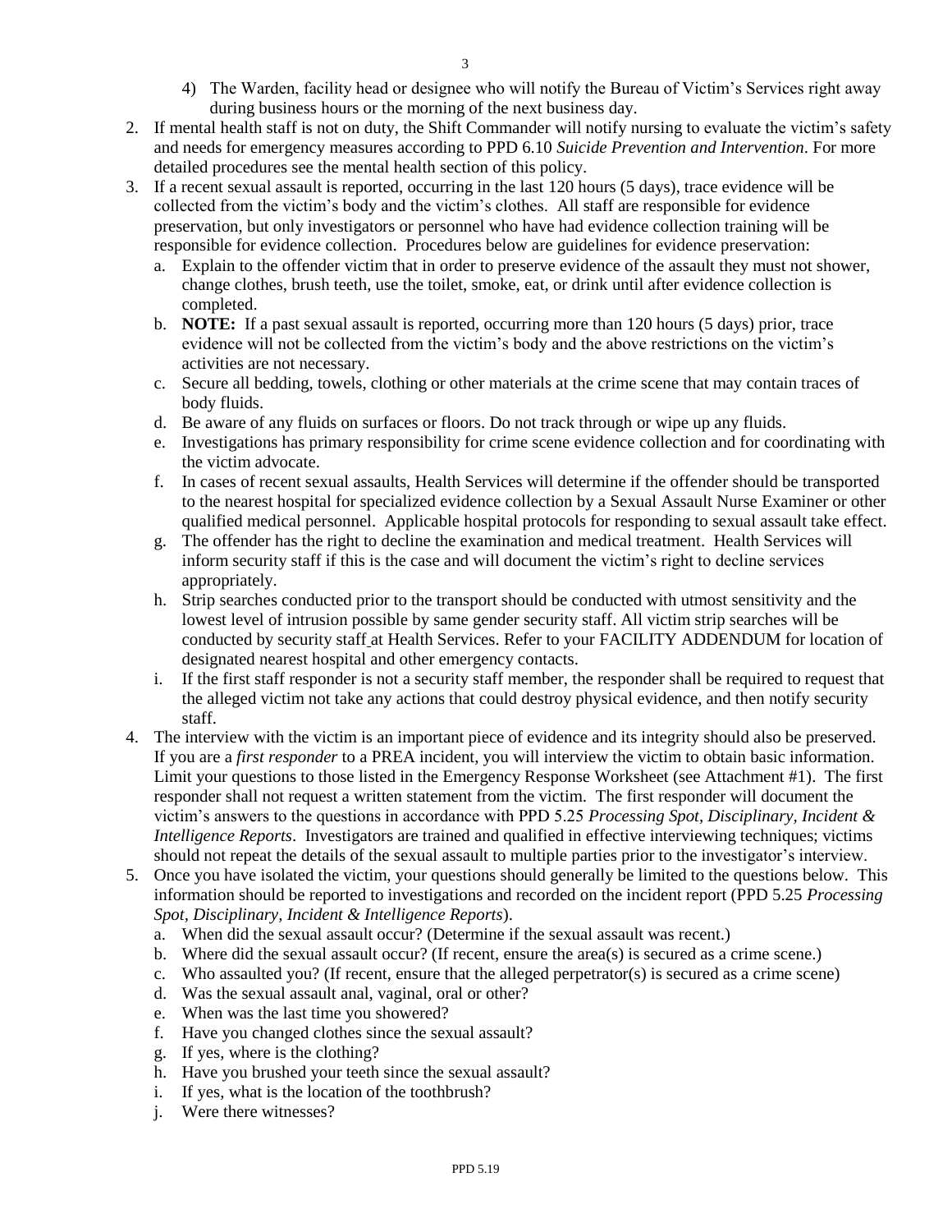4) The Warden, facility head or designee who will notify the Bureau of Victim's Services right away during business hours or the morning of the next business day.

2. If mental health staff is not on duty, the Shift Commander will notify nursing to evaluate the victim's safety and needs for emergency measures according to PPD 6.10 *Suicide Prevention and Intervention*. For more detailed procedures see the mental health section of this policy.
3. If a recent sexual assault is reported, occurring in the last 120 hours (5 days), trace evidence will be collected from the victim's body and the victim's clothes. All staff are responsible for evidence preservation, but only investigators or personnel who have had evidence collection training will be responsible for evidence collection. Procedures below are guidelines for evidence preservation:
   a. Explain to the offender victim that in order to preserve evidence of the assault they must not shower, change clothes, brush teeth, use the toilet, smoke, eat, or drink until after evidence collection is completed.
   b. **NOTE:** If a past sexual assault is reported, occurring more than 120 hours (5 days) prior, trace evidence will not be collected from the victim's body and the above restrictions on the victim's activities are not necessary.
   c. Secure all bedding, towels, clothing or other materials at the crime scene that may contain traces of body fluids.
   d. Be aware of any fluids on surfaces or floors. Do not track through or wipe up any fluids.
   e. Investigations has primary responsibility for crime scene evidence collection and for coordinating with the victim advocate.
   f. In cases of recent sexual assaults, Health Services will determine if the offender should be transported to the nearest hospital for specialized evidence collection by a Sexual Assault Nurse Examiner or other qualified medical personnel. Applicable hospital protocols for responding to sexual assault take effect.
   g. The offender has the right to decline the examination and medical treatment. Health Services will inform security staff if this is the case and will document the victim's right to decline services appropriately.
   h. Strip searches conducted prior to the transport should be conducted with utmost sensitivity and the lowest level of intrusion possible by same gender security staff. All victim strip searches will be conducted by security staff at Health Services. Refer to your FACILITY ADDENDUM for location of designated nearest hospital and other emergency contacts.
   i. If the first staff responder is not a security staff member, the responder shall be required to request that the alleged victim not take any actions that could destroy physical evidence, and then notify security staff.
4. The interview with the victim is an important piece of evidence and its integrity should also be preserved. If you are a *first responder* to a PREA incident, you will interview the victim to obtain basic information. Limit your questions to those listed in the Emergency Response Worksheet (see Attachment #1). The first responder shall not request a written statement from the victim. The first responder will document the victim's answers to the questions in accordance with PPD 5.25 *Processing Spot, Disciplinary, Incident & Intelligence Reports*. Investigators are trained and qualified in effective interviewing techniques; victims should not repeat the details of the sexual assault to multiple parties prior to the investigator's interview.
5. Once you have isolated the victim, your questions should generally be limited to the questions below. This information should be reported to investigations and recorded on the incident report (PPD 5.25 *Processing Spot, Disciplinary, Incident & Intelligence Reports*).
   a. When did the sexual assault occur? (Determine if the sexual assault was recent.)
   b. Where did the sexual assault occur? (If recent, ensure the area(s) is secured as a crime scene.)
   c. Who assaulted you? (If recent, ensure that the alleged perpetrator(s) is secured as a crime scene)
   d. Was the sexual assault anal, vaginal, oral or other?
   e. When was the last time you showered?
   f. Have you changed clothes since the sexual assault?
   g. If yes, where is the clothing?
   h. Have you brushed your teeth since the sexual assault?
   i. If yes, what is the location of the toothbrush?
   j. Were there witnesses?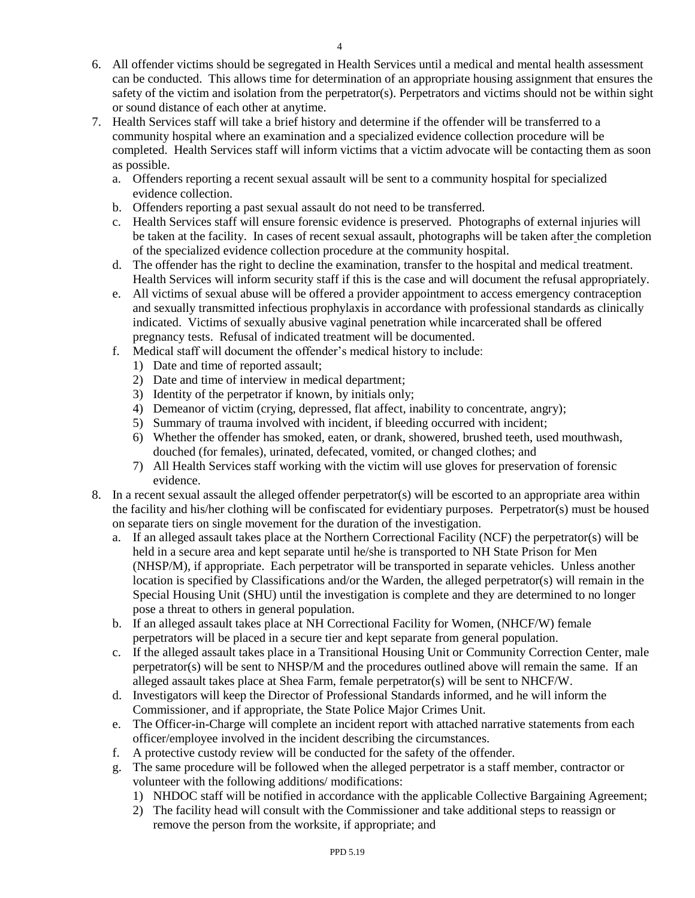6. All offender victims should be segregated in Health Services until a medical and mental health assessment can be conducted. This allows time for determination of an appropriate housing assignment that ensures the safety of the victim and isolation from the perpetrator(s). Perpetrators and victims should not be within sight or sound distance of each other at anytime.
7. Health Services staff will take a brief history and determine if the offender will be transferred to a community hospital where an examination and a specialized evidence collection procedure will be completed. Health Services staff will inform victims that a victim advocate will be contacting them as soon as possible.
   a. Offenders reporting a recent sexual assault will be sent to a community hospital for specialized evidence collection.
   b. Offenders reporting a past sexual assault do not need to be transferred.
   c. Health Services staff will ensure forensic evidence is preserved. Photographs of external injuries will be taken at the facility. In cases of recent sexual assault, photographs will be taken after the completion of the specialized evidence collection procedure at the community hospital.
   d. The offender has the right to decline the examination, transfer to the hospital and medical treatment. Health Services will inform security staff if this is the case and will document the refusal appropriately.
   e. All victims of sexual abuse will be offered a provider appointment to access emergency contraception and sexually transmitted infectious prophylaxis in accordance with professional standards as clinically indicated. Victims of sexually abusive vaginal penetration while incarcerated shall be offered pregnancy tests. Refusal of indicated treatment will be documented.
   f. Medical staff will document the offender's medical history to include:
      1) Date and time of reported assault;
      2) Date and time of interview in medical department;
      3) Identity of the perpetrator if known, by initials only;
      4) Demeanor of victim (crying, depressed, flat affect, inability to concentrate, angry);
      5) Summary of trauma involved with incident, if bleeding occurred with incident;
      6) Whether the offender has smoked, eaten, or drank, showered, brushed teeth, used mouthwash, douched (for females), urinated, defecated, vomited, or changed clothes; and
      7) All Health Services staff working with the victim will use gloves for preservation of forensic evidence.
8. In a recent sexual assault the alleged offender perpetrator(s) will be escorted to an appropriate area within the facility and his/her clothing will be confiscated for evidentiary purposes. Perpetrator(s) must be housed on separate tiers on single movement for the duration of the investigation.
   a. If an alleged assault takes place at the Northern Correctional Facility (NCF) the perpetrator(s) will be held in a secure area and kept separate until he/she is transported to NH State Prison for Men (NHSP/M), if appropriate. Each perpetrator will be transported in separate vehicles. Unless another location is specified by Classifications and/or the Warden, the alleged perpetrator(s) will remain in the Special Housing Unit (SHU) until the investigation is complete and they are determined to no longer pose a threat to others in general population.
   b. If an alleged assault takes place at NH Correctional Facility for Women, (NHCF/W) female perpetrators will be placed in a secure tier and kept separate from general population.
   c. If the alleged assault takes place in a Transitional Housing Unit or Community Correction Center, male perpetrator(s) will be sent to NHSP/M and the procedures outlined above will remain the same. If an alleged assault takes place at Shea Farm, female perpetrator(s) will be sent to NHCF/W.
   d. Investigators will keep the Director of Professional Standards informed, and he will inform the Commissioner, and if appropriate, the State Police Major Crimes Unit.
   e. The Officer-in-Charge will complete an incident report with attached narrative statements from each officer/employee involved in the incident describing the circumstances.
   f. A protective custody review will be conducted for the safety of the offender.
   g. The same procedure will be followed when the alleged perpetrator is a staff member, contractor or volunteer with the following additions/ modifications:
      1) NHDOC staff will be notified in accordance with the applicable Collective Bargaining Agreement;
      2) The facility head will consult with the Commissioner and take additional steps to reassign or remove the person from the worksite, if appropriate; and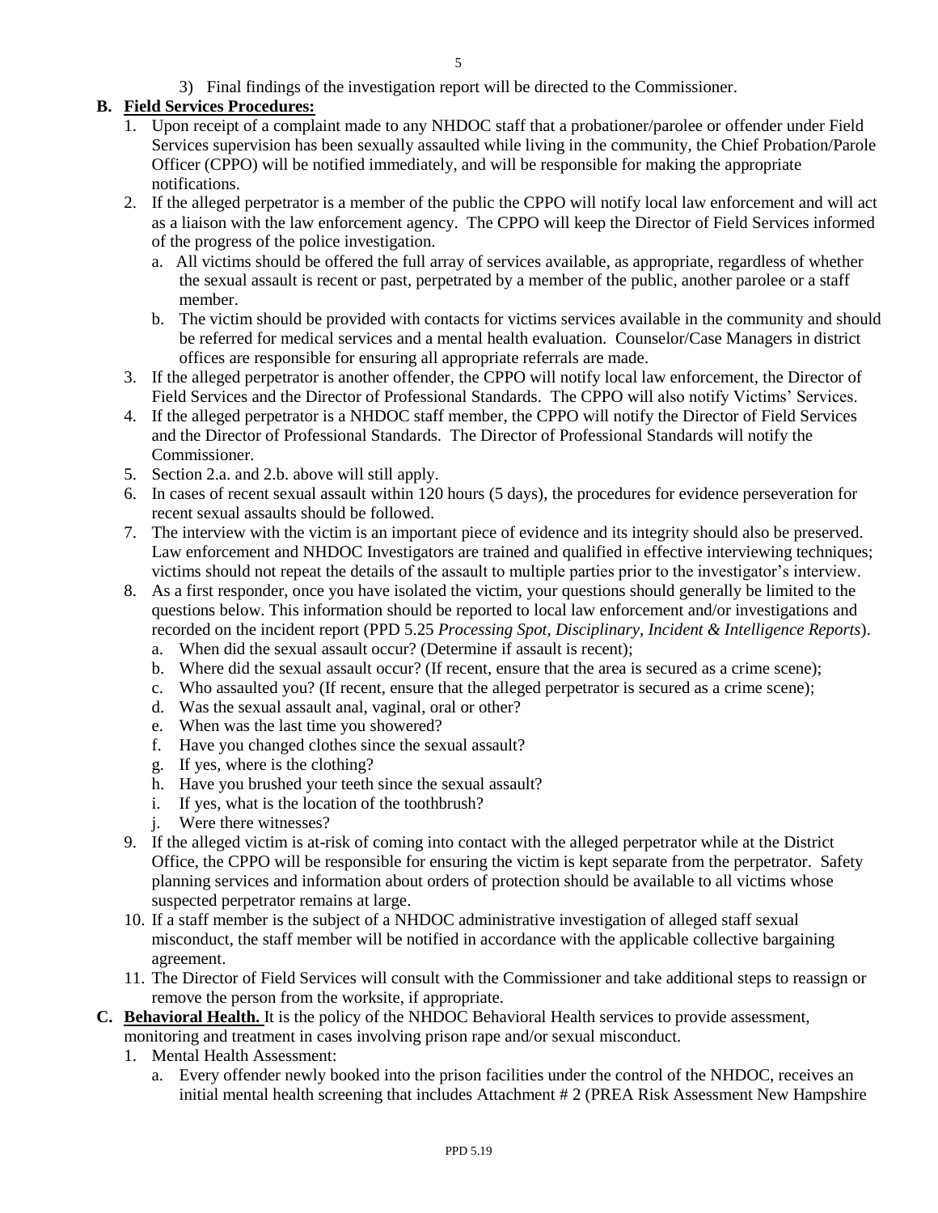3) Final findings of the investigation report will be directed to the Commissioner.

**B. Field Services Procedures:**

1. Upon receipt of a complaint made to any NHDOC staff that a probationer/parolee or offender under Field Services supervision has been sexually assaulted while living in the community, the Chief Probation/Parole Officer (CPPO) will be notified immediately, and will be responsible for making the appropriate notifications.
2. If the alleged perpetrator is a member of the public the CPPO will notify local law enforcement and will act as a liaison with the law enforcement agency. The CPPO will keep the Director of Field Services informed of the progress of the police investigation.
   a. All victims should be offered the full array of services available, as appropriate, regardless of whether the sexual assault is recent or past, perpetrated by a member of the public, another parolee or a staff member.
   b. The victim should be provided with contacts for victims services available in the community and should be referred for medical services and a mental health evaluation. Counselor/Case Managers in district offices are responsible for ensuring all appropriate referrals are made.
3. If the alleged perpetrator is another offender, the CPPO will notify local law enforcement, the Director of Field Services and the Director of Professional Standards. The CPPO will also notify Victims' Services.
4. If the alleged perpetrator is a NHDOC staff member, the CPPO will notify the Director of Field Services and the Director of Professional Standards. The Director of Professional Standards will notify the Commissioner.
5. Section 2.a. and 2.b. above will still apply.
6. In cases of recent sexual assault within 120 hours (5 days), the procedures for evidence perseveration for recent sexual assaults should be followed.
7. The interview with the victim is an important piece of evidence and its integrity should also be preserved. Law enforcement and NHDOC Investigators are trained and qualified in effective interviewing techniques; victims should not repeat the details of the assault to multiple parties prior to the investigator's interview.
8. As a first responder, once you have isolated the victim, your questions should generally be limited to the questions below. This information should be reported to local law enforcement and/or investigations and recorded on the incident report (PPD 5.25 *Processing Spot, Disciplinary, Incident & Intelligence Reports*).
   a. When did the sexual assault occur? (Determine if assault is recent);
   b. Where did the sexual assault occur? (If recent, ensure that the area is secured as a crime scene);
   c. Who assaulted you? (If recent, ensure that the alleged perpetrator is secured as a crime scene);
   d. Was the sexual assault anal, vaginal, oral or other?
   e. When was the last time you showered?
   f. Have you changed clothes since the sexual assault?
   g. If yes, where is the clothing?
   h. Have you brushed your teeth since the sexual assault?
   i. If yes, what is the location of the toothbrush?
   j. Were there witnesses?
9. If the alleged victim is at-risk of coming into contact with the alleged perpetrator while at the District Office, the CPPO will be responsible for ensuring the victim is kept separate from the perpetrator. Safety planning services and information about orders of protection should be available to all victims whose suspected perpetrator remains at large.
10. If a staff member is the subject of a NHDOC administrative investigation of alleged staff sexual misconduct, the staff member will be notified in accordance with the applicable collective bargaining agreement.
11. The Director of Field Services will consult with the Commissioner and take additional steps to reassign or remove the person from the worksite, if appropriate.

**C. Behavioral Health.** It is the policy of the NHDOC Behavioral Health services to provide assessment, monitoring and treatment in cases involving prison rape and/or sexual misconduct.

1. Mental Health Assessment:
   a. Every offender newly booked into the prison facilities under the control of the NHDOC, receives an initial mental health screening that includes Attachment # 2 (PREA Risk Assessment New Hampshire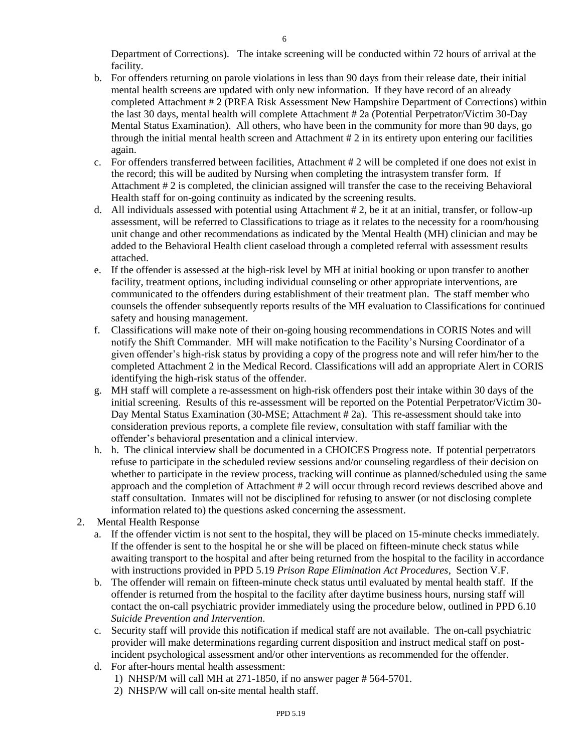Department of Corrections). The intake screening will be conducted within 72 hours of arrival at the facility.

b. For offenders returning on parole violations in less than 90 days from their release date, their initial mental health screens are updated with only new information. If they have record of an already completed Attachment # 2 (PREA Risk Assessment New Hampshire Department of Corrections) within the last 30 days, mental health will complete Attachment # 2a (Potential Perpetrator/Victim 30-Day Mental Status Examination). All others, who have been in the community for more than 90 days, go through the initial mental health screen and Attachment # 2 in its entirety upon entering our facilities again.

c. For offenders transferred between facilities, Attachment # 2 will be completed if one does not exist in the record; this will be audited by Nursing when completing the intrasystem transfer form. If Attachment # 2 is completed, the clinician assigned will transfer the case to the receiving Behavioral Health staff for on-going continuity as indicated by the screening results.

d. All individuals assessed with potential using Attachment # 2, be it at an initial, transfer, or follow-up assessment, will be referred to Classifications to triage as it relates to the necessity for a room/housing unit change and other recommendations as indicated by the Mental Health (MH) clinician and may be added to the Behavioral Health client caseload through a completed referral with assessment results attached.

e. If the offender is assessed at the high-risk level by MH at initial booking or upon transfer to another facility, treatment options, including individual counseling or other appropriate interventions, are communicated to the offenders during establishment of their treatment plan. The staff member who counsels the offender subsequently reports results of the MH evaluation to Classifications for continued safety and housing management.

f. Classifications will make note of their on-going housing recommendations in CORIS Notes and will notify the Shift Commander. MH will make notification to the Facility's Nursing Coordinator of a given offender's high-risk status by providing a copy of the progress note and will refer him/her to the completed Attachment 2 in the Medical Record. Classifications will add an appropriate Alert in CORIS identifying the high-risk status of the offender.

g. MH staff will complete a re-assessment on high-risk offenders post their intake within 30 days of the initial screening. Results of this re-assessment will be reported on the Potential Perpetrator/Victim 30-Day Mental Status Examination (30-MSE; Attachment # 2a). This re-assessment should take into consideration previous reports, a complete file review, consultation with staff familiar with the offender's behavioral presentation and a clinical interview.

h. h. The clinical interview shall be documented in a CHOICES Progress note. If potential perpetrators refuse to participate in the scheduled review sessions and/or counseling regardless of their decision on whether to participate in the review process, tracking will continue as planned/scheduled using the same approach and the completion of Attachment # 2 will occur through record reviews described above and staff consultation. Inmates will not be disciplined for refusing to answer (or not disclosing complete information related to) the questions asked concerning the assessment.

2. Mental Health Response

   a. If the offender victim is not sent to the hospital, they will be placed on 15-minute checks immediately. If the offender is sent to the hospital he or she will be placed on fifteen-minute check status while awaiting transport to the hospital and after being returned from the hospital to the facility in accordance with instructions provided in PPD 5.19 *Prison Rape Elimination Act Procedures*, Section V.F.

   b. The offender will remain on fifteen-minute check status until evaluated by mental health staff. If the offender is returned from the hospital to the facility after daytime business hours, nursing staff will contact the on-call psychiatric provider immediately using the procedure below, outlined in PPD 6.10 *Suicide Prevention and Intervention*.

   c. Security staff will provide this notification if medical staff are not available. The on-call psychiatric provider will make determinations regarding current disposition and instruct medical staff on post-incident psychological assessment and/or other interventions as recommended for the offender.

   d. For after-hours mental health assessment:

      1) NHSP/M will call MH at 271-1850, if no answer pager # 564-5701.

      2) NHSP/W will call on-site mental health staff.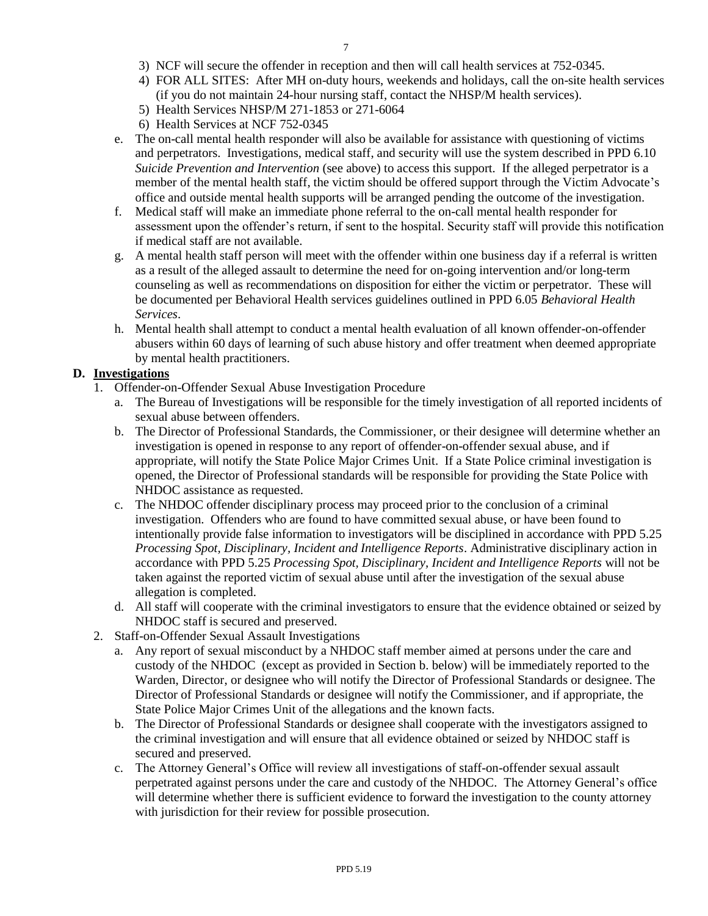3) NCF will secure the offender in reception and then will call health services at 752-0345.
4) FOR ALL SITES: After MH on-duty hours, weekends and holidays, call the on-site health services (if you do not maintain 24-hour nursing staff, contact the NHSP/M health services).
5) Health Services NHSP/M 271-1853 or 271-6064
6) Health Services at NCF 752-0345

e. The on-call mental health responder will also be available for assistance with questioning of victims and perpetrators. Investigations, medical staff, and security will use the system described in PPD 6.10 *Suicide Prevention and Intervention* (see above) to access this support. If the alleged perpetrator is a member of the mental health staff, the victim should be offered support through the Victim Advocate's office and outside mental health supports will be arranged pending the outcome of the investigation.

f. Medical staff will make an immediate phone referral to the on-call mental health responder for assessment upon the offender's return, if sent to the hospital. Security staff will provide this notification if medical staff are not available.

g. A mental health staff person will meet with the offender within one business day if a referral is written as a result of the alleged assault to determine the need for on-going intervention and/or long-term counseling as well as recommendations on disposition for either the victim or perpetrator. These will be documented per Behavioral Health services guidelines outlined in PPD 6.05 *Behavioral Health Services*.

h. Mental health shall attempt to conduct a mental health evaluation of all known offender-on-offender abusers within 60 days of learning of such abuse history and offer treatment when deemed appropriate by mental health practitioners.

**D. <u>Investigations</u>**

1. Offender-on-Offender Sexual Abuse Investigation Procedure
   a. The Bureau of Investigations will be responsible for the timely investigation of all reported incidents of sexual abuse between offenders.
   b. The Director of Professional Standards, the Commissioner, or their designee will determine whether an investigation is opened in response to any report of offender-on-offender sexual abuse, and if appropriate, will notify the State Police Major Crimes Unit. If a State Police criminal investigation is opened, the Director of Professional standards will be responsible for providing the State Police with NHDOC assistance as requested.
   c. The NHDOC offender disciplinary process may proceed prior to the conclusion of a criminal investigation. Offenders who are found to have committed sexual abuse, or have been found to intentionally provide false information to investigators will be disciplined in accordance with PPD 5.25 *Processing Spot, Disciplinary, Incident and Intelligence Reports*. Administrative disciplinary action in accordance with PPD 5.25 *Processing Spot, Disciplinary, Incident and Intelligence Reports* will not be taken against the reported victim of sexual abuse until after the investigation of the sexual abuse allegation is completed.
   d. All staff will cooperate with the criminal investigators to ensure that the evidence obtained or seized by NHDOC staff is secured and preserved.
2. Staff-on-Offender Sexual Assault Investigations
   a. Any report of sexual misconduct by a NHDOC staff member aimed at persons under the care and custody of the NHDOC (except as provided in Section b. below) will be immediately reported to the Warden, Director, or designee who will notify the Director of Professional Standards or designee. The Director of Professional Standards or designee will notify the Commissioner, and if appropriate, the State Police Major Crimes Unit of the allegations and the known facts.
   b. The Director of Professional Standards or designee shall cooperate with the investigators assigned to the criminal investigation and will ensure that all evidence obtained or seized by NHDOC staff is secured and preserved.
   c. The Attorney General's Office will review all investigations of staff-on-offender sexual assault perpetrated against persons under the care and custody of the NHDOC. The Attorney General's office will determine whether there is sufficient evidence to forward the investigation to the county attorney with jurisdiction for their review for possible prosecution.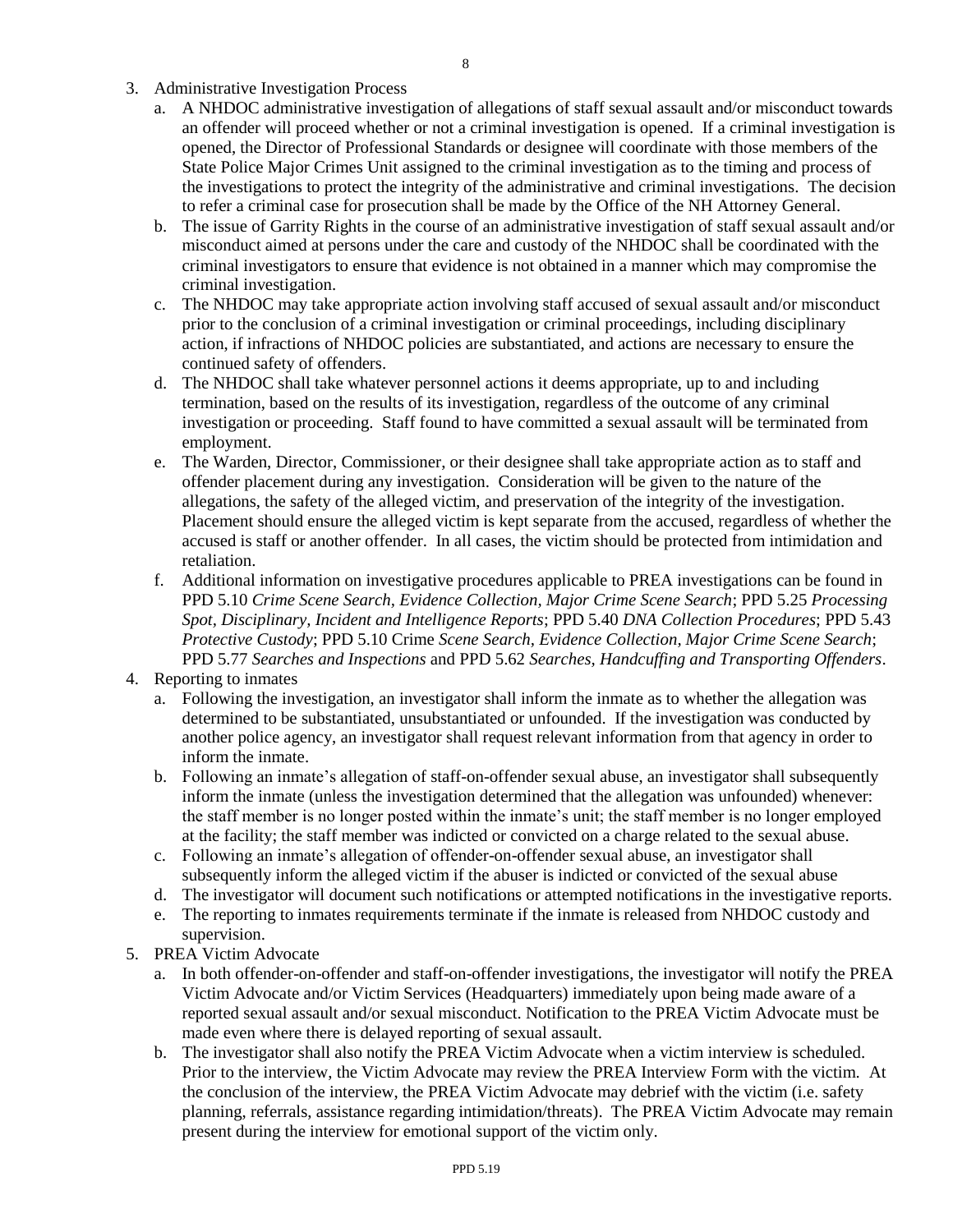3. Administrative Investigation Process
   a. A NHDOC administrative investigation of allegations of staff sexual assault and/or misconduct towards an offender will proceed whether or not a criminal investigation is opened. If a criminal investigation is opened, the Director of Professional Standards or designee will coordinate with those members of the State Police Major Crimes Unit assigned to the criminal investigation as to the timing and process of the investigations to protect the integrity of the administrative and criminal investigations. The decision to refer a criminal case for prosecution shall be made by the Office of the NH Attorney General.
   b. The issue of Garrity Rights in the course of an administrative investigation of staff sexual assault and/or misconduct aimed at persons under the care and custody of the NHDOC shall be coordinated with the criminal investigators to ensure that evidence is not obtained in a manner which may compromise the criminal investigation.
   c. The NHDOC may take appropriate action involving staff accused of sexual assault and/or misconduct prior to the conclusion of a criminal investigation or criminal proceedings, including disciplinary action, if infractions of NHDOC policies are substantiated, and actions are necessary to ensure the continued safety of offenders.
   d. The NHDOC shall take whatever personnel actions it deems appropriate, up to and including termination, based on the results of its investigation, regardless of the outcome of any criminal investigation or proceeding. Staff found to have committed a sexual assault will be terminated from employment.
   e. The Warden, Director, Commissioner, or their designee shall take appropriate action as to staff and offender placement during any investigation. Consideration will be given to the nature of the allegations, the safety of the alleged victim, and preservation of the integrity of the investigation. Placement should ensure the alleged victim is kept separate from the accused, regardless of whether the accused is staff or another offender. In all cases, the victim should be protected from intimidation and retaliation.
   f. Additional information on investigative procedures applicable to PREA investigations can be found in PPD 5.10 *Crime Scene Search, Evidence Collection, Major Crime Scene Search*; PPD 5.25 *Processing Spot, Disciplinary, Incident and Intelligence Reports*; PPD 5.40 *DNA Collection Procedures*; PPD 5.43 *Protective Custody*; PPD 5.10 Crime *Scene Search, Evidence Collection, Major Crime Scene Search*; PPD 5.77 *Searches and Inspections* and PPD 5.62 *Searches, Handcuffing and Transporting Offenders*.
4. Reporting to inmates
   a. Following the investigation, an investigator shall inform the inmate as to whether the allegation was determined to be substantiated, unsubstantiated or unfounded. If the investigation was conducted by another police agency, an investigator shall request relevant information from that agency in order to inform the inmate.
   b. Following an inmate's allegation of staff-on-offender sexual abuse, an investigator shall subsequently inform the inmate (unless the investigation determined that the allegation was unfounded) whenever: the staff member is no longer posted within the inmate's unit; the staff member is no longer employed at the facility; the staff member was indicted or convicted on a charge related to the sexual abuse.
   c. Following an inmate's allegation of offender-on-offender sexual abuse, an investigator shall subsequently inform the alleged victim if the abuser is indicted or convicted of the sexual abuse
   d. The investigator will document such notifications or attempted notifications in the investigative reports.
   e. The reporting to inmates requirements terminate if the inmate is released from NHDOC custody and supervision.
5. PREA Victim Advocate
   a. In both offender-on-offender and staff-on-offender investigations, the investigator will notify the PREA Victim Advocate and/or Victim Services (Headquarters) immediately upon being made aware of a reported sexual assault and/or sexual misconduct. Notification to the PREA Victim Advocate must be made even where there is delayed reporting of sexual assault.
   b. The investigator shall also notify the PREA Victim Advocate when a victim interview is scheduled. Prior to the interview, the Victim Advocate may review the PREA Interview Form with the victim. At the conclusion of the interview, the PREA Victim Advocate may debrief with the victim (i.e. safety planning, referrals, assistance regarding intimidation/threats). The PREA Victim Advocate may remain present during the interview for emotional support of the victim only.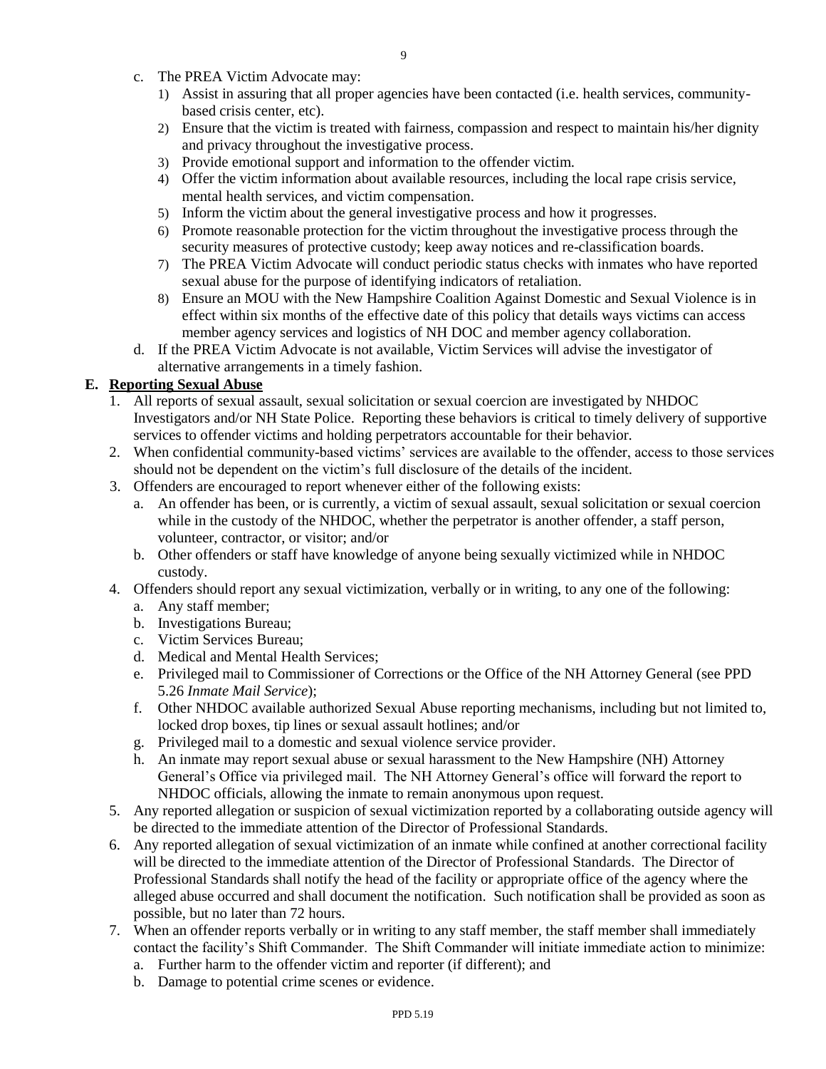c. The PREA Victim Advocate may:
   1) Assist in assuring that all proper agencies have been contacted (i.e. health services, community-based crisis center, etc).
   2) Ensure that the victim is treated with fairness, compassion and respect to maintain his/her dignity and privacy throughout the investigative process.
   3) Provide emotional support and information to the offender victim.
   4) Offer the victim information about available resources, including the local rape crisis service, mental health services, and victim compensation.
   5) Inform the victim about the general investigative process and how it progresses.
   6) Promote reasonable protection for the victim throughout the investigative process through the security measures of protective custody; keep away notices and re-classification boards.
   7) The PREA Victim Advocate will conduct periodic status checks with inmates who have reported sexual abuse for the purpose of identifying indicators of retaliation.
   8) Ensure an MOU with the New Hampshire Coalition Against Domestic and Sexual Violence is in effect within six months of the effective date of this policy that details ways victims can access member agency services and logistics of NH DOC and member agency collaboration.

d. If the PREA Victim Advocate is not available, Victim Services will advise the investigator of alternative arrangements in a timely fashion.

## E. Reporting Sexual Abuse

1. All reports of sexual assault, sexual solicitation or sexual coercion are investigated by NHDOC Investigators and/or NH State Police. Reporting these behaviors is critical to timely delivery of supportive services to offender victims and holding perpetrators accountable for their behavior.
2. When confidential community-based victims' services are available to the offender, access to those services should not be dependent on the victim's full disclosure of the details of the incident.
3. Offenders are encouraged to report whenever either of the following exists:
   a. An offender has been, or is currently, a victim of sexual assault, sexual solicitation or sexual coercion while in the custody of the NHDOC, whether the perpetrator is another offender, a staff person, volunteer, contractor, or visitor; and/or
   b. Other offenders or staff have knowledge of anyone being sexually victimized while in NHDOC custody.
4. Offenders should report any sexual victimization, verbally or in writing, to any one of the following:
   a. Any staff member;
   b. Investigations Bureau;
   c. Victim Services Bureau;
   d. Medical and Mental Health Services;
   e. Privileged mail to Commissioner of Corrections or the Office of the NH Attorney General (see PPD 5.26 *Inmate Mail Service*);
   f. Other NHDOC available authorized Sexual Abuse reporting mechanisms, including but not limited to, locked drop boxes, tip lines or sexual assault hotlines; and/or
   g. Privileged mail to a domestic and sexual violence service provider.
   h. An inmate may report sexual abuse or sexual harassment to the New Hampshire (NH) Attorney General's Office via privileged mail. The NH Attorney General's office will forward the report to NHDOC officials, allowing the inmate to remain anonymous upon request.
5. Any reported allegation or suspicion of sexual victimization reported by a collaborating outside agency will be directed to the immediate attention of the Director of Professional Standards.
6. Any reported allegation of sexual victimization of an inmate while confined at another correctional facility will be directed to the immediate attention of the Director of Professional Standards. The Director of Professional Standards shall notify the head of the facility or appropriate office of the agency where the alleged abuse occurred and shall document the notification. Such notification shall be provided as soon as possible, but no later than 72 hours.
7. When an offender reports verbally or in writing to any staff member, the staff member shall immediately contact the facility's Shift Commander. The Shift Commander will initiate immediate action to minimize:
   a. Further harm to the offender victim and reporter (if different); and
   b. Damage to potential crime scenes or evidence.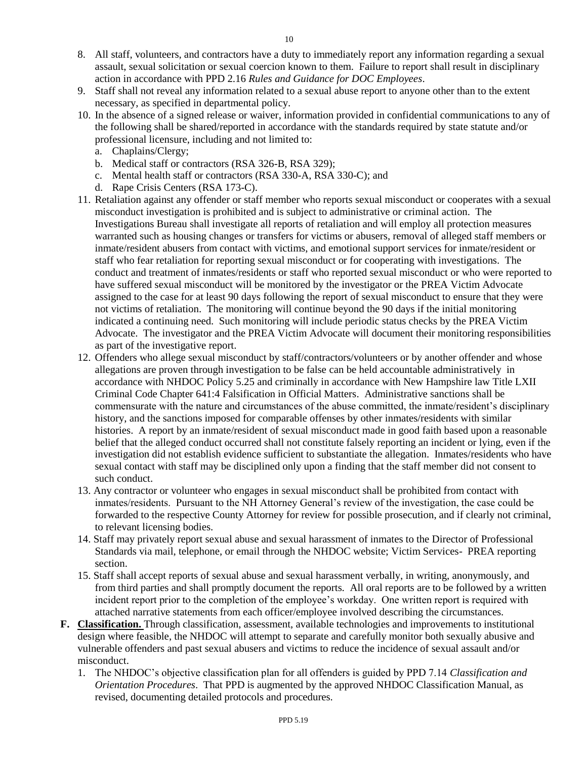8. All staff, volunteers, and contractors have a duty to immediately report any information regarding a sexual assault, sexual solicitation or sexual coercion known to them. Failure to report shall result in disciplinary action in accordance with PPD 2.16 *Rules and Guidance for DOC Employees*.
9. Staff shall not reveal any information related to a sexual abuse report to anyone other than to the extent necessary, as specified in departmental policy.
10. In the absence of a signed release or waiver, information provided in confidential communications to any of the following shall be shared/reported in accordance with the standards required by state statute and/or professional licensure, including and not limited to:
    a. Chaplains/Clergy;
    b. Medical staff or contractors (RSA 326-B, RSA 329);
    c. Mental health staff or contractors (RSA 330-A, RSA 330-C); and
    d. Rape Crisis Centers (RSA 173-C).
11. Retaliation against any offender or staff member who reports sexual misconduct or cooperates with a sexual misconduct investigation is prohibited and is subject to administrative or criminal action. The Investigations Bureau shall investigate all reports of retaliation and will employ all protection measures warranted such as housing changes or transfers for victims or abusers, removal of alleged staff members or inmate/resident abusers from contact with victims, and emotional support services for inmate/resident or staff who fear retaliation for reporting sexual misconduct or for cooperating with investigations. The conduct and treatment of inmates/residents or staff who reported sexual misconduct or who were reported to have suffered sexual misconduct will be monitored by the investigator or the PREA Victim Advocate assigned to the case for at least 90 days following the report of sexual misconduct to ensure that they were not victims of retaliation. The monitoring will continue beyond the 90 days if the initial monitoring indicated a continuing need. Such monitoring will include periodic status checks by the PREA Victim Advocate. The investigator and the PREA Victim Advocate will document their monitoring responsibilities as part of the investigative report.
12. Offenders who allege sexual misconduct by staff/contractors/volunteers or by another offender and whose allegations are proven through investigation to be false can be held accountable administratively in accordance with NHDOC Policy 5.25 and criminally in accordance with New Hampshire law Title LXII Criminal Code Chapter 641:4 Falsification in Official Matters. Administrative sanctions shall be commensurate with the nature and circumstances of the abuse committed, the inmate/resident's disciplinary history, and the sanctions imposed for comparable offenses by other inmates/residents with similar histories. A report by an inmate/resident of sexual misconduct made in good faith based upon a reasonable belief that the alleged conduct occurred shall not constitute falsely reporting an incident or lying, even if the investigation did not establish evidence sufficient to substantiate the allegation. Inmates/residents who have sexual contact with staff may be disciplined only upon a finding that the staff member did not consent to such conduct.
13. Any contractor or volunteer who engages in sexual misconduct shall be prohibited from contact with inmates/residents. Pursuant to the NH Attorney General's review of the investigation, the case could be forwarded to the respective County Attorney for review for possible prosecution, and if clearly not criminal, to relevant licensing bodies.
14. Staff may privately report sexual abuse and sexual harassment of inmates to the Director of Professional Standards via mail, telephone, or email through the NHDOC website; Victim Services- PREA reporting section.
15. Staff shall accept reports of sexual abuse and sexual harassment verbally, in writing, anonymously, and from third parties and shall promptly document the reports. All oral reports are to be followed by a written incident report prior to the completion of the employee's workday. One written report is required with attached narrative statements from each officer/employee involved describing the circumstances.

**F. Classification.** Through classification, assessment, available technologies and improvements to institutional design where feasible, the NHDOC will attempt to separate and carefully monitor both sexually abusive and vulnerable offenders and past sexual abusers and victims to reduce the incidence of sexual assault and/or misconduct.

1. The NHDOC's objective classification plan for all offenders is guided by PPD 7.14 *Classification and Orientation Procedures*. That PPD is augmented by the approved NHDOC Classification Manual, as revised, documenting detailed protocols and procedures.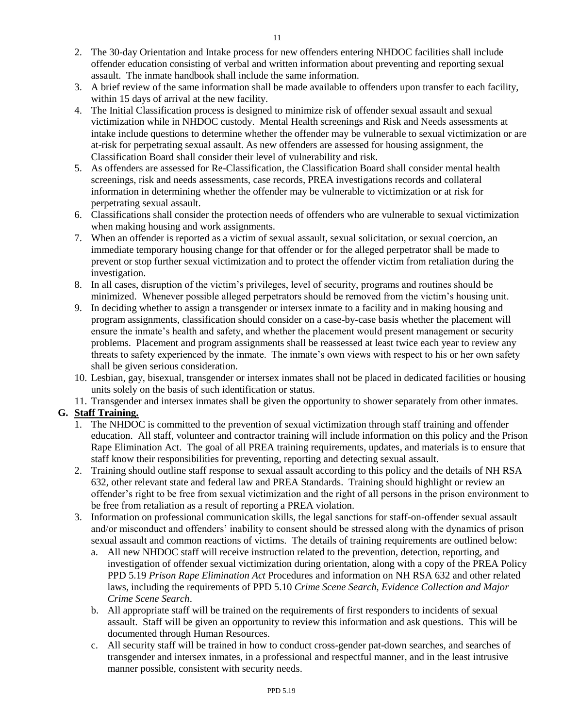2. The 30-day Orientation and Intake process for new offenders entering NHDOC facilities shall include offender education consisting of verbal and written information about preventing and reporting sexual assault. The inmate handbook shall include the same information.
3. A brief review of the same information shall be made available to offenders upon transfer to each facility, within 15 days of arrival at the new facility.
4. The Initial Classification process is designed to minimize risk of offender sexual assault and sexual victimization while in NHDOC custody. Mental Health screenings and Risk and Needs assessments at intake include questions to determine whether the offender may be vulnerable to sexual victimization or are at-risk for perpetrating sexual assault. As new offenders are assessed for housing assignment, the Classification Board shall consider their level of vulnerability and risk.
5. As offenders are assessed for Re-Classification, the Classification Board shall consider mental health screenings, risk and needs assessments, case records, PREA investigations records and collateral information in determining whether the offender may be vulnerable to victimization or at risk for perpetrating sexual assault.
6. Classifications shall consider the protection needs of offenders who are vulnerable to sexual victimization when making housing and work assignments.
7. When an offender is reported as a victim of sexual assault, sexual solicitation, or sexual coercion, an immediate temporary housing change for that offender or for the alleged perpetrator shall be made to prevent or stop further sexual victimization and to protect the offender victim from retaliation during the investigation.
8. In all cases, disruption of the victim's privileges, level of security, programs and routines should be minimized. Whenever possible alleged perpetrators should be removed from the victim's housing unit.
9. In deciding whether to assign a transgender or intersex inmate to a facility and in making housing and program assignments, classification should consider on a case-by-case basis whether the placement will ensure the inmate's health and safety, and whether the placement would present management or security problems. Placement and program assignments shall be reassessed at least twice each year to review any threats to safety experienced by the inmate. The inmate's own views with respect to his or her own safety shall be given serious consideration.
10. Lesbian, gay, bisexual, transgender or intersex inmates shall not be placed in dedicated facilities or housing units solely on the basis of such identification or status.
11. Transgender and intersex inmates shall be given the opportunity to shower separately from other inmates.

**G. Staff Training.**

1. The NHDOC is committed to the prevention of sexual victimization through staff training and offender education. All staff, volunteer and contractor training will include information on this policy and the Prison Rape Elimination Act. The goal of all PREA training requirements, updates, and materials is to ensure that staff know their responsibilities for preventing, reporting and detecting sexual assault.
2. Training should outline staff response to sexual assault according to this policy and the details of NH RSA 632, other relevant state and federal law and PREA Standards. Training should highlight or review an offender's right to be free from sexual victimization and the right of all persons in the prison environment to be free from retaliation as a result of reporting a PREA violation.
3. Information on professional communication skills, the legal sanctions for staff-on-offender sexual assault and/or misconduct and offenders' inability to consent should be stressed along with the dynamics of prison sexual assault and common reactions of victims. The details of training requirements are outlined below:
   a. All new NHDOC staff will receive instruction related to the prevention, detection, reporting, and investigation of offender sexual victimization during orientation, along with a copy of the PREA Policy PPD 5.19 *Prison Rape Elimination Act* Procedures and information on NH RSA 632 and other related laws, including the requirements of PPD 5.10 *Crime Scene Search, Evidence Collection and Major Crime Scene Search*.
   b. All appropriate staff will be trained on the requirements of first responders to incidents of sexual assault. Staff will be given an opportunity to review this information and ask questions. This will be documented through Human Resources.
   c. All security staff will be trained in how to conduct cross-gender pat-down searches, and searches of transgender and intersex inmates, in a professional and respectful manner, and in the least intrusive manner possible, consistent with security needs.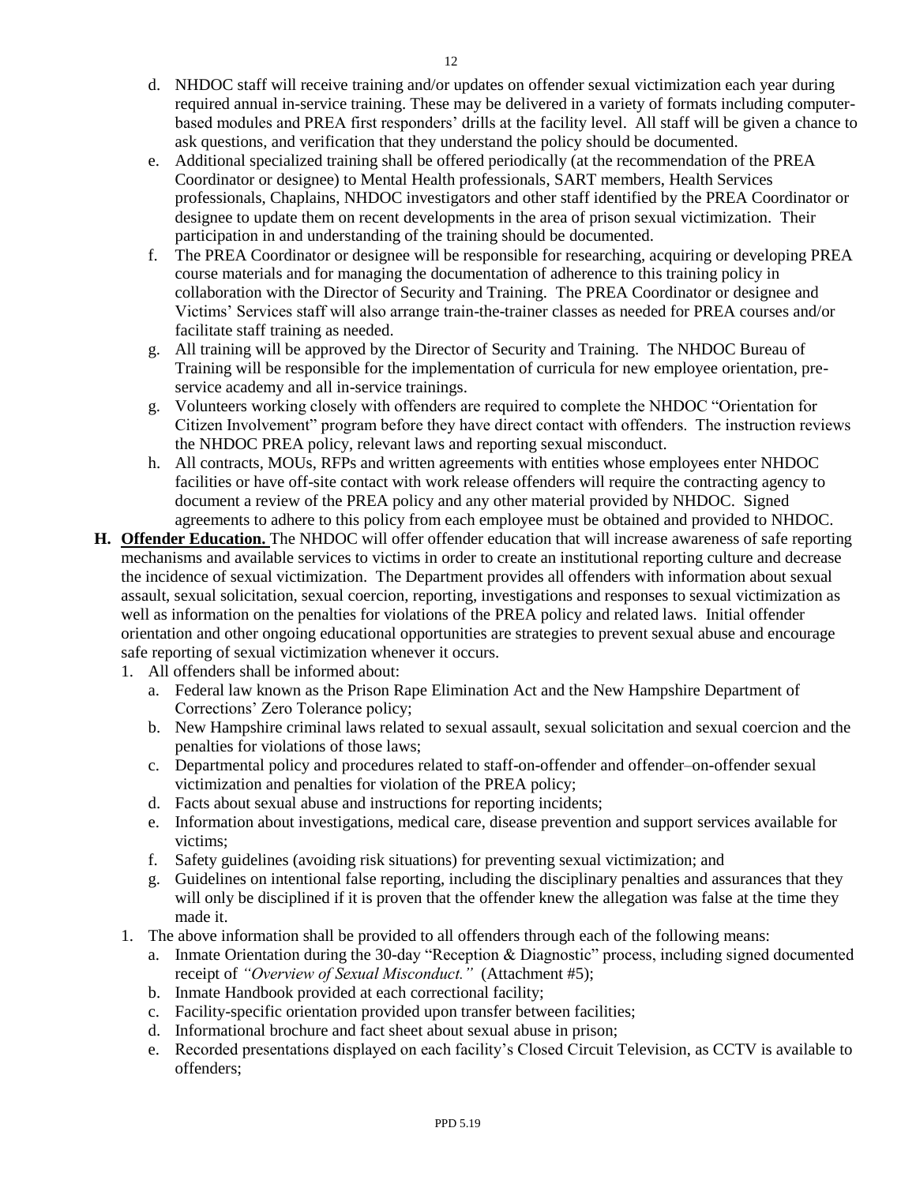d. NHDOC staff will receive training and/or updates on offender sexual victimization each year during required annual in-service training. These may be delivered in a variety of formats including computer-based modules and PREA first responders' drills at the facility level. All staff will be given a chance to ask questions, and verification that they understand the policy should be documented.

e. Additional specialized training shall be offered periodically (at the recommendation of the PREA Coordinator or designee) to Mental Health professionals, SART members, Health Services professionals, Chaplains, NHDOC investigators and other staff identified by the PREA Coordinator or designee to update them on recent developments in the area of prison sexual victimization. Their participation in and understanding of the training should be documented.

f. The PREA Coordinator or designee will be responsible for researching, acquiring or developing PREA course materials and for managing the documentation of adherence to this training policy in collaboration with the Director of Security and Training. The PREA Coordinator or designee and Victims' Services staff will also arrange train-the-trainer classes as needed for PREA courses and/or facilitate staff training as needed.

g. All training will be approved by the Director of Security and Training. The NHDOC Bureau of Training will be responsible for the implementation of curricula for new employee orientation, pre-service academy and all in-service trainings.

g. Volunteers working closely with offenders are required to complete the NHDOC "Orientation for Citizen Involvement" program before they have direct contact with offenders. The instruction reviews the NHDOC PREA policy, relevant laws and reporting sexual misconduct.

h. All contracts, MOUs, RFPs and written agreements with entities whose employees enter NHDOC facilities or have off-site contact with work release offenders will require the contracting agency to document a review of the PREA policy and any other material provided by NHDOC. Signed agreements to adhere to this policy from each employee must be obtained and provided to NHDOC.

**H. <u>Offender Education.</u>** The NHDOC will offer offender education that will increase awareness of safe reporting mechanisms and available services to victims in order to create an institutional reporting culture and decrease the incidence of sexual victimization. The Department provides all offenders with information about sexual assault, sexual solicitation, sexual coercion, reporting, investigations and responses to sexual victimization as well as information on the penalties for violations of the PREA policy and related laws. Initial offender orientation and other ongoing educational opportunities are strategies to prevent sexual abuse and encourage safe reporting of sexual victimization whenever it occurs.

1. All offenders shall be informed about:
   a. Federal law known as the Prison Rape Elimination Act and the New Hampshire Department of Corrections' Zero Tolerance policy;
   b. New Hampshire criminal laws related to sexual assault, sexual solicitation and sexual coercion and the penalties for violations of those laws;
   c. Departmental policy and procedures related to staff-on-offender and offender–on-offender sexual victimization and penalties for violation of the PREA policy;
   d. Facts about sexual abuse and instructions for reporting incidents;
   e. Information about investigations, medical care, disease prevention and support services available for victims;
   f. Safety guidelines (avoiding risk situations) for preventing sexual victimization; and
   g. Guidelines on intentional false reporting, including the disciplinary penalties and assurances that they will only be disciplined if it is proven that the offender knew the allegation was false at the time they made it.

1. The above information shall be provided to all offenders through each of the following means:
   a. Inmate Orientation during the 30-day "Reception & Diagnostic" process, including signed documented receipt of *"Overview of Sexual Misconduct."* (Attachment #5);
   b. Inmate Handbook provided at each correctional facility;
   c. Facility-specific orientation provided upon transfer between facilities;
   d. Informational brochure and fact sheet about sexual abuse in prison;
   e. Recorded presentations displayed on each facility's Closed Circuit Television, as CCTV is available to offenders;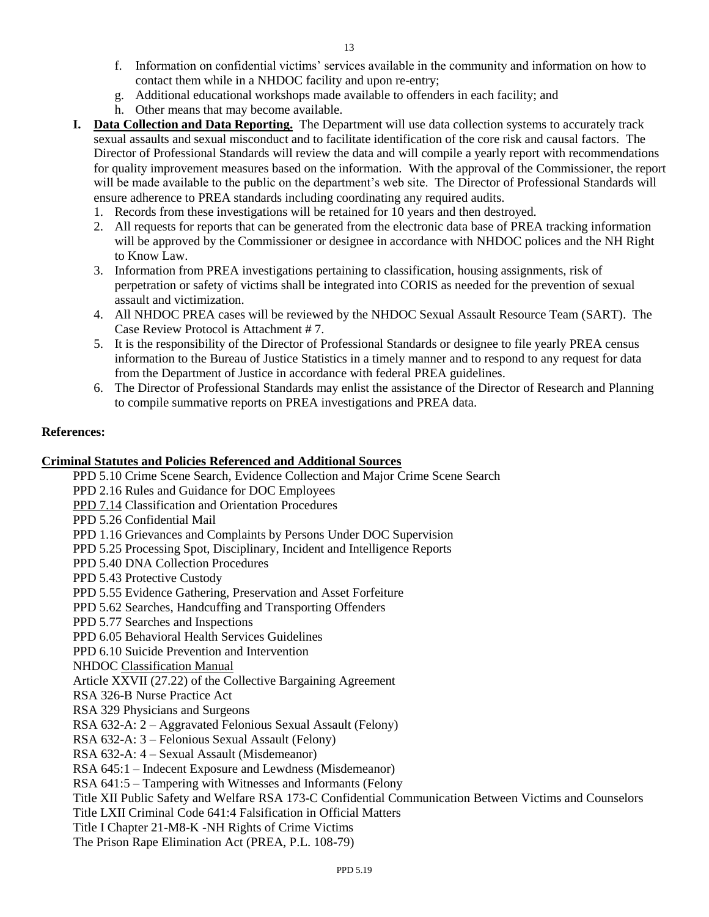f. Information on confidential victims' services available in the community and information on how to contact them while in a NHDOC facility and upon re-entry;
g. Additional educational workshops made available to offenders in each facility; and
h. Other means that may become available.

**I. Data Collection and Data Reporting.** The Department will use data collection systems to accurately track sexual assaults and sexual misconduct and to facilitate identification of the core risk and causal factors. The Director of Professional Standards will review the data and will compile a yearly report with recommendations for quality improvement measures based on the information. With the approval of the Commissioner, the report will be made available to the public on the department's web site. The Director of Professional Standards will ensure adherence to PREA standards including coordinating any required audits.

1. Records from these investigations will be retained for 10 years and then destroyed.
2. All requests for reports that can be generated from the electronic data base of PREA tracking information will be approved by the Commissioner or designee in accordance with NHDOC polices and the NH Right to Know Law.
3. Information from PREA investigations pertaining to classification, housing assignments, risk of perpetration or safety of victims shall be integrated into CORIS as needed for the prevention of sexual assault and victimization.
4. All NHDOC PREA cases will be reviewed by the NHDOC Sexual Assault Resource Team (SART). The Case Review Protocol is Attachment # 7.
5. It is the responsibility of the Director of Professional Standards or designee to file yearly PREA census information to the Bureau of Justice Statistics in a timely manner and to respond to any request for data from the Department of Justice in accordance with federal PREA guidelines.
6. The Director of Professional Standards may enlist the assistance of the Director of Research and Planning to compile summative reports on PREA investigations and PREA data.

**References:**

**Criminal Statutes and Policies Referenced and Additional Sources**

PPD 5.10 Crime Scene Search, Evidence Collection and Major Crime Scene Search
PPD 2.16 Rules and Guidance for DOC Employees
PPD 7.14 Classification and Orientation Procedures
PPD 5.26 Confidential Mail
PPD 1.16 Grievances and Complaints by Persons Under DOC Supervision
PPD 5.25 Processing Spot, Disciplinary, Incident and Intelligence Reports
PPD 5.40 DNA Collection Procedures
PPD 5.43 Protective Custody
PPD 5.55 Evidence Gathering, Preservation and Asset Forfeiture
PPD 5.62 Searches, Handcuffing and Transporting Offenders
PPD 5.77 Searches and Inspections
PPD 6.05 Behavioral Health Services Guidelines
PPD 6.10 Suicide Prevention and Intervention
NHDOC Classification Manual
Article XXVII (27.22) of the Collective Bargaining Agreement
RSA 326-B Nurse Practice Act
RSA 329 Physicians and Surgeons
RSA 632-A: 2 – Aggravated Felonious Sexual Assault (Felony)
RSA 632-A: 3 – Felonious Sexual Assault (Felony)
RSA 632-A: 4 – Sexual Assault (Misdemeanor)
RSA 645:1 – Indecent Exposure and Lewdness (Misdemeanor)
RSA 641:5 – Tampering with Witnesses and Informants (Felony
Title XII Public Safety and Welfare RSA 173-C Confidential Communication Between Victims and Counselors
Title LXII Criminal Code 641:4 Falsification in Official Matters
Title I Chapter 21-M8-K -NH Rights of Crime Victims
The Prison Rape Elimination Act (PREA, P.L. 108-79)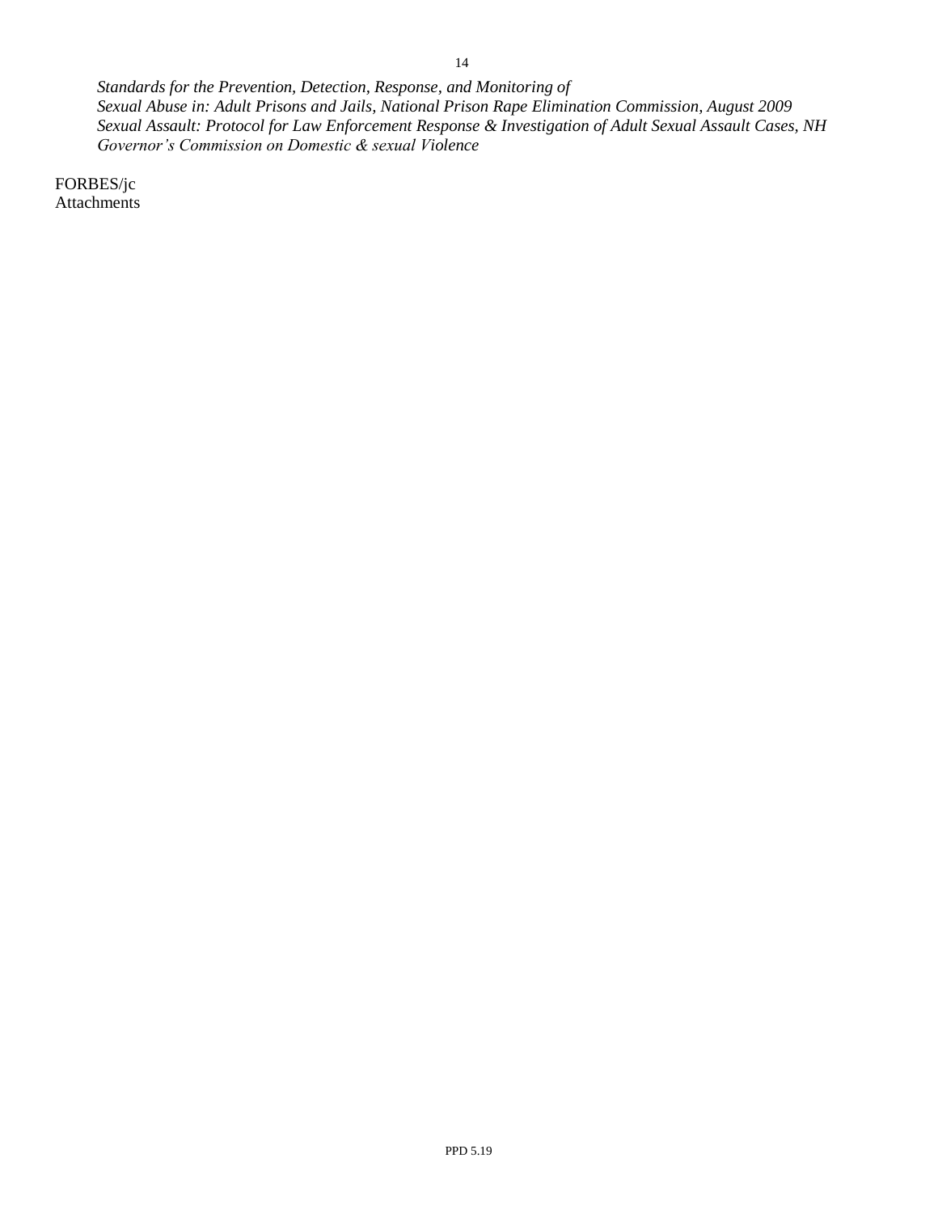*Standards for the Prevention, Detection, Response, and Monitoring of*
*Sexual Abuse in: Adult Prisons and Jails, National Prison Rape Elimination Commission, August 2009*
*Sexual Assault: Protocol for Law Enforcement Response & Investigation of Adult Sexual Assault Cases, NH Governor's Commission on Domestic & sexual Violence*

FORBES/jc
Attachments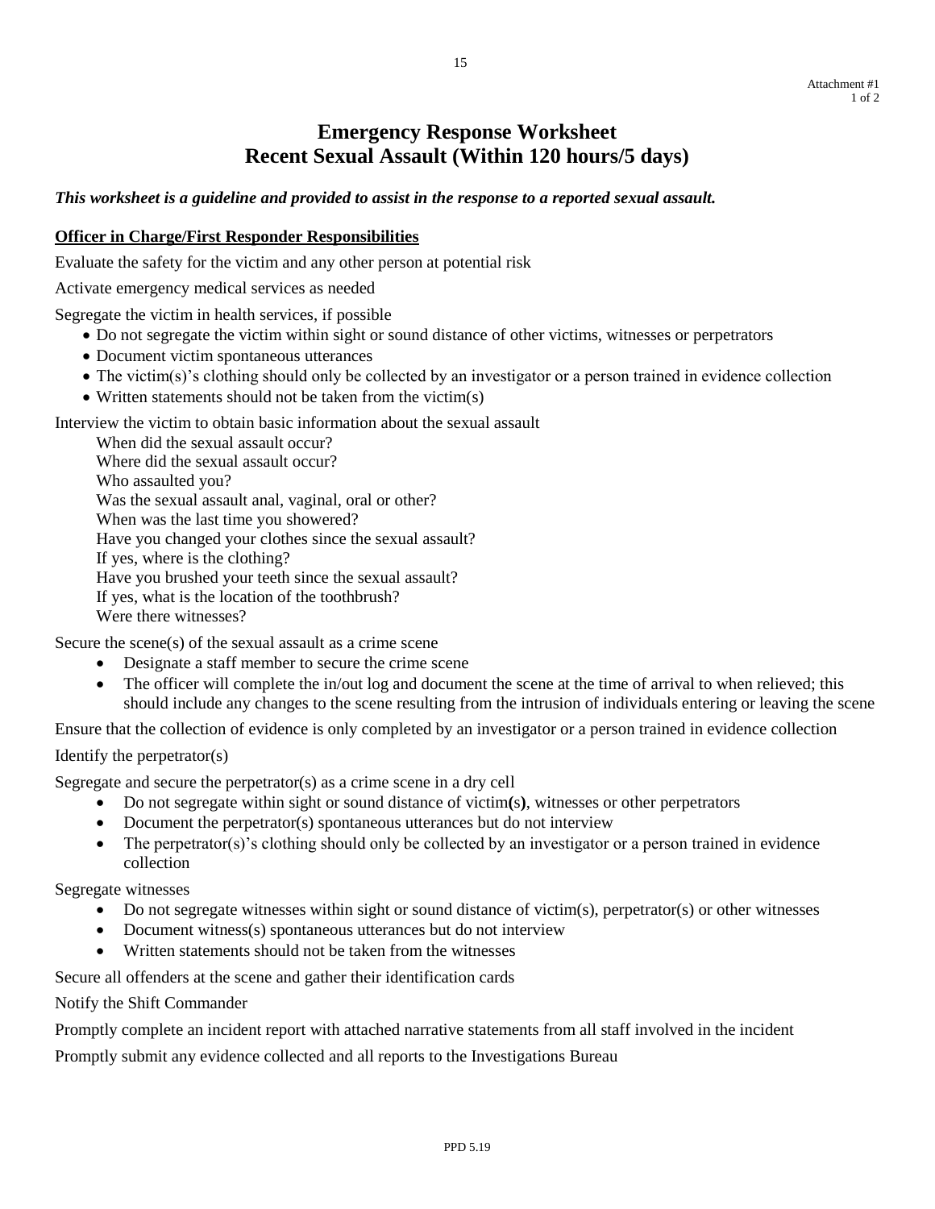Attachment #1

# Emergency Response Worksheet
# Recent Sexual Assault (Within 120 hours/5 days)

***This worksheet is a guideline and provided to assist in the response to a reported sexual assault.***

**Officer in Charge/First Responder Responsibilities**

Evaluate the safety for the victim and any other person at potential risk

Activate emergency medical services as needed

Segregate the victim in health services, if possible

- Do not segregate the victim within sight or sound distance of other victims, witnesses or perpetrators
- Document victim spontaneous utterances
- The victim(s)'s clothing should only be collected by an investigator or a person trained in evidence collection
- Written statements should not be taken from the victim(s)

Interview the victim to obtain basic information about the sexual assault

When did the sexual assault occur?
Where did the sexual assault occur?
Who assaulted you?
Was the sexual assault anal, vaginal, oral or other?
When was the last time you showered?
Have you changed your clothes since the sexual assault?
If yes, where is the clothing?
Have you brushed your teeth since the sexual assault?
If yes, what is the location of the toothbrush?
Were there witnesses?

Secure the scene(s) of the sexual assault as a crime scene

- Designate a staff member to secure the crime scene
- The officer will complete the in/out log and document the scene at the time of arrival to when relieved; this should include any changes to the scene resulting from the intrusion of individuals entering or leaving the scene

Ensure that the collection of evidence is only completed by an investigator or a person trained in evidence collection

Identify the perpetrator(s)

Segregate and secure the perpetrator(s) as a crime scene in a dry cell

- Do not segregate within sight or sound distance of victim**(s)**, witnesses or other perpetrators
- Document the perpetrator(s) spontaneous utterances but do not interview
- The perpetrator(s)'s clothing should only be collected by an investigator or a person trained in evidence collection

Segregate witnesses

- Do not segregate witnesses within sight or sound distance of victim(s), perpetrator(s) or other witnesses
- Document witness(s) spontaneous utterances but do not interview
- Written statements should not be taken from the witnesses

Secure all offenders at the scene and gather their identification cards

Notify the Shift Commander

Promptly complete an incident report with attached narrative statements from all staff involved in the incident

Promptly submit any evidence collected and all reports to the Investigations Bureau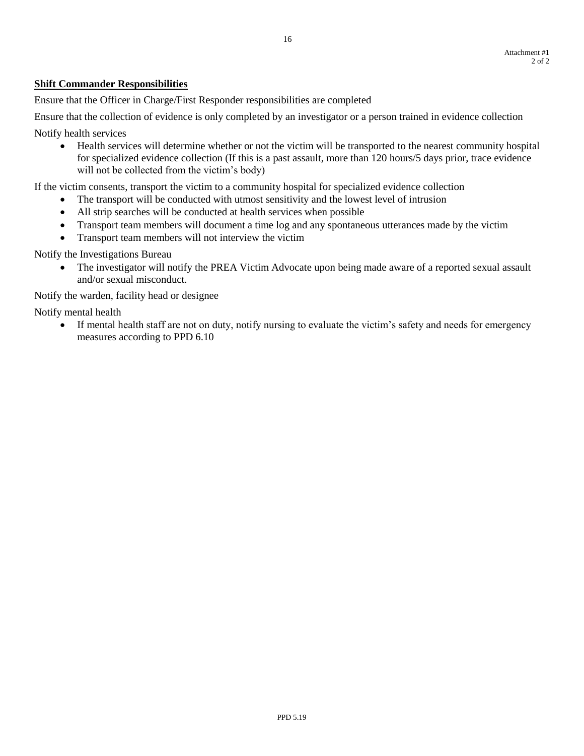Attachment #1

## Shift Commander Responsibilities

Ensure that the Officer in Charge/First Responder responsibilities are completed

Ensure that the collection of evidence is only completed by an investigator or a person trained in evidence collection

Notify health services

- Health services will determine whether or not the victim will be transported to the nearest community hospital for specialized evidence collection (If this is a past assault, more than 120 hours/5 days prior, trace evidence will not be collected from the victim's body)

If the victim consents, transport the victim to a community hospital for specialized evidence collection

- The transport will be conducted with utmost sensitivity and the lowest level of intrusion
- All strip searches will be conducted at health services when possible
- Transport team members will document a time log and any spontaneous utterances made by the victim
- Transport team members will not interview the victim

Notify the Investigations Bureau

- The investigator will notify the PREA Victim Advocate upon being made aware of a reported sexual assault and/or sexual misconduct.

Notify the warden, facility head or designee

Notify mental health

- If mental health staff are not on duty, notify nursing to evaluate the victim's safety and needs for emergency measures according to PPD 6.10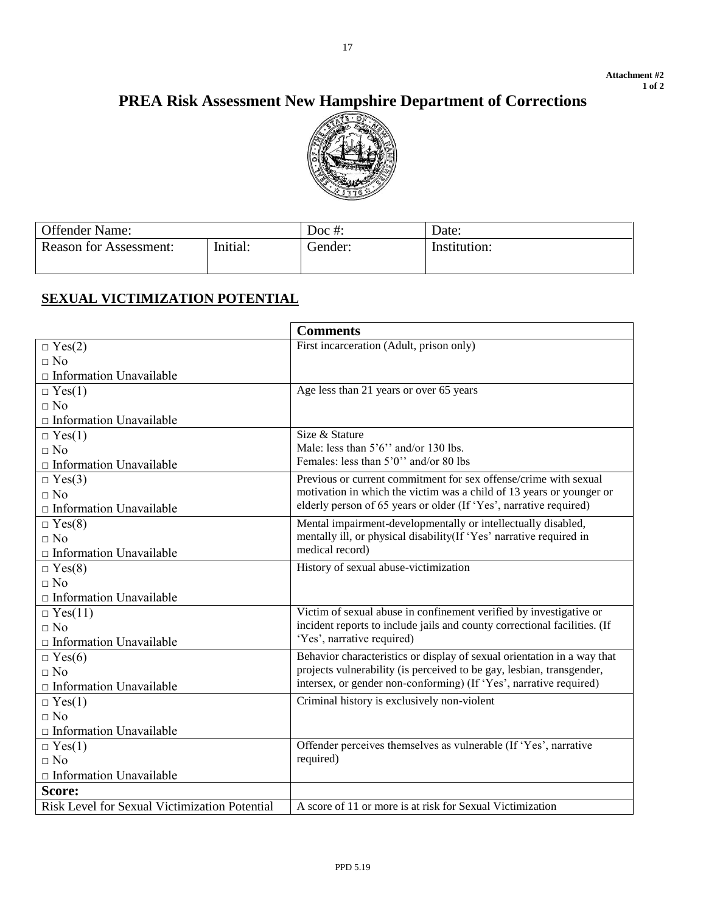**Attachment #2**
**1 of 2**

# PREA Risk Assessment New Hampshire Department of Corrections

| Offender Name: | | Doc #: | Date: |
|---|---|---|---|
| Reason for Assessment: | Initial: | Gender: | Institution: |

## SEXUAL VICTIMIZATION POTENTIAL

| | Comments |
|---|---|
| □ Yes(2)<br>□ No<br>□ Information Unavailable | First incarceration (Adult, prison only) |
| □ Yes(1)<br>□ No<br>□ Information Unavailable | Age less than 21 years or over 65 years |
| □ Yes(1)<br>□ No<br>□ Information Unavailable | Size & Stature<br>Male: less than 5'6'' and/or 130 lbs.<br>Females: less than 5'0'' and/or 80 lbs |
| □ Yes(3)<br>□ No<br>□ Information Unavailable | Previous or current commitment for sex offense/crime with sexual motivation in which the victim was a child of 13 years or younger or elderly person of 65 years or older (If 'Yes', narrative required) |
| □ Yes(8)<br>□ No<br>□ Information Unavailable | Mental impairment-developmentally or intellectually disabled, mentally ill, or physical disability(If 'Yes' narrative required in medical record) |
| □ Yes(8)<br>□ No<br>□ Information Unavailable | History of sexual abuse-victimization |
| □ Yes(11)<br>□ No<br>□ Information Unavailable | Victim of sexual abuse in confinement verified by investigative or incident reports to include jails and county correctional facilities. (If 'Yes', narrative required) |
| □ Yes(6)<br>□ No<br>□ Information Unavailable | Behavior characteristics or display of sexual orientation in a way that projects vulnerability (is perceived to be gay, lesbian, transgender, intersex, or gender non-conforming) (If 'Yes', narrative required) |
| □ Yes(1)<br>□ No<br>□ Information Unavailable | Criminal history is exclusively non-violent |
| □ Yes(1)<br>□ No<br>□ Information Unavailable | Offender perceives themselves as vulnerable (If 'Yes', narrative required) |
| **Score:** | |
| Risk Level for Sexual Victimization Potential | A score of 11 or more is at risk for Sexual Victimization |

PPD 5.19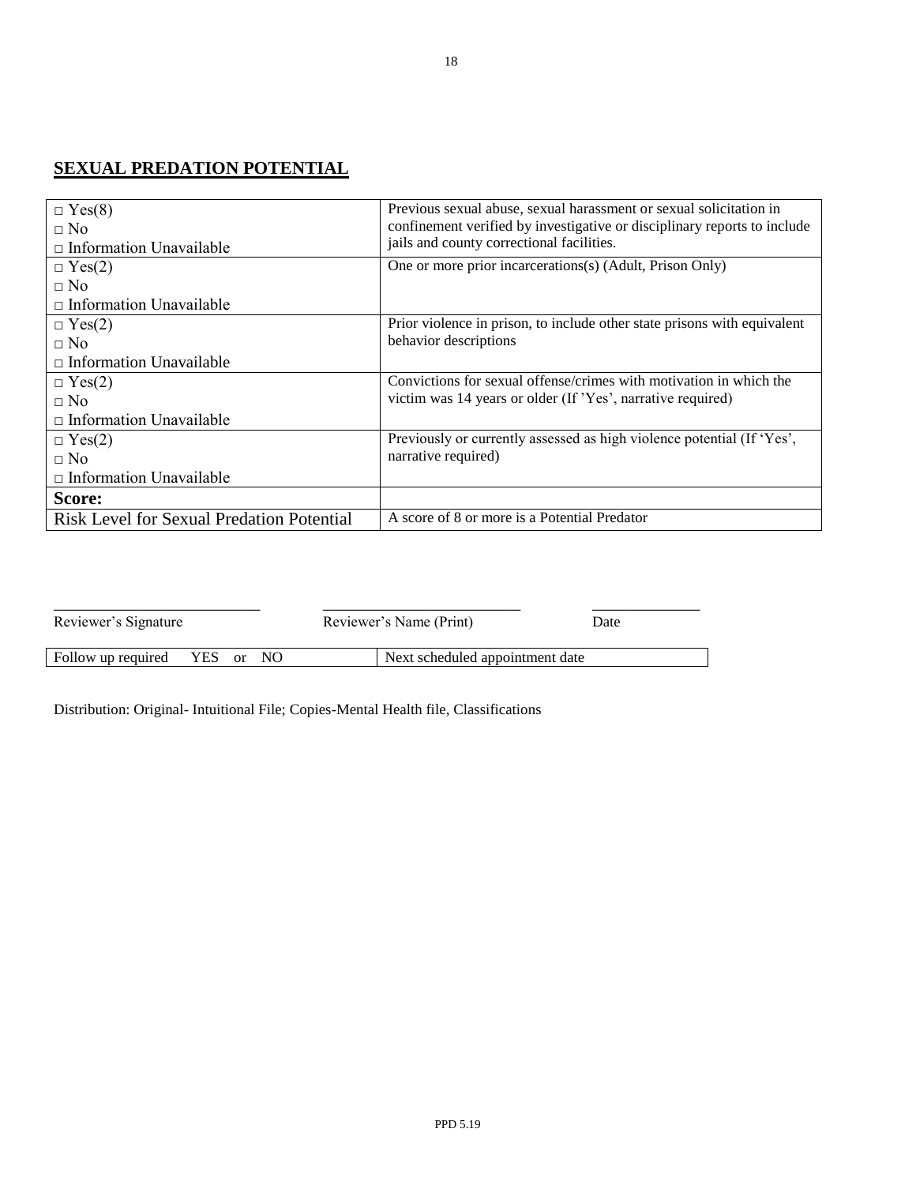## SEXUAL PREDATION POTENTIAL

| | |
|---|---|
| □ Yes(8)<br>□ No<br>□ Information Unavailable | Previous sexual abuse, sexual harassment or sexual solicitation in confinement verified by investigative or disciplinary reports to include jails and county correctional facilities. |
| □ Yes(2)<br>□ No<br>□ Information Unavailable | One or more prior incarcerations(s) (Adult, Prison Only) |
| □ Yes(2)<br>□ No<br>□ Information Unavailable | Prior violence in prison, to include other state prisons with equivalent behavior descriptions |
| □ Yes(2)<br>□ No<br>□ Information Unavailable | Convictions for sexual offense/crimes with motivation in which the victim was 14 years or older (If 'Yes', narrative required) |
| □ Yes(2)<br>□ No<br>□ Information Unavailable | Previously or currently assessed as high violence potential (If 'Yes', narrative required) |
| **Score:** | |
| Risk Level for Sexual Predation Potential | A score of 8 or more is a Potential Predator |

\_\_\_\_\_\_\_\_\_\_\_\_\_\_\_\_\_\_\_\_\_\_\_\_\_\_ \_\_\_\_\_\_\_\_\_\_\_\_\_\_\_\_\_\_\_\_\_\_\_\_\_\_ \_\_\_\_\_\_\_\_\_\_\_\_\_\_

Reviewer's Signature Reviewer's Name (Print) Date

| Follow up required YES or NO | Next scheduled appointment date |
|---|---|

Distribution: Original- Intuitional File; Copies-Mental Health file, Classifications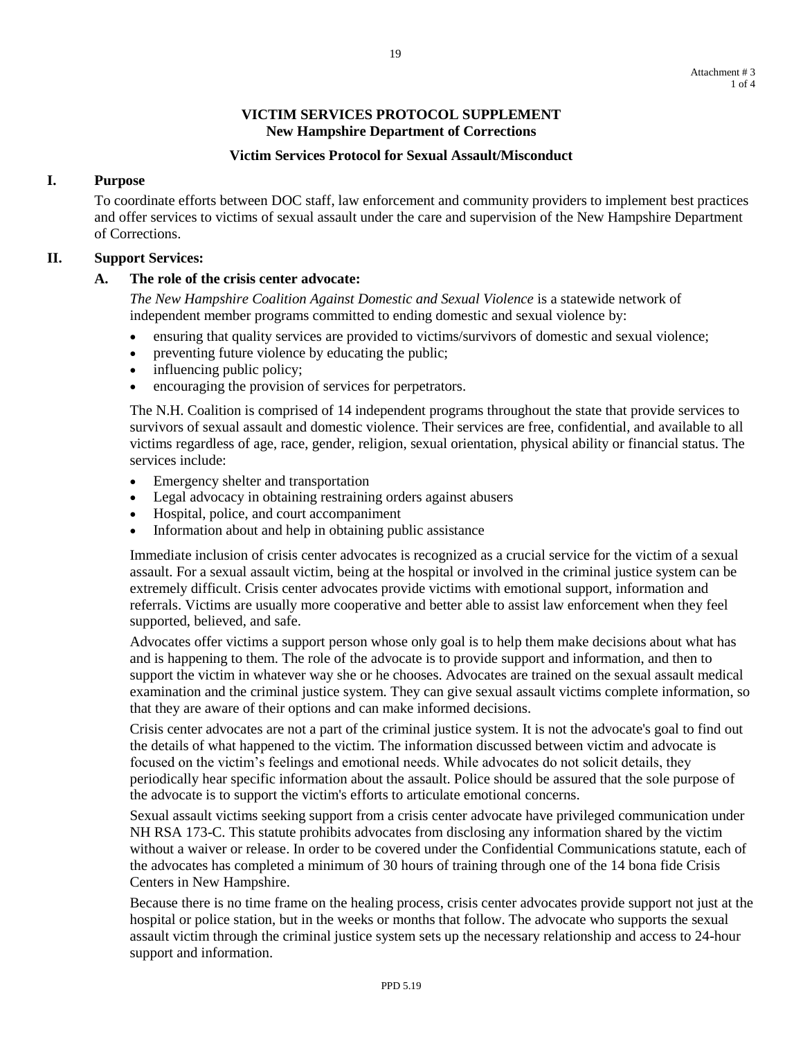Attachment # 3
1 of 4

## VICTIM SERVICES PROTOCOL SUPPLEMENT
### New Hampshire Department of Corrections

### Victim Services Protocol for Sexual Assault/Misconduct

**I. Purpose**

To coordinate efforts between DOC staff, law enforcement and community providers to implement best practices and offer services to victims of sexual assault under the care and supervision of the New Hampshire Department of Corrections.

**II. Support Services:**

**A. The role of the crisis center advocate:**

*The New Hampshire Coalition Against Domestic and Sexual Violence* is a statewide network of independent member programs committed to ending domestic and sexual violence by:

- ensuring that quality services are provided to victims/survivors of domestic and sexual violence;
- preventing future violence by educating the public;
- influencing public policy;
- encouraging the provision of services for perpetrators.

The N.H. Coalition is comprised of 14 independent programs throughout the state that provide services to survivors of sexual assault and domestic violence. Their services are free, confidential, and available to all victims regardless of age, race, gender, religion, sexual orientation, physical ability or financial status. The services include:

- Emergency shelter and transportation
- Legal advocacy in obtaining restraining orders against abusers
- Hospital, police, and court accompaniment
- Information about and help in obtaining public assistance

Immediate inclusion of crisis center advocates is recognized as a crucial service for the victim of a sexual assault. For a sexual assault victim, being at the hospital or involved in the criminal justice system can be extremely difficult. Crisis center advocates provide victims with emotional support, information and referrals. Victims are usually more cooperative and better able to assist law enforcement when they feel supported, believed, and safe.

Advocates offer victims a support person whose only goal is to help them make decisions about what has and is happening to them. The role of the advocate is to provide support and information, and then to support the victim in whatever way she or he chooses. Advocates are trained on the sexual assault medical examination and the criminal justice system. They can give sexual assault victims complete information, so that they are aware of their options and can make informed decisions.

Crisis center advocates are not a part of the criminal justice system. It is not the advocate's goal to find out the details of what happened to the victim. The information discussed between victim and advocate is focused on the victim's feelings and emotional needs. While advocates do not solicit details, they periodically hear specific information about the assault. Police should be assured that the sole purpose of the advocate is to support the victim's efforts to articulate emotional concerns.

Sexual assault victims seeking support from a crisis center advocate have privileged communication under NH RSA 173-C. This statute prohibits advocates from disclosing any information shared by the victim without a waiver or release. In order to be covered under the Confidential Communications statute, each of the advocates has completed a minimum of 30 hours of training through one of the 14 bona fide Crisis Centers in New Hampshire.

Because there is no time frame on the healing process, crisis center advocates provide support not just at the hospital or police station, but in the weeks or months that follow. The advocate who supports the sexual assault victim through the criminal justice system sets up the necessary relationship and access to 24-hour support and information.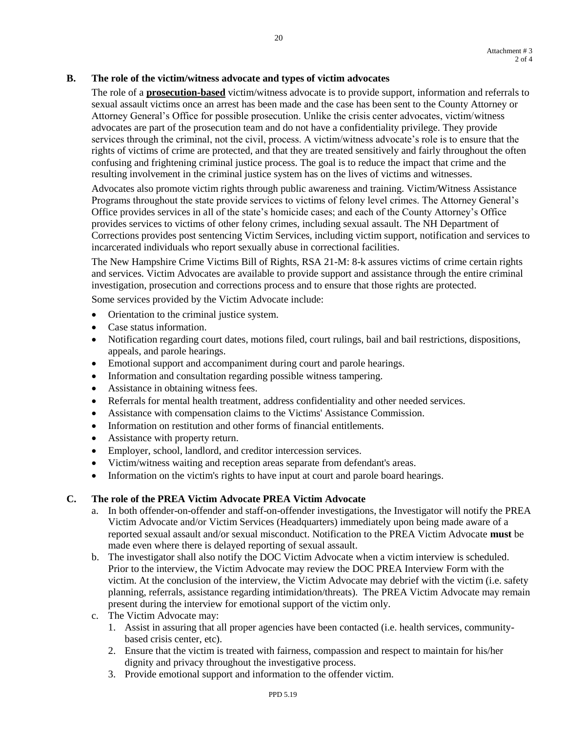Attachment # 3
2 of 4

## B. The role of the victim/witness advocate and types of victim advocates

The role of a **prosecution-based** victim/witness advocate is to provide support, information and referrals to sexual assault victims once an arrest has been made and the case has been sent to the County Attorney or Attorney General's Office for possible prosecution. Unlike the crisis center advocates, victim/witness advocates are part of the prosecution team and do not have a confidentiality privilege. They provide services through the criminal, not the civil, process. A victim/witness advocate's role is to ensure that the rights of victims of crime are protected, and that they are treated sensitively and fairly throughout the often confusing and frightening criminal justice process. The goal is to reduce the impact that crime and the resulting involvement in the criminal justice system has on the lives of victims and witnesses.

Advocates also promote victim rights through public awareness and training. Victim/Witness Assistance Programs throughout the state provide services to victims of felony level crimes. The Attorney General's Office provides services in all of the state's homicide cases; and each of the County Attorney's Office provides services to victims of other felony crimes, including sexual assault. The NH Department of Corrections provides post sentencing Victim Services, including victim support, notification and services to incarcerated individuals who report sexually abuse in correctional facilities.

The New Hampshire Crime Victims Bill of Rights, RSA 21-M: 8-k assures victims of crime certain rights and services. Victim Advocates are available to provide support and assistance through the entire criminal investigation, prosecution and corrections process and to ensure that those rights are protected.

Some services provided by the Victim Advocate include:

- Orientation to the criminal justice system.
- Case status information.
- Notification regarding court dates, motions filed, court rulings, bail and bail restrictions, dispositions, appeals, and parole hearings.
- Emotional support and accompaniment during court and parole hearings.
- Information and consultation regarding possible witness tampering.
- Assistance in obtaining witness fees.
- Referrals for mental health treatment, address confidentiality and other needed services.
- Assistance with compensation claims to the Victims' Assistance Commission.
- Information on restitution and other forms of financial entitlements.
- Assistance with property return.
- Employer, school, landlord, and creditor intercession services.
- Victim/witness waiting and reception areas separate from defendant's areas.
- Information on the victim's rights to have input at court and parole board hearings.

## C. The role of the PREA Victim Advocate PREA Victim Advocate

a. In both offender-on-offender and staff-on-offender investigations, the Investigator will notify the PREA Victim Advocate and/or Victim Services (Headquarters) immediately upon being made aware of a reported sexual assault and/or sexual misconduct. Notification to the PREA Victim Advocate **must** be made even where there is delayed reporting of sexual assault.

b. The investigator shall also notify the DOC Victim Advocate when a victim interview is scheduled. Prior to the interview, the Victim Advocate may review the DOC PREA Interview Form with the victim. At the conclusion of the interview, the Victim Advocate may debrief with the victim (i.e. safety planning, referrals, assistance regarding intimidation/threats). The PREA Victim Advocate may remain present during the interview for emotional support of the victim only.

c. The Victim Advocate may:
   1. Assist in assuring that all proper agencies have been contacted (i.e. health services, community-based crisis center, etc).
   2. Ensure that the victim is treated with fairness, compassion and respect to maintain for his/her dignity and privacy throughout the investigative process.
   3. Provide emotional support and information to the offender victim.

PPD 5.19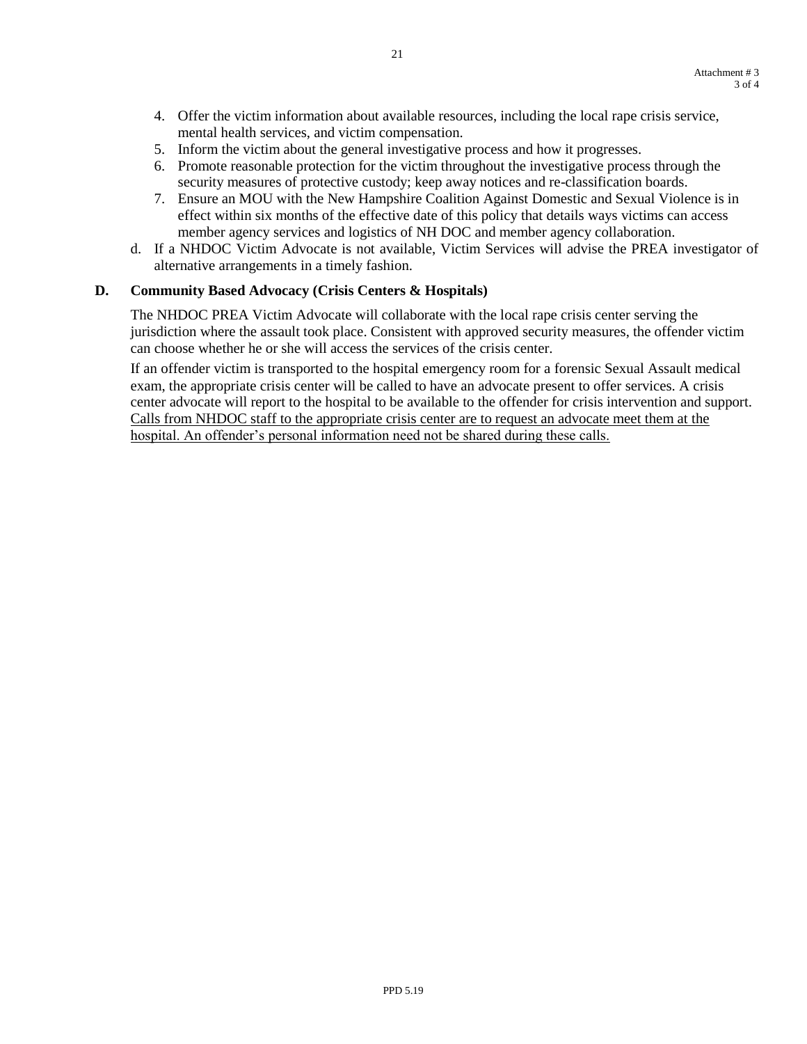4. Offer the victim information about available resources, including the local rape crisis service, mental health services, and victim compensation.
5. Inform the victim about the general investigative process and how it progresses.
6. Promote reasonable protection for the victim throughout the investigative process through the security measures of protective custody; keep away notices and re-classification boards.
7. Ensure an MOU with the New Hampshire Coalition Against Domestic and Sexual Violence is in effect within six months of the effective date of this policy that details ways victims can access member agency services and logistics of NH DOC and member agency collaboration.

d. If a NHDOC Victim Advocate is not available, Victim Services will advise the PREA investigator of alternative arrangements in a timely fashion.

**D. Community Based Advocacy (Crisis Centers & Hospitals)**

The NHDOC PREA Victim Advocate will collaborate with the local rape crisis center serving the jurisdiction where the assault took place. Consistent with approved security measures, the offender victim can choose whether he or she will access the services of the crisis center.

If an offender victim is transported to the hospital emergency room for a forensic Sexual Assault medical exam, the appropriate crisis center will be called to have an advocate present to offer services. A crisis center advocate will report to the hospital to be available to the offender for crisis intervention and support. <u>Calls from NHDOC staff to the appropriate crisis center are to request an advocate meet them at the hospital. An offender's personal information need not be shared during these calls.</u>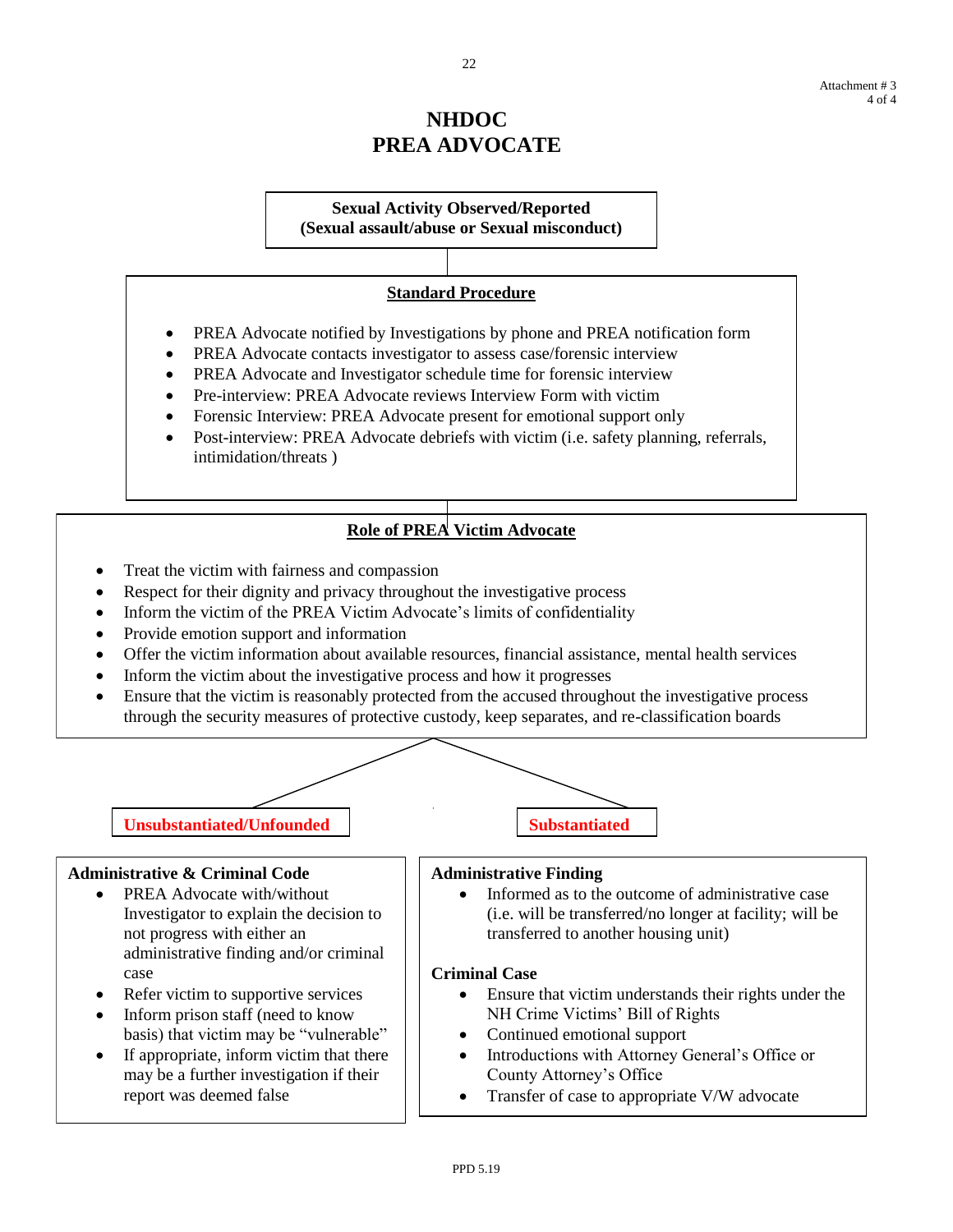Attachment # 3

# NHDOC
# PREA ADVOCATE

**Sexual Activity Observed/Reported**
**(Sexual assault/abuse or Sexual misconduct)**

## Standard Procedure

- PREA Advocate notified by Investigations by phone and PREA notification form
- PREA Advocate contacts investigator to assess case/forensic interview
- PREA Advocate and Investigator schedule time for forensic interview
- Pre-interview: PREA Advocate reviews Interview Form with victim
- Forensic Interview: PREA Advocate present for emotional support only
- Post-interview: PREA Advocate debriefs with victim (i.e. safety planning, referrals, intimidation/threats )

## Role of PREA Victim Advocate

- Treat the victim with fairness and compassion
- Respect for their dignity and privacy throughout the investigative process
- Inform the victim of the PREA Victim Advocate's limits of confidentiality
- Provide emotion support and information
- Offer the victim information about available resources, financial assistance, mental health services
- Inform the victim about the investigative process and how it progresses
- Ensure that the victim is reasonably protected from the accused throughout the investigative process through the security measures of protective custody, keep separates, and re-classification boards

### Unsubstantiated/Unfounded

**Administrative & Criminal Code**

- PREA Advocate with/without Investigator to explain the decision to not progress with either an administrative finding and/or criminal case
- Refer victim to supportive services
- Inform prison staff (need to know basis) that victim may be "vulnerable"
- If appropriate, inform victim that there may be a further investigation if their report was deemed false

### Substantiated

**Administrative Finding**

- Informed as to the outcome of administrative case (i.e. will be transferred/no longer at facility; will be transferred to another housing unit)

**Criminal Case**

- Ensure that victim understands their rights under the NH Crime Victims' Bill of Rights
- Continued emotional support
- Introductions with Attorney General's Office or County Attorney's Office
- Transfer of case to appropriate V/W advocate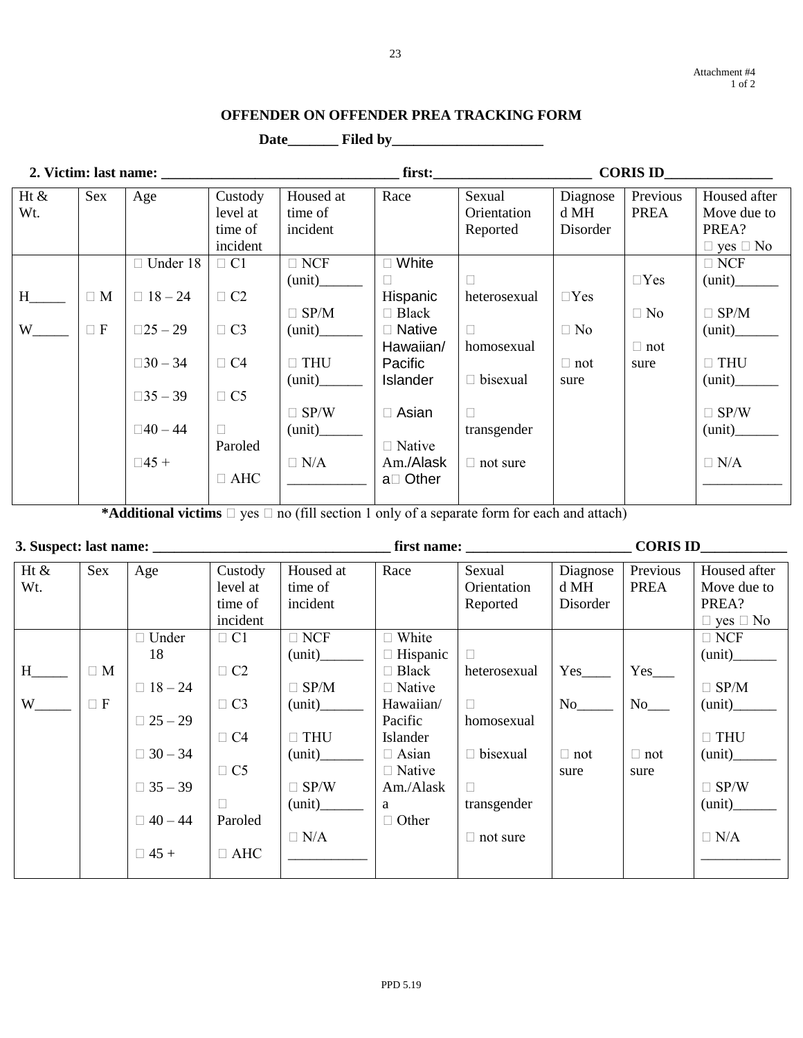Attachment #4
1 of 2

**OFFENDER ON OFFENDER PREA TRACKING FORM**

**Date_______ Filed by_____________________**

**2. Victim: last name: _________________________________ first:______________________ CORIS ID_______________**

| Ht & Wt. | Sex | Age | Custody level at time of incident | Housed at time of incident | Race | Sexual Orientation Reported | Diagnosed MH Disorder | Previous PREA | Housed after Move due to PREA? □ yes □ No |
|---|---|---|---|---|---|---|---|---|---|
| H_____ W_____ | □ M □ F | □ Under 18 □ 18 – 24 □25 – 29 □30 – 34 □35 – 39 □40 – 44 □45 + | □ C1 □ C2 □ C3 □ C4 □ C5 □ Paroled □ AHC | □ NCF (unit)______ □ SP/M (unit)______ □ THU (unit)______ □ SP/W (unit)______ □ N/A ___________ | □ White □ Hispanic □ Black □ Native Hawaiian/ Pacific Islander □ Asian □ Native Am./Alaska □ Other | □ heterosexual □ homosexual □ bisexual □ transgender □ not sure | □Yes □ No □ not sure | □Yes □ No □ not sure | □ NCF (unit)______ □ SP/M (unit)______ □ THU (unit)______ □ SP/W (unit)______ □ N/A ___________ |

**\*Additional victims** □ yes □ no (fill section 1 only of a separate form for each and attach)

**3. Suspect: last name: _________________________________ first name: _______________________ CORIS ID____________**

| Ht & Wt. | Sex | Age | Custody level at time of incident | Housed at time of incident | Race | Sexual Orientation Reported | Diagnosed MH Disorder | Previous PREA | Housed after Move due to PREA? □ yes □ No |
|---|---|---|---|---|---|---|---|---|---|
| H_____ W_____ | □ M □ F | □ Under 18 □ 18 – 24 □ 25 – 29 □ 30 – 34 □ 35 – 39 □ 40 – 44 □ 45 + | □ C1 □ C2 □ C3 □ C4 □ C5 □ Paroled □ AHC | □ NCF (unit)______ □ SP/M (unit)______ □ THU (unit)______ □ SP/W (unit)______ □ N/A ___________ | □ White □ Hispanic □ Black □ Native Hawaiian/ Pacific Islander □ Asian □ Native Am./Alaska □ Other | □ heterosexual □ homosexual □ bisexual □ transgender □ not sure | Yes____ No_____ □ not sure | Yes___ No___ □ not sure | □ NCF (unit)______ □ SP/M (unit)______ □ THU (unit)______ □ SP/W (unit)______ □ N/A ___________ |

PPD 5.19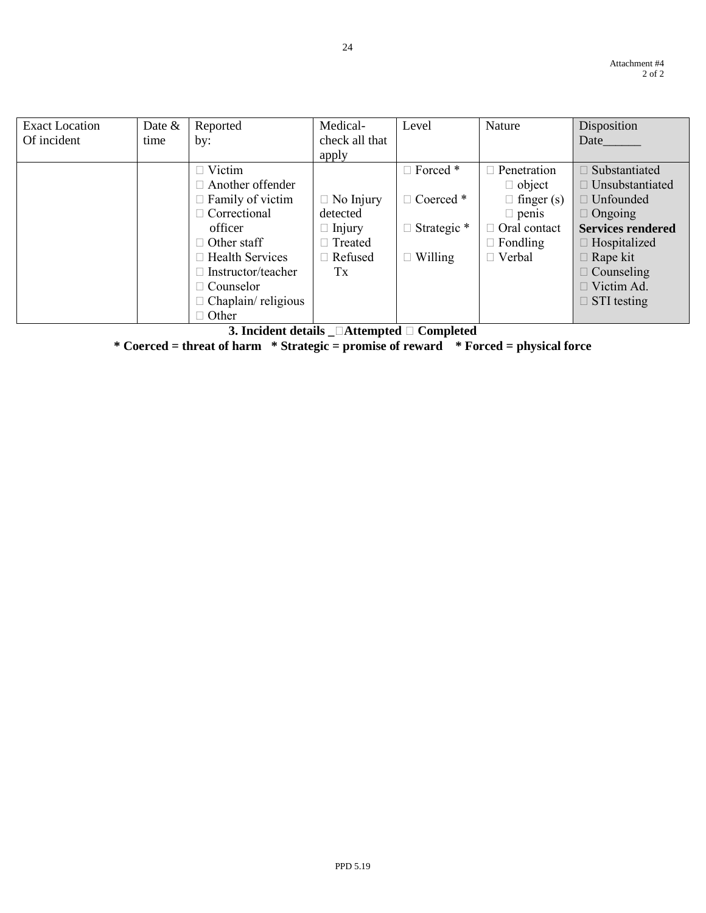Attachment #4

| Exact Location Of incident | Date & time | Reported by: | Medical- check all that apply | Level | Nature | Disposition Date______ |
|---|---|---|---|---|---|---|
| | | □ Victim<br>□ Another offender<br>□ Family of victim<br>□ Correctional officer<br>□ Other staff<br>□ Health Services<br>□ Instructor/teacher<br>□ Counselor<br>□ Chaplain/ religious<br>□ Other | □ No Injury detected<br>□ Injury<br>□ Treated<br>□ Refused Tx | □ Forced *<br>□ Coerced *<br>□ Strategic *<br>□ Willing | □ Penetration<br>□ object<br>□ finger (s)<br>□ penis<br>□ Oral contact<br>□ Fondling<br>□ Verbal | □ Substantiated<br>□ Unsubstantiated<br>□ Unfounded<br>□ Ongoing<br>**Services rendered**<br>□ Hospitalized<br>□ Rape kit<br>□ Counseling<br>□ Victim Ad.<br>□ STI testing |

**3. Incident details _□Attempted □ Completed**

**\* Coerced = threat of harm \* Strategic = promise of reward \* Forced = physical force**

PPD 5.19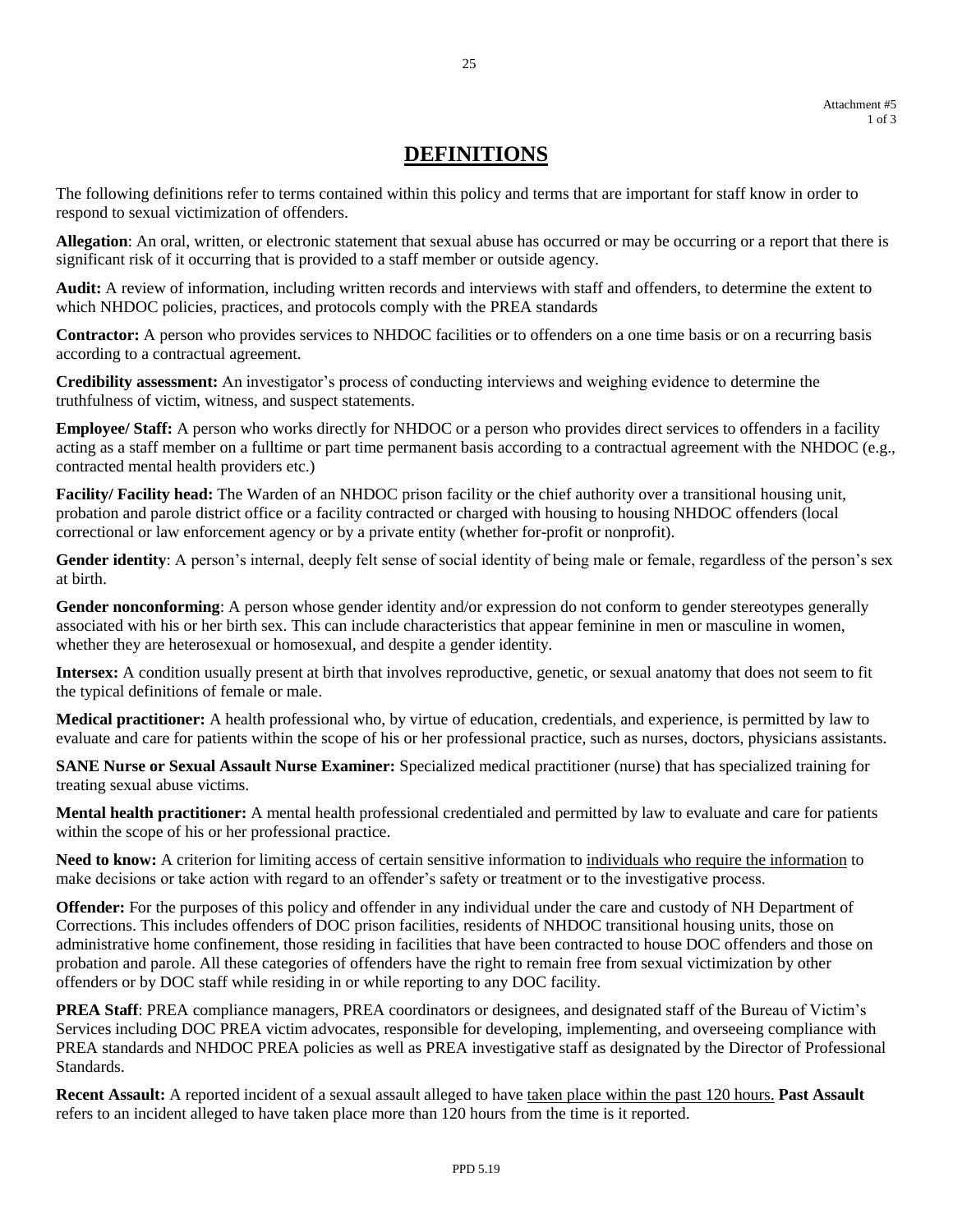Attachment #5

# DEFINITIONS

The following definitions refer to terms contained within this policy and terms that are important for staff know in order to respond to sexual victimization of offenders.

**Allegation**: An oral, written, or electronic statement that sexual abuse has occurred or may be occurring or a report that there is significant risk of it occurring that is provided to a staff member or outside agency.

**Audit:** A review of information, including written records and interviews with staff and offenders, to determine the extent to which NHDOC policies, practices, and protocols comply with the PREA standards

**Contractor:** A person who provides services to NHDOC facilities or to offenders on a one time basis or on a recurring basis according to a contractual agreement.

**Credibility assessment:** An investigator's process of conducting interviews and weighing evidence to determine the truthfulness of victim, witness, and suspect statements.

**Employee/ Staff:** A person who works directly for NHDOC or a person who provides direct services to offenders in a facility acting as a staff member on a fulltime or part time permanent basis according to a contractual agreement with the NHDOC (e.g., contracted mental health providers etc.)

**Facility/ Facility head:** The Warden of an NHDOC prison facility or the chief authority over a transitional housing unit, probation and parole district office or a facility contracted or charged with housing to housing NHDOC offenders (local correctional or law enforcement agency or by a private entity (whether for-profit or nonprofit).

**Gender identity**: A person's internal, deeply felt sense of social identity of being male or female, regardless of the person's sex at birth.

**Gender nonconforming**: A person whose gender identity and/or expression do not conform to gender stereotypes generally associated with his or her birth sex. This can include characteristics that appear feminine in men or masculine in women, whether they are heterosexual or homosexual, and despite a gender identity.

**Intersex:** A condition usually present at birth that involves reproductive, genetic, or sexual anatomy that does not seem to fit the typical definitions of female or male.

**Medical practitioner:** A health professional who, by virtue of education, credentials, and experience, is permitted by law to evaluate and care for patients within the scope of his or her professional practice, such as nurses, doctors, physicians assistants.

**SANE Nurse or Sexual Assault Nurse Examiner:** Specialized medical practitioner (nurse) that has specialized training for treating sexual abuse victims.

**Mental health practitioner:** A mental health professional credentialed and permitted by law to evaluate and care for patients within the scope of his or her professional practice.

**Need to know:** A criterion for limiting access of certain sensitive information to individuals who require the information to make decisions or take action with regard to an offender's safety or treatment or to the investigative process.

**Offender:** For the purposes of this policy and offender in any individual under the care and custody of NH Department of Corrections. This includes offenders of DOC prison facilities, residents of NHDOC transitional housing units, those on administrative home confinement, those residing in facilities that have been contracted to house DOC offenders and those on probation and parole. All these categories of offenders have the right to remain free from sexual victimization by other offenders or by DOC staff while residing in or while reporting to any DOC facility.

**PREA Staff**: PREA compliance managers, PREA coordinators or designees, and designated staff of the Bureau of Victim's Services including DOC PREA victim advocates, responsible for developing, implementing, and overseeing compliance with PREA standards and NHDOC PREA policies as well as PREA investigative staff as designated by the Director of Professional Standards.

**Recent Assault:** A reported incident of a sexual assault alleged to have taken place within the past 120 hours. **Past Assault** refers to an incident alleged to have taken place more than 120 hours from the time is it reported.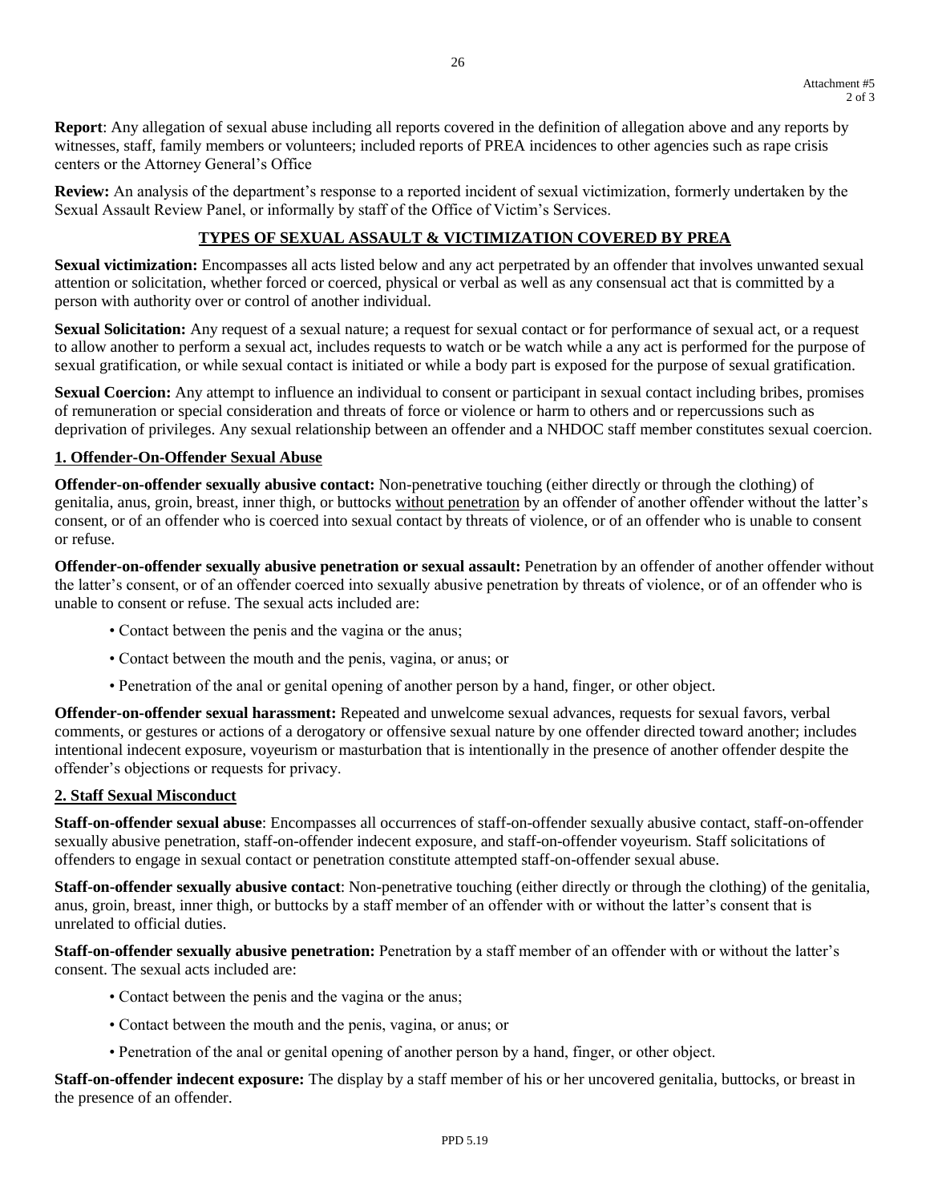Attachment #5
2 of 3

**Report**: Any allegation of sexual abuse including all reports covered in the definition of allegation above and any reports by witnesses, staff, family members or volunteers; included reports of PREA incidences to other agencies such as rape crisis centers or the Attorney General's Office

**Review:** An analysis of the department's response to a reported incident of sexual victimization, formerly undertaken by the Sexual Assault Review Panel, or informally by staff of the Office of Victim's Services.

## TYPES OF SEXUAL ASSAULT & VICTIMIZATION COVERED BY PREA

**Sexual victimization:** Encompasses all acts listed below and any act perpetrated by an offender that involves unwanted sexual attention or solicitation, whether forced or coerced, physical or verbal as well as any consensual act that is committed by a person with authority over or control of another individual.

**Sexual Solicitation:** Any request of a sexual nature; a request for sexual contact or for performance of sexual act, or a request to allow another to perform a sexual act, includes requests to watch or be watch while a any act is performed for the purpose of sexual gratification, or while sexual contact is initiated or while a body part is exposed for the purpose of sexual gratification.

**Sexual Coercion:** Any attempt to influence an individual to consent or participant in sexual contact including bribes, promises of remuneration or special consideration and threats of force or violence or harm to others and or repercussions such as deprivation of privileges. Any sexual relationship between an offender and a NHDOC staff member constitutes sexual coercion.

### 1. Offender-On-Offender Sexual Abuse

**Offender-on-offender sexually abusive contact:** Non-penetrative touching (either directly or through the clothing) of genitalia, anus, groin, breast, inner thigh, or buttocks without penetration by an offender of another offender without the latter's consent, or of an offender who is coerced into sexual contact by threats of violence, or of an offender who is unable to consent or refuse.

**Offender-on-offender sexually abusive penetration or sexual assault:** Penetration by an offender of another offender without the latter's consent, or of an offender coerced into sexually abusive penetration by threats of violence, or of an offender who is unable to consent or refuse. The sexual acts included are:

- Contact between the penis and the vagina or the anus;
- Contact between the mouth and the penis, vagina, or anus; or
- Penetration of the anal or genital opening of another person by a hand, finger, or other object.

**Offender-on-offender sexual harassment:** Repeated and unwelcome sexual advances, requests for sexual favors, verbal comments, or gestures or actions of a derogatory or offensive sexual nature by one offender directed toward another; includes intentional indecent exposure, voyeurism or masturbation that is intentionally in the presence of another offender despite the offender's objections or requests for privacy.

### 2. Staff Sexual Misconduct

**Staff-on-offender sexual abuse**: Encompasses all occurrences of staff-on-offender sexually abusive contact, staff-on-offender sexually abusive penetration, staff-on-offender indecent exposure, and staff-on-offender voyeurism. Staff solicitations of offenders to engage in sexual contact or penetration constitute attempted staff-on-offender sexual abuse.

**Staff-on-offender sexually abusive contact**: Non-penetrative touching (either directly or through the clothing) of the genitalia, anus, groin, breast, inner thigh, or buttocks by a staff member of an offender with or without the latter's consent that is unrelated to official duties.

**Staff-on-offender sexually abusive penetration:** Penetration by a staff member of an offender with or without the latter's consent. The sexual acts included are:

- Contact between the penis and the vagina or the anus;
- Contact between the mouth and the penis, vagina, or anus; or
- Penetration of the anal or genital opening of another person by a hand, finger, or other object.

**Staff-on-offender indecent exposure:** The display by a staff member of his or her uncovered genitalia, buttocks, or breast in the presence of an offender.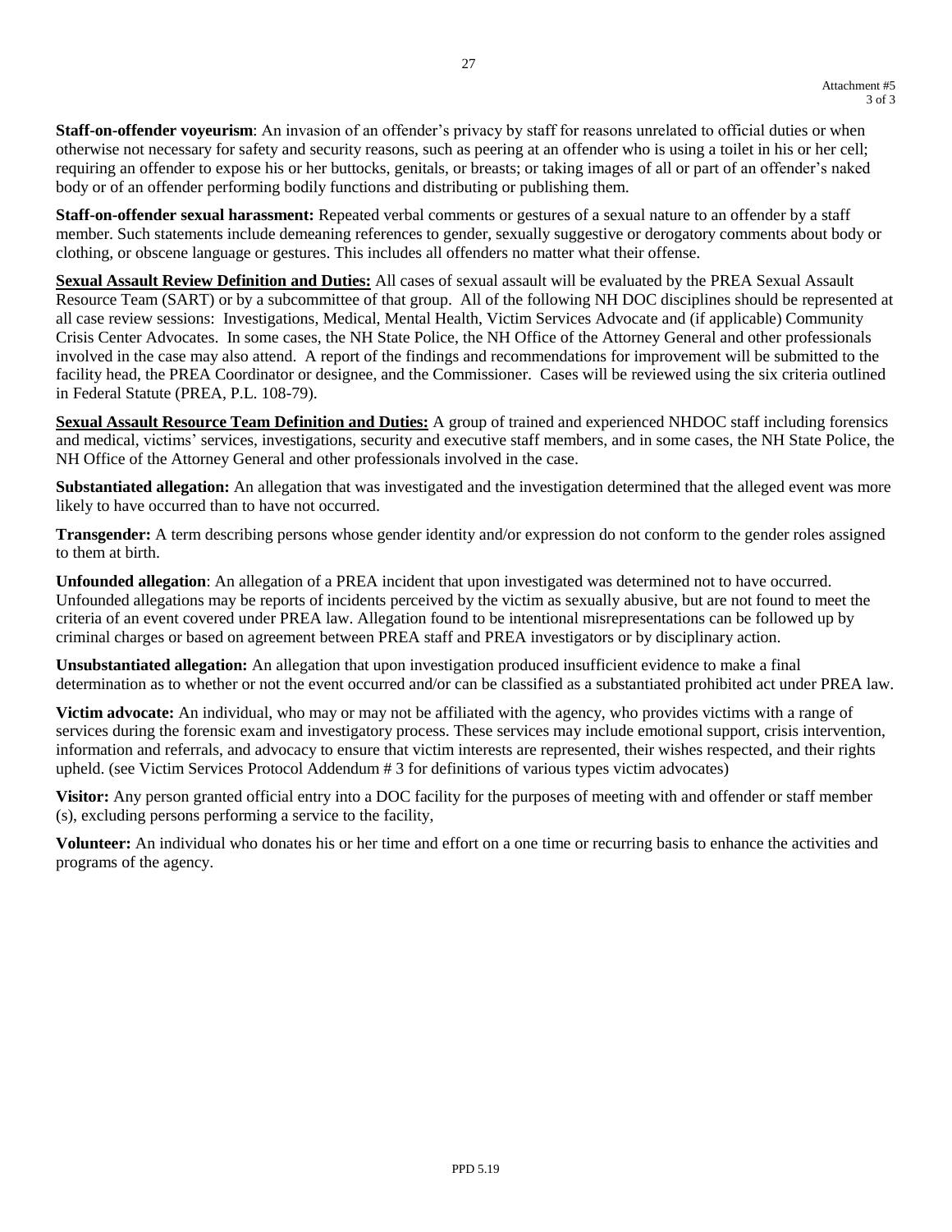Attachment #5

**Staff-on-offender voyeurism**: An invasion of an offender's privacy by staff for reasons unrelated to official duties or when otherwise not necessary for safety and security reasons, such as peering at an offender who is using a toilet in his or her cell; requiring an offender to expose his or her buttocks, genitals, or breasts; or taking images of all or part of an offender's naked body or of an offender performing bodily functions and distributing or publishing them.

**Staff-on-offender sexual harassment:** Repeated verbal comments or gestures of a sexual nature to an offender by a staff member. Such statements include demeaning references to gender, sexually suggestive or derogatory comments about body or clothing, or obscene language or gestures. This includes all offenders no matter what their offense.

**<u>Sexual Assault Review Definition and Duties:</u>** All cases of sexual assault will be evaluated by the PREA Sexual Assault Resource Team (SART) or by a subcommittee of that group. All of the following NH DOC disciplines should be represented at all case review sessions: Investigations, Medical, Mental Health, Victim Services Advocate and (if applicable) Community Crisis Center Advocates. In some cases, the NH State Police, the NH Office of the Attorney General and other professionals involved in the case may also attend. A report of the findings and recommendations for improvement will be submitted to the facility head, the PREA Coordinator or designee, and the Commissioner. Cases will be reviewed using the six criteria outlined in Federal Statute (PREA, P.L. 108-79).

**<u>Sexual Assault Resource Team Definition and Duties:</u>** A group of trained and experienced NHDOC staff including forensics and medical, victims' services, investigations, security and executive staff members, and in some cases, the NH State Police, the NH Office of the Attorney General and other professionals involved in the case.

**Substantiated allegation:** An allegation that was investigated and the investigation determined that the alleged event was more likely to have occurred than to have not occurred.

**Transgender:** A term describing persons whose gender identity and/or expression do not conform to the gender roles assigned to them at birth.

**Unfounded allegation**: An allegation of a PREA incident that upon investigated was determined not to have occurred. Unfounded allegations may be reports of incidents perceived by the victim as sexually abusive, but are not found to meet the criteria of an event covered under PREA law. Allegation found to be intentional misrepresentations can be followed up by criminal charges or based on agreement between PREA staff and PREA investigators or by disciplinary action.

**Unsubstantiated allegation:** An allegation that upon investigation produced insufficient evidence to make a final determination as to whether or not the event occurred and/or can be classified as a substantiated prohibited act under PREA law.

**Victim advocate:** An individual, who may or may not be affiliated with the agency, who provides victims with a range of services during the forensic exam and investigatory process. These services may include emotional support, crisis intervention, information and referrals, and advocacy to ensure that victim interests are represented, their wishes respected, and their rights upheld. (see Victim Services Protocol Addendum # 3 for definitions of various types victim advocates)

**Visitor:** Any person granted official entry into a DOC facility for the purposes of meeting with and offender or staff member (s), excluding persons performing a service to the facility,

**Volunteer:** An individual who donates his or her time and effort on a one time or recurring basis to enhance the activities and programs of the agency.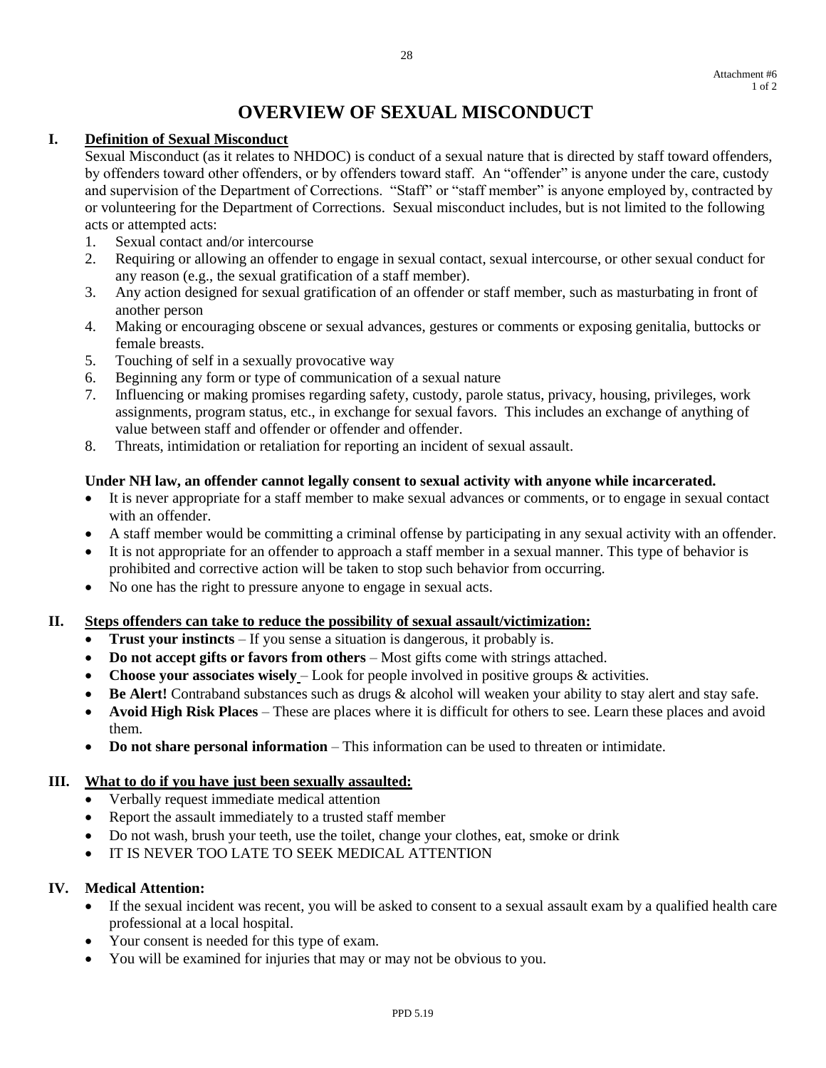Attachment #6
1 of 2

# OVERVIEW OF SEXUAL MISCONDUCT

## I. Definition of Sexual Misconduct

Sexual Misconduct (as it relates to NHDOC) is conduct of a sexual nature that is directed by staff toward offenders, by offenders toward other offenders, or by offenders toward staff. An "offender" is anyone under the care, custody and supervision of the Department of Corrections. "Staff" or "staff member" is anyone employed by, contracted by or volunteering for the Department of Corrections. Sexual misconduct includes, but is not limited to the following acts or attempted acts:

1. Sexual contact and/or intercourse
2. Requiring or allowing an offender to engage in sexual contact, sexual intercourse, or other sexual conduct for any reason (e.g., the sexual gratification of a staff member).
3. Any action designed for sexual gratification of an offender or staff member, such as masturbating in front of another person
4. Making or encouraging obscene or sexual advances, gestures or comments or exposing genitalia, buttocks or female breasts.
5. Touching of self in a sexually provocative way
6. Beginning any form or type of communication of a sexual nature
7. Influencing or making promises regarding safety, custody, parole status, privacy, housing, privileges, work assignments, program status, etc., in exchange for sexual favors. This includes an exchange of anything of value between staff and offender or offender and offender.
8. Threats, intimidation or retaliation for reporting an incident of sexual assault.

**Under NH law, an offender cannot legally consent to sexual activity with anyone while incarcerated.**

- It is never appropriate for a staff member to make sexual advances or comments, or to engage in sexual contact with an offender.
- A staff member would be committing a criminal offense by participating in any sexual activity with an offender.
- It is not appropriate for an offender to approach a staff member in a sexual manner. This type of behavior is prohibited and corrective action will be taken to stop such behavior from occurring.
- No one has the right to pressure anyone to engage in sexual acts.

## II. Steps offenders can take to reduce the possibility of sexual assault/victimization:

- **Trust your instincts** – If you sense a situation is dangerous, it probably is.
- **Do not accept gifts or favors from others** – Most gifts come with strings attached.
- **Choose your associates wisely** – Look for people involved in positive groups & activities.
- **Be Alert!** Contraband substances such as drugs & alcohol will weaken your ability to stay alert and stay safe.
- **Avoid High Risk Places** – These are places where it is difficult for others to see. Learn these places and avoid them.
- **Do not share personal information** – This information can be used to threaten or intimidate.

## III. What to do if you have just been sexually assaulted:

- Verbally request immediate medical attention
- Report the assault immediately to a trusted staff member
- Do not wash, brush your teeth, use the toilet, change your clothes, eat, smoke or drink
- IT IS NEVER TOO LATE TO SEEK MEDICAL ATTENTION

## IV. Medical Attention:

- If the sexual incident was recent, you will be asked to consent to a sexual assault exam by a qualified health care professional at a local hospital.
- Your consent is needed for this type of exam.
- You will be examined for injuries that may or may not be obvious to you.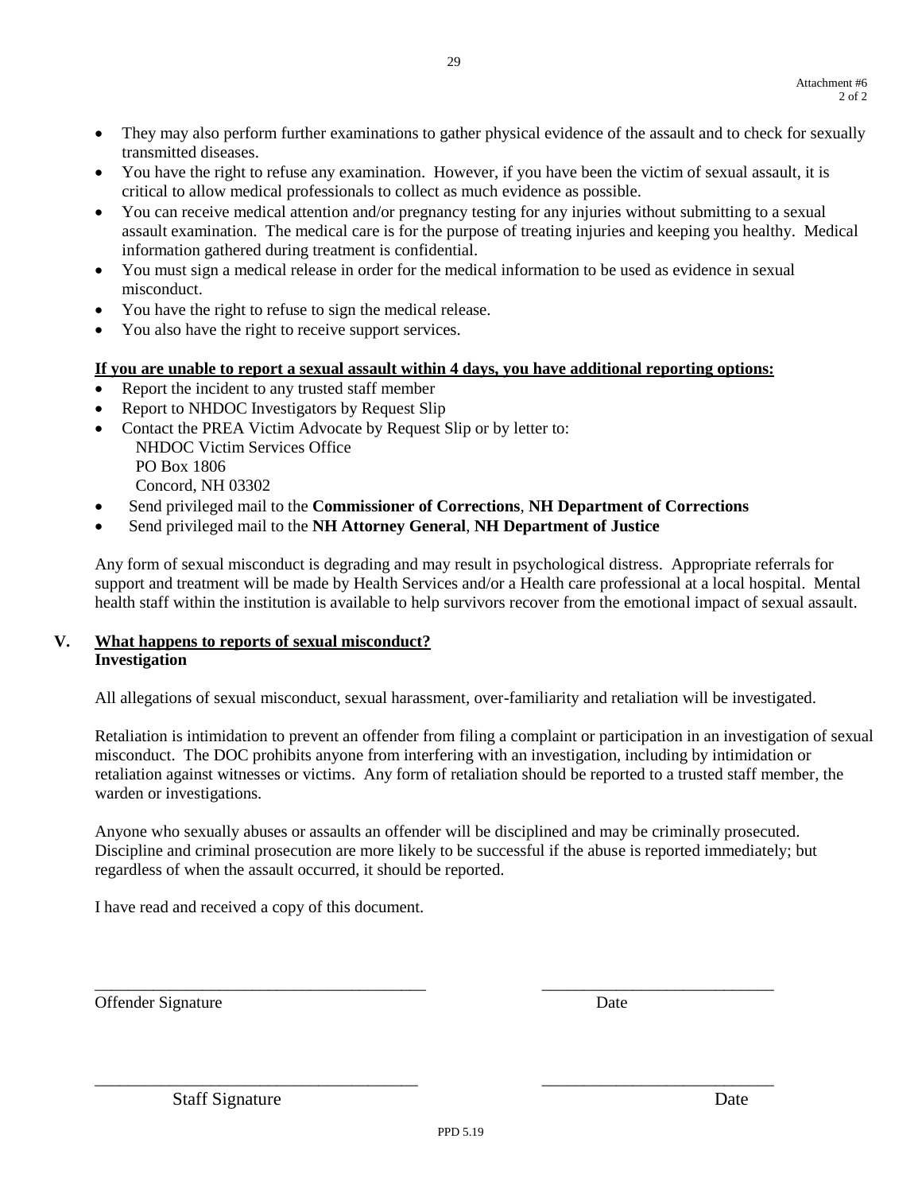Attachment #6

- They may also perform further examinations to gather physical evidence of the assault and to check for sexually transmitted diseases.
- You have the right to refuse any examination. However, if you have been the victim of sexual assault, it is critical to allow medical professionals to collect as much evidence as possible.
- You can receive medical attention and/or pregnancy testing for any injuries without submitting to a sexual assault examination. The medical care is for the purpose of treating injuries and keeping you healthy. Medical information gathered during treatment is confidential.
- You must sign a medical release in order for the medical information to be used as evidence in sexual misconduct.
- You have the right to refuse to sign the medical release.
- You also have the right to receive support services.

**If you are unable to report a sexual assault within 4 days, you have additional reporting options:**

- Report the incident to any trusted staff member
- Report to NHDOC Investigators by Request Slip
- Contact the PREA Victim Advocate by Request Slip or by letter to:
  NHDOC Victim Services Office
  PO Box 1806
  Concord, NH 03302
- Send privileged mail to the **Commissioner of Corrections**, **NH Department of Corrections**
- Send privileged mail to the **NH Attorney General**, **NH Department of Justice**

Any form of sexual misconduct is degrading and may result in psychological distress. Appropriate referrals for support and treatment will be made by Health Services and/or a Health care professional at a local hospital. Mental health staff within the institution is available to help survivors recover from the emotional impact of sexual assault.

## V. What happens to reports of sexual misconduct?

**Investigation**

All allegations of sexual misconduct, sexual harassment, over-familiarity and retaliation will be investigated.

Retaliation is intimidation to prevent an offender from filing a complaint or participation in an investigation of sexual misconduct. The DOC prohibits anyone from interfering with an investigation, including by intimidation or retaliation against witnesses or victims. Any form of retaliation should be reported to a trusted staff member, the warden or investigations.

Anyone who sexually abuses or assaults an offender will be disciplined and may be criminally prosecuted. Discipline and criminal prosecution are more likely to be successful if the abuse is reported immediately; but regardless of when the assault occurred, it should be reported.

I have read and received a copy of this document.

_______________________________________ ___________________________
Offender Signature Date

_______________________________________ ___________________________
Staff Signature Date

PPD 5.19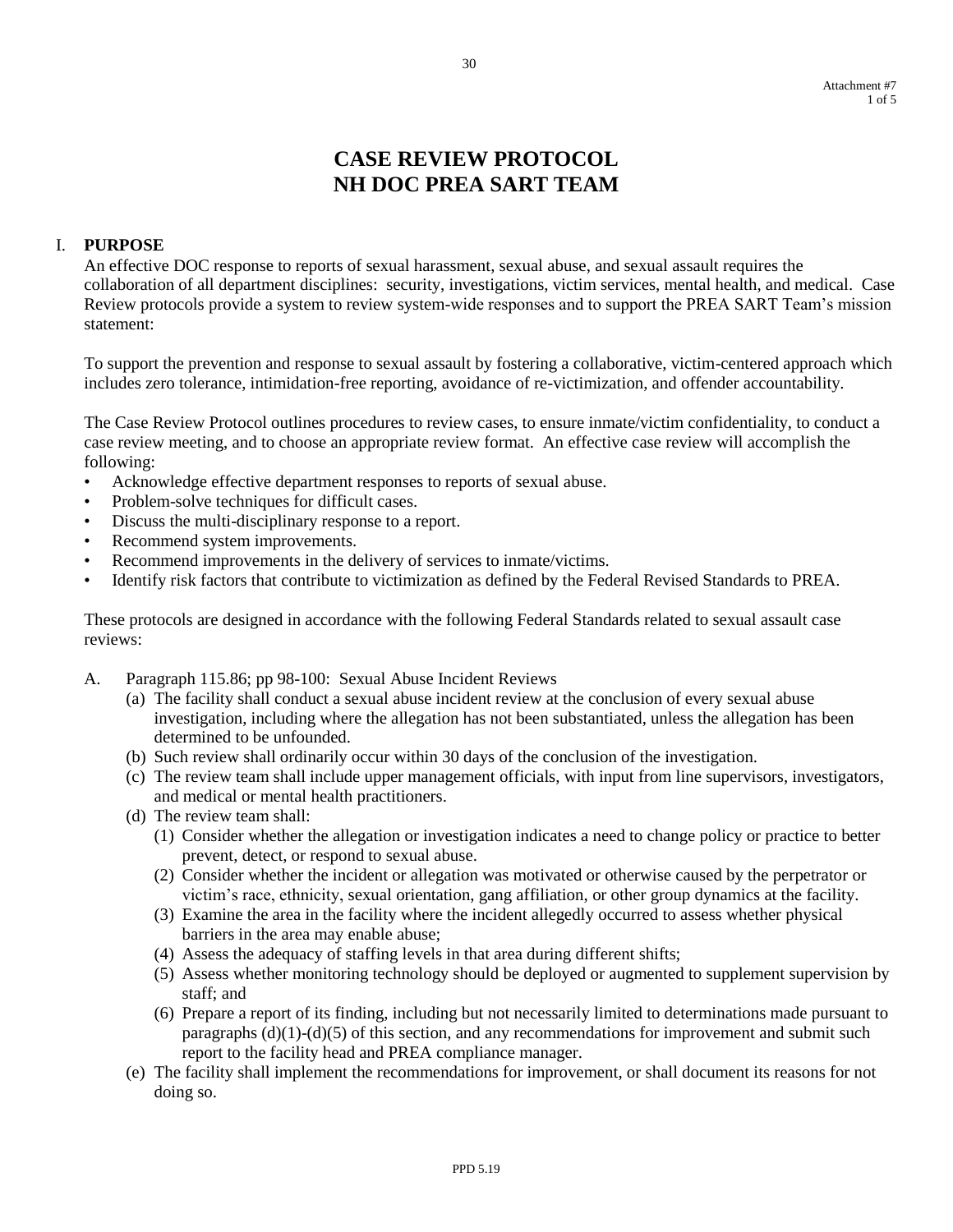Attachment #7

# CASE REVIEW PROTOCOL
# NH DOC PREA SART TEAM

## I. PURPOSE

An effective DOC response to reports of sexual harassment, sexual abuse, and sexual assault requires the collaboration of all department disciplines: security, investigations, victim services, mental health, and medical. Case Review protocols provide a system to review system-wide responses and to support the PREA SART Team's mission statement:

To support the prevention and response to sexual assault by fostering a collaborative, victim-centered approach which includes zero tolerance, intimidation-free reporting, avoidance of re-victimization, and offender accountability.

The Case Review Protocol outlines procedures to review cases, to ensure inmate/victim confidentiality, to conduct a case review meeting, and to choose an appropriate review format. An effective case review will accomplish the following:

- Acknowledge effective department responses to reports of sexual abuse.
- Problem-solve techniques for difficult cases.
- Discuss the multi-disciplinary response to a report.
- Recommend system improvements.
- Recommend improvements in the delivery of services to inmate/victims.
- Identify risk factors that contribute to victimization as defined by the Federal Revised Standards to PREA.

These protocols are designed in accordance with the following Federal Standards related to sexual assault case reviews:

A. Paragraph 115.86; pp 98-100: Sexual Abuse Incident Reviews
   - (a) The facility shall conduct a sexual abuse incident review at the conclusion of every sexual abuse investigation, including where the allegation has not been substantiated, unless the allegation has been determined to be unfounded.
   - (b) Such review shall ordinarily occur within 30 days of the conclusion of the investigation.
   - (c) The review team shall include upper management officials, with input from line supervisors, investigators, and medical or mental health practitioners.
   - (d) The review team shall:
     - (1) Consider whether the allegation or investigation indicates a need to change policy or practice to better prevent, detect, or respond to sexual abuse.
     - (2) Consider whether the incident or allegation was motivated or otherwise caused by the perpetrator or victim's race, ethnicity, sexual orientation, gang affiliation, or other group dynamics at the facility.
     - (3) Examine the area in the facility where the incident allegedly occurred to assess whether physical barriers in the area may enable abuse;
     - (4) Assess the adequacy of staffing levels in that area during different shifts;
     - (5) Assess whether monitoring technology should be deployed or augmented to supplement supervision by staff; and
     - (6) Prepare a report of its finding, including but not necessarily limited to determinations made pursuant to paragraphs (d)(1)-(d)(5) of this section, and any recommendations for improvement and submit such report to the facility head and PREA compliance manager.
   - (e) The facility shall implement the recommendations for improvement, or shall document its reasons for not doing so.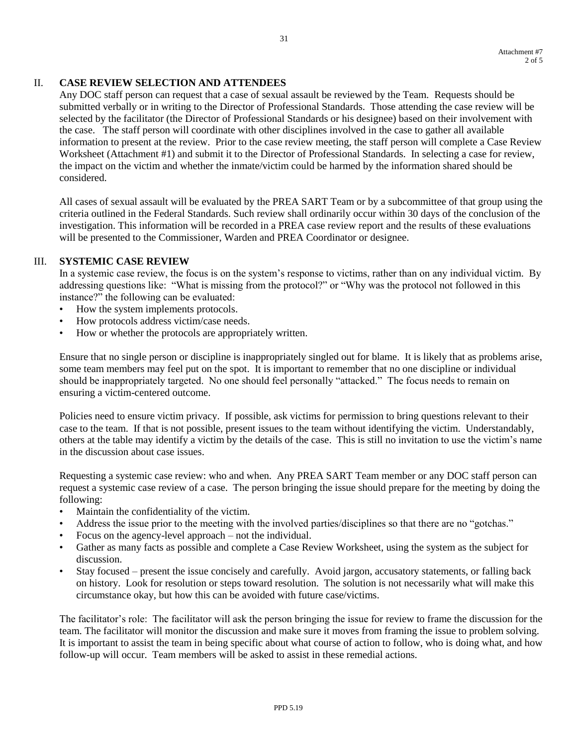## II. CASE REVIEW SELECTION AND ATTENDEES

Any DOC staff person can request that a case of sexual assault be reviewed by the Team. Requests should be submitted verbally or in writing to the Director of Professional Standards. Those attending the case review will be selected by the facilitator (the Director of Professional Standards or his designee) based on their involvement with the case. The staff person will coordinate with other disciplines involved in the case to gather all available information to present at the review. Prior to the case review meeting, the staff person will complete a Case Review Worksheet (Attachment #1) and submit it to the Director of Professional Standards. In selecting a case for review, the impact on the victim and whether the inmate/victim could be harmed by the information shared should be considered.

All cases of sexual assault will be evaluated by the PREA SART Team or by a subcommittee of that group using the criteria outlined in the Federal Standards. Such review shall ordinarily occur within 30 days of the conclusion of the investigation. This information will be recorded in a PREA case review report and the results of these evaluations will be presented to the Commissioner, Warden and PREA Coordinator or designee.

## III. SYSTEMIC CASE REVIEW

In a systemic case review, the focus is on the system's response to victims, rather than on any individual victim. By addressing questions like: "What is missing from the protocol?" or "Why was the protocol not followed in this instance?" the following can be evaluated:

- How the system implements protocols.
- How protocols address victim/case needs.
- How or whether the protocols are appropriately written.

Ensure that no single person or discipline is inappropriately singled out for blame. It is likely that as problems arise, some team members may feel put on the spot. It is important to remember that no one discipline or individual should be inappropriately targeted. No one should feel personally "attacked." The focus needs to remain on ensuring a victim-centered outcome.

Policies need to ensure victim privacy. If possible, ask victims for permission to bring questions relevant to their case to the team. If that is not possible, present issues to the team without identifying the victim. Understandably, others at the table may identify a victim by the details of the case. This is still no invitation to use the victim's name in the discussion about case issues.

Requesting a systemic case review: who and when. Any PREA SART Team member or any DOC staff person can request a systemic case review of a case. The person bringing the issue should prepare for the meeting by doing the following:

- Maintain the confidentiality of the victim.
- Address the issue prior to the meeting with the involved parties/disciplines so that there are no "gotchas."
- Focus on the agency-level approach – not the individual.
- Gather as many facts as possible and complete a Case Review Worksheet, using the system as the subject for discussion.
- Stay focused – present the issue concisely and carefully. Avoid jargon, accusatory statements, or falling back on history. Look for resolution or steps toward resolution. The solution is not necessarily what will make this circumstance okay, but how this can be avoided with future case/victims.

The facilitator's role: The facilitator will ask the person bringing the issue for review to frame the discussion for the team. The facilitator will monitor the discussion and make sure it moves from framing the issue to problem solving. It is important to assist the team in being specific about what course of action to follow, who is doing what, and how follow-up will occur. Team members will be asked to assist in these remedial actions.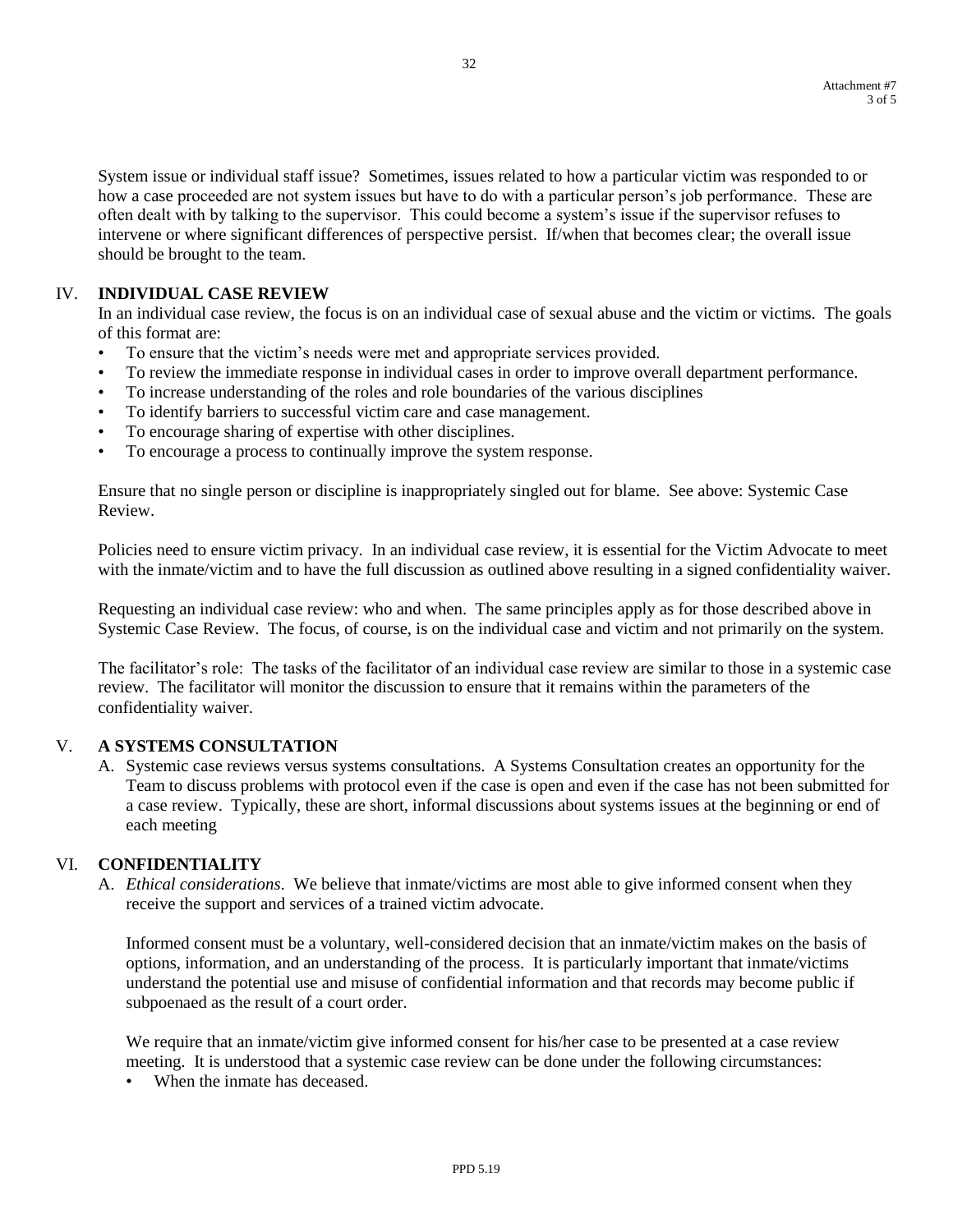System issue or individual staff issue? Sometimes, issues related to how a particular victim was responded to or how a case proceeded are not system issues but have to do with a particular person's job performance. These are often dealt with by talking to the supervisor. This could become a system's issue if the supervisor refuses to intervene or where significant differences of perspective persist. If/when that becomes clear; the overall issue should be brought to the team.

## IV. INDIVIDUAL CASE REVIEW

In an individual case review, the focus is on an individual case of sexual abuse and the victim or victims. The goals of this format are:

- To ensure that the victim's needs were met and appropriate services provided.
- To review the immediate response in individual cases in order to improve overall department performance.
- To increase understanding of the roles and role boundaries of the various disciplines
- To identify barriers to successful victim care and case management.
- To encourage sharing of expertise with other disciplines.
- To encourage a process to continually improve the system response.

Ensure that no single person or discipline is inappropriately singled out for blame. See above: Systemic Case Review.

Policies need to ensure victim privacy. In an individual case review, it is essential for the Victim Advocate to meet with the inmate/victim and to have the full discussion as outlined above resulting in a signed confidentiality waiver.

Requesting an individual case review: who and when. The same principles apply as for those described above in Systemic Case Review. The focus, of course, is on the individual case and victim and not primarily on the system.

The facilitator's role: The tasks of the facilitator of an individual case review are similar to those in a systemic case review. The facilitator will monitor the discussion to ensure that it remains within the parameters of the confidentiality waiver.

## V. A SYSTEMS CONSULTATION

A. Systemic case reviews versus systems consultations. A Systems Consultation creates an opportunity for the Team to discuss problems with protocol even if the case is open and even if the case has not been submitted for a case review. Typically, these are short, informal discussions about systems issues at the beginning or end of each meeting

## VI. CONFIDENTIALITY

A. *Ethical considerations*. We believe that inmate/victims are most able to give informed consent when they receive the support and services of a trained victim advocate.

Informed consent must be a voluntary, well-considered decision that an inmate/victim makes on the basis of options, information, and an understanding of the process. It is particularly important that inmate/victims understand the potential use and misuse of confidential information and that records may become public if subpoenaed as the result of a court order.

We require that an inmate/victim give informed consent for his/her case to be presented at a case review meeting. It is understood that a systemic case review can be done under the following circumstances:

- When the inmate has deceased.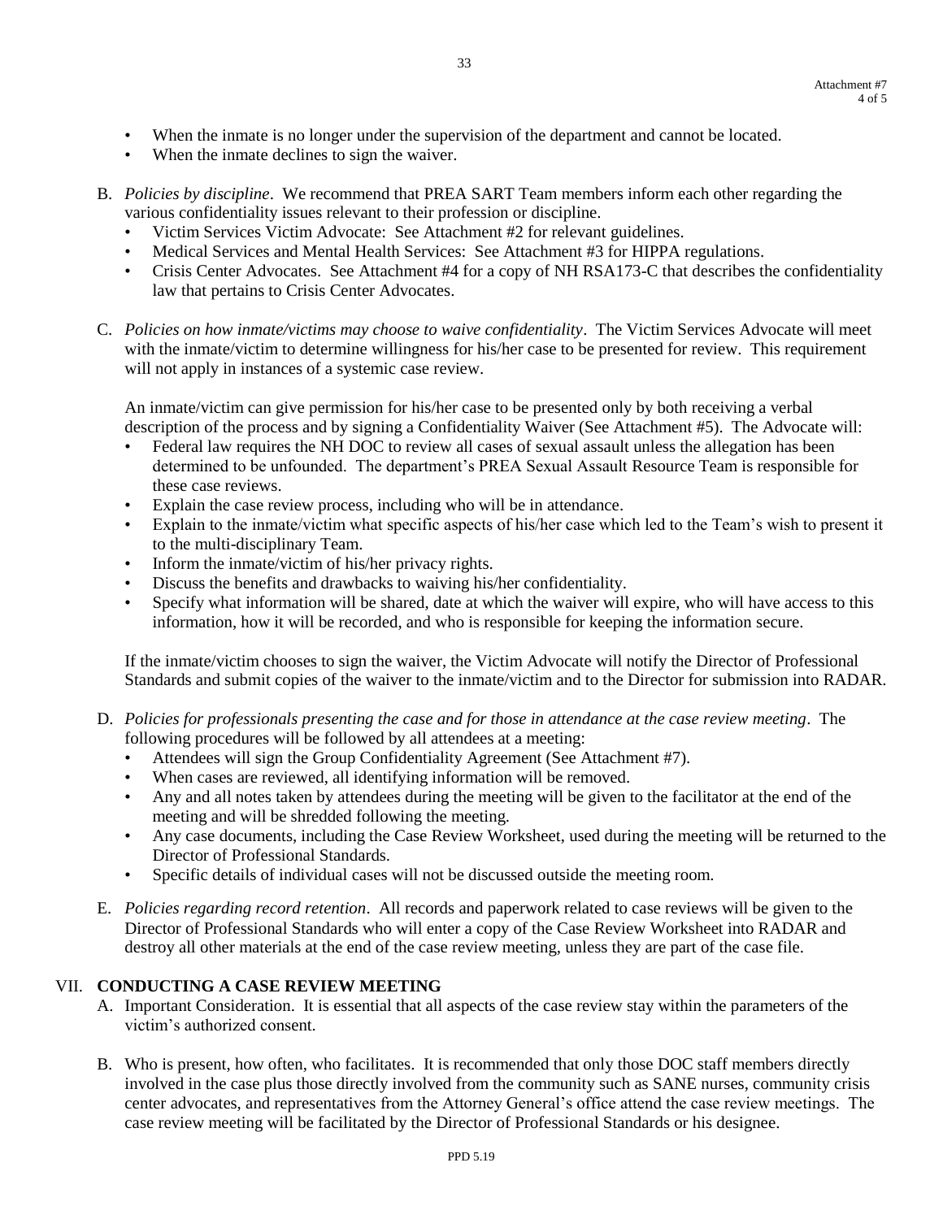- When the inmate is no longer under the supervision of the department and cannot be located.
- When the inmate declines to sign the waiver.

B. *Policies by discipline*. We recommend that PREA SART Team members inform each other regarding the various confidentiality issues relevant to their profession or discipline.
   - Victim Services Victim Advocate: See Attachment #2 for relevant guidelines.
   - Medical Services and Mental Health Services: See Attachment #3 for HIPPA regulations.
   - Crisis Center Advocates. See Attachment #4 for a copy of NH RSA173-C that describes the confidentiality law that pertains to Crisis Center Advocates.

C. *Policies on how inmate/victims may choose to waive confidentiality*. The Victim Services Advocate will meet with the inmate/victim to determine willingness for his/her case to be presented for review. This requirement will not apply in instances of a systemic case review.

   An inmate/victim can give permission for his/her case to be presented only by both receiving a verbal description of the process and by signing a Confidentiality Waiver (See Attachment #5). The Advocate will:
   - Federal law requires the NH DOC to review all cases of sexual assault unless the allegation has been determined to be unfounded. The department's PREA Sexual Assault Resource Team is responsible for these case reviews.
   - Explain the case review process, including who will be in attendance.
   - Explain to the inmate/victim what specific aspects of his/her case which led to the Team's wish to present it to the multi-disciplinary Team.
   - Inform the inmate/victim of his/her privacy rights.
   - Discuss the benefits and drawbacks to waiving his/her confidentiality.
   - Specify what information will be shared, date at which the waiver will expire, who will have access to this information, how it will be recorded, and who is responsible for keeping the information secure.

   If the inmate/victim chooses to sign the waiver, the Victim Advocate will notify the Director of Professional Standards and submit copies of the waiver to the inmate/victim and to the Director for submission into RADAR.

D. *Policies for professionals presenting the case and for those in attendance at the case review meeting*. The following procedures will be followed by all attendees at a meeting:
   - Attendees will sign the Group Confidentiality Agreement (See Attachment #7).
   - When cases are reviewed, all identifying information will be removed.
   - Any and all notes taken by attendees during the meeting will be given to the facilitator at the end of the meeting and will be shredded following the meeting.
   - Any case documents, including the Case Review Worksheet, used during the meeting will be returned to the Director of Professional Standards.
   - Specific details of individual cases will not be discussed outside the meeting room.

E. *Policies regarding record retention*. All records and paperwork related to case reviews will be given to the Director of Professional Standards who will enter a copy of the Case Review Worksheet into RADAR and destroy all other materials at the end of the case review meeting, unless they are part of the case file.

## VII. CONDUCTING A CASE REVIEW MEETING

A. Important Consideration. It is essential that all aspects of the case review stay within the parameters of the victim's authorized consent.

B. Who is present, how often, who facilitates. It is recommended that only those DOC staff members directly involved in the case plus those directly involved from the community such as SANE nurses, community crisis center advocates, and representatives from the Attorney General's office attend the case review meetings. The case review meeting will be facilitated by the Director of Professional Standards or his designee.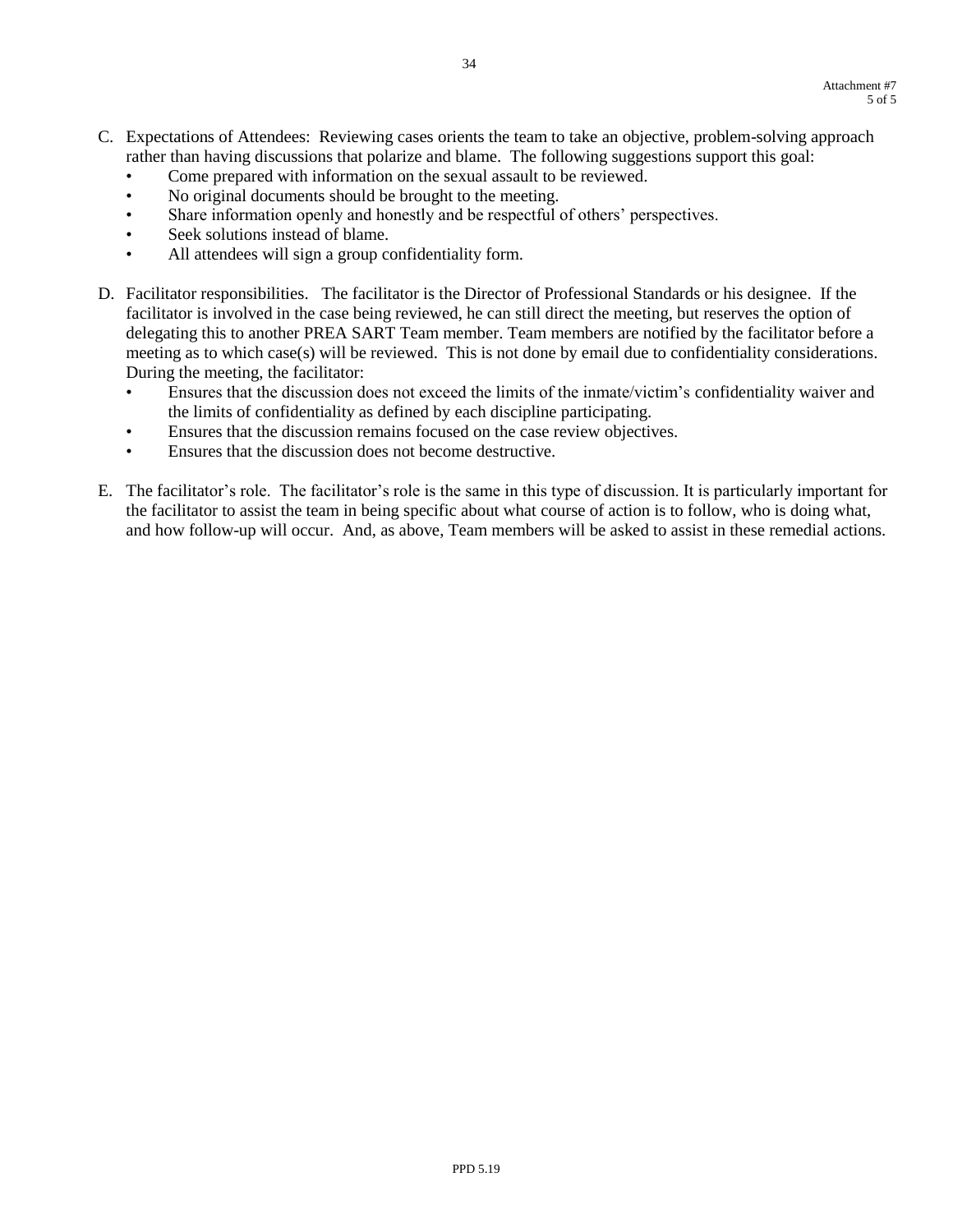C. Expectations of Attendees: Reviewing cases orients the team to take an objective, problem-solving approach rather than having discussions that polarize and blame. The following suggestions support this goal:
   - Come prepared with information on the sexual assault to be reviewed.
   - No original documents should be brought to the meeting.
   - Share information openly and honestly and be respectful of others' perspectives.
   - Seek solutions instead of blame.
   - All attendees will sign a group confidentiality form.

D. Facilitator responsibilities. The facilitator is the Director of Professional Standards or his designee. If the facilitator is involved in the case being reviewed, he can still direct the meeting, but reserves the option of delegating this to another PREA SART Team member. Team members are notified by the facilitator before a meeting as to which case(s) will be reviewed. This is not done by email due to confidentiality considerations. During the meeting, the facilitator:
   - Ensures that the discussion does not exceed the limits of the inmate/victim's confidentiality waiver and the limits of confidentiality as defined by each discipline participating.
   - Ensures that the discussion remains focused on the case review objectives.
   - Ensures that the discussion does not become destructive.

E. The facilitator's role. The facilitator's role is the same in this type of discussion. It is particularly important for the facilitator to assist the team in being specific about what course of action is to follow, who is doing what, and how follow-up will occur. And, as above, Team members will be asked to assist in these remedial actions.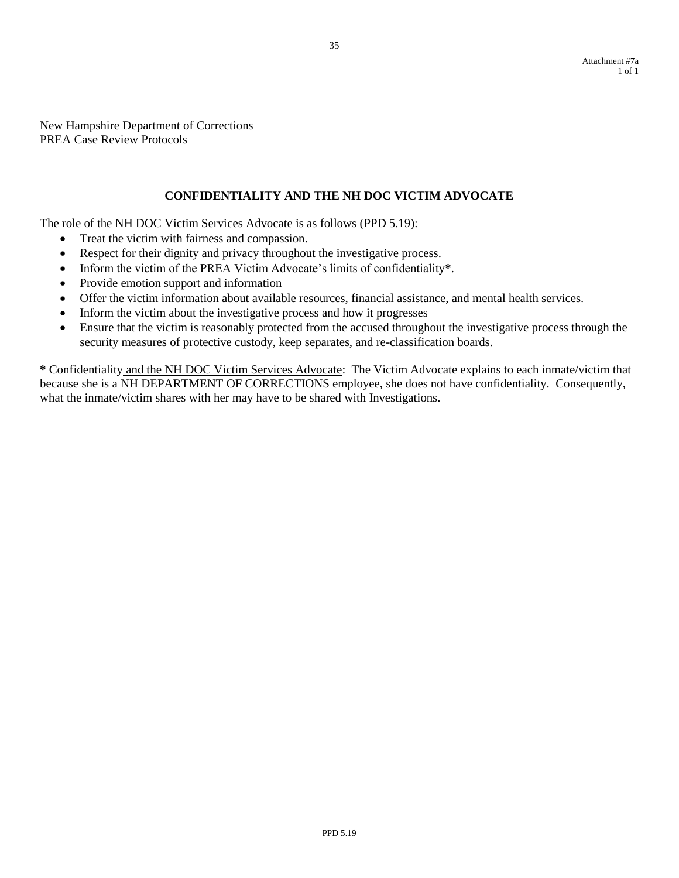Attachment #7a

New Hampshire Department of Corrections
PREA Case Review Protocols

## CONFIDENTIALITY AND THE NH DOC VICTIM ADVOCATE

The role of the NH DOC Victim Services Advocate is as follows (PPD 5.19):

- Treat the victim with fairness and compassion.
- Respect for their dignity and privacy throughout the investigative process.
- Inform the victim of the PREA Victim Advocate's limits of confidentiality**\***.
- Provide emotion support and information
- Offer the victim information about available resources, financial assistance, and mental health services.
- Inform the victim about the investigative process and how it progresses
- Ensure that the victim is reasonably protected from the accused throughout the investigative process through the security measures of protective custody, keep separates, and re-classification boards.

**\*** Confidentiality and the NH DOC Victim Services Advocate: The Victim Advocate explains to each inmate/victim that because she is a NH DEPARTMENT OF CORRECTIONS employee, she does not have confidentiality. Consequently, what the inmate/victim shares with her may have to be shared with Investigations.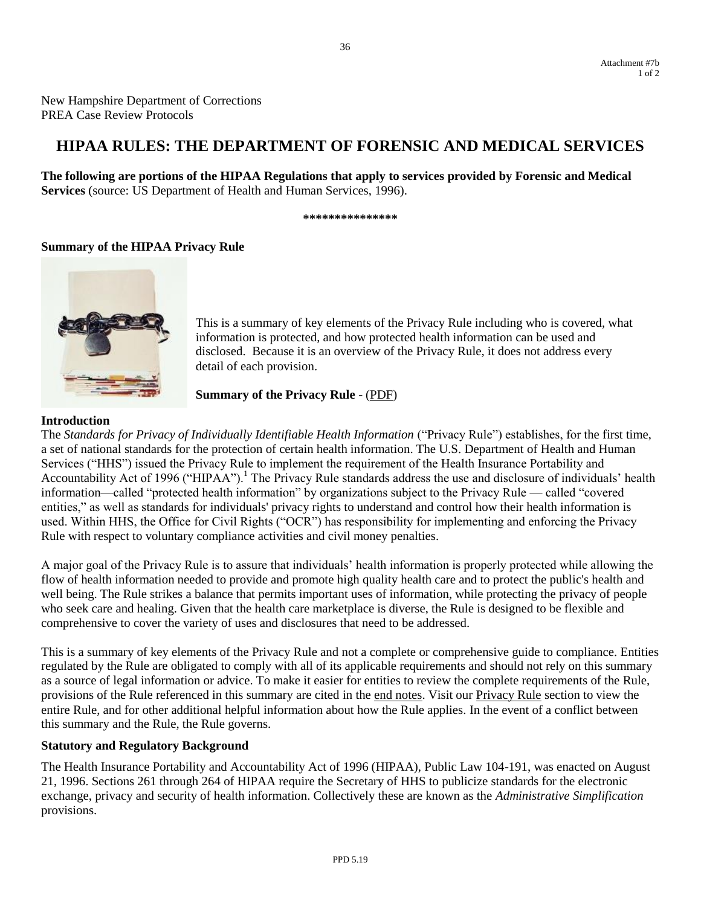New Hampshire Department of Corrections
PREA Case Review Protocols

Attachment #7b
1 of 2

# HIPAA RULES: THE DEPARTMENT OF FORENSIC AND MEDICAL SERVICES

**The following are portions of the HIPAA Regulations that apply to services provided by Forensic and Medical Services** (source: US Department of Health and Human Services, 1996).

**\*\*\*\*\*\*\*\*\*\*\*\*\*\*\***

### Summary of the HIPAA Privacy Rule

This is a summary of key elements of the Privacy Rule including who is covered, what information is protected, and how protected health information can be used and disclosed. Because it is an overview of the Privacy Rule, it does not address every detail of each provision.

**Summary of the Privacy Rule** - (PDF)

### Introduction

The *Standards for Privacy of Individually Identifiable Health Information* ("Privacy Rule") establishes, for the first time, a set of national standards for the protection of certain health information. The U.S. Department of Health and Human Services ("HHS") issued the Privacy Rule to implement the requirement of the Health Insurance Portability and Accountability Act of 1996 ("HIPAA").[1] The Privacy Rule standards address the use and disclosure of individuals' health information—called "protected health information" by organizations subject to the Privacy Rule — called "covered entities," as well as standards for individuals' privacy rights to understand and control how their health information is used. Within HHS, the Office for Civil Rights ("OCR") has responsibility for implementing and enforcing the Privacy Rule with respect to voluntary compliance activities and civil money penalties.

A major goal of the Privacy Rule is to assure that individuals' health information is properly protected while allowing the flow of health information needed to provide and promote high quality health care and to protect the public's health and well being. The Rule strikes a balance that permits important uses of information, while protecting the privacy of people who seek care and healing. Given that the health care marketplace is diverse, the Rule is designed to be flexible and comprehensive to cover the variety of uses and disclosures that need to be addressed.

This is a summary of key elements of the Privacy Rule and not a complete or comprehensive guide to compliance. Entities regulated by the Rule are obligated to comply with all of its applicable requirements and should not rely on this summary as a source of legal information or advice. To make it easier for entities to review the complete requirements of the Rule, provisions of the Rule referenced in this summary are cited in the end notes. Visit our Privacy Rule section to view the entire Rule, and for other additional helpful information about how the Rule applies. In the event of a conflict between this summary and the Rule, the Rule governs.

### Statutory and Regulatory Background

The Health Insurance Portability and Accountability Act of 1996 (HIPAA), Public Law 104-191, was enacted on August 21, 1996. Sections 261 through 264 of HIPAA require the Secretary of HHS to publicize standards for the electronic exchange, privacy and security of health information. Collectively these are known as the *Administrative Simplification* provisions.

PPD 5.19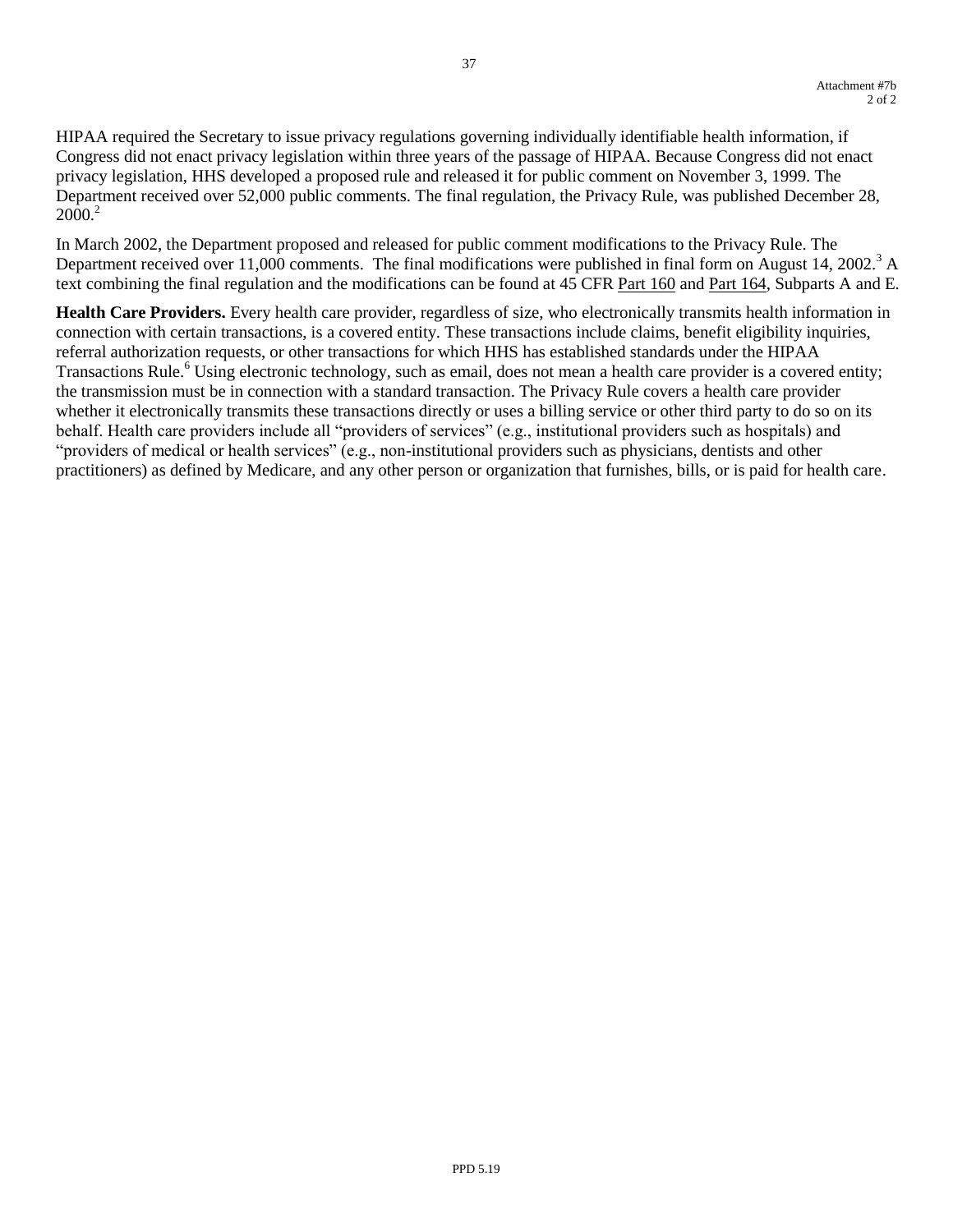HIPAA required the Secretary to issue privacy regulations governing individually identifiable health information, if Congress did not enact privacy legislation within three years of the passage of HIPAA. Because Congress did not enact privacy legislation, HHS developed a proposed rule and released it for public comment on November 3, 1999. The Department received over 52,000 public comments. The final regulation, the Privacy Rule, was published December 28, 2000.[2]

In March 2002, the Department proposed and released for public comment modifications to the Privacy Rule. The Department received over 11,000 comments. The final modifications were published in final form on August 14, 2002.[3] A text combining the final regulation and the modifications can be found at 45 CFR Part 160 and Part 164, Subparts A and E.

**Health Care Providers.** Every health care provider, regardless of size, who electronically transmits health information in connection with certain transactions, is a covered entity. These transactions include claims, benefit eligibility inquiries, referral authorization requests, or other transactions for which HHS has established standards under the HIPAA Transactions Rule.[6] Using electronic technology, such as email, does not mean a health care provider is a covered entity; the transmission must be in connection with a standard transaction. The Privacy Rule covers a health care provider whether it electronically transmits these transactions directly or uses a billing service or other third party to do so on its behalf. Health care providers include all "providers of services" (e.g., institutional providers such as hospitals) and "providers of medical or health services" (e.g., non-institutional providers such as physicians, dentists and other practitioners) as defined by Medicare, and any other person or organization that furnishes, bills, or is paid for health care.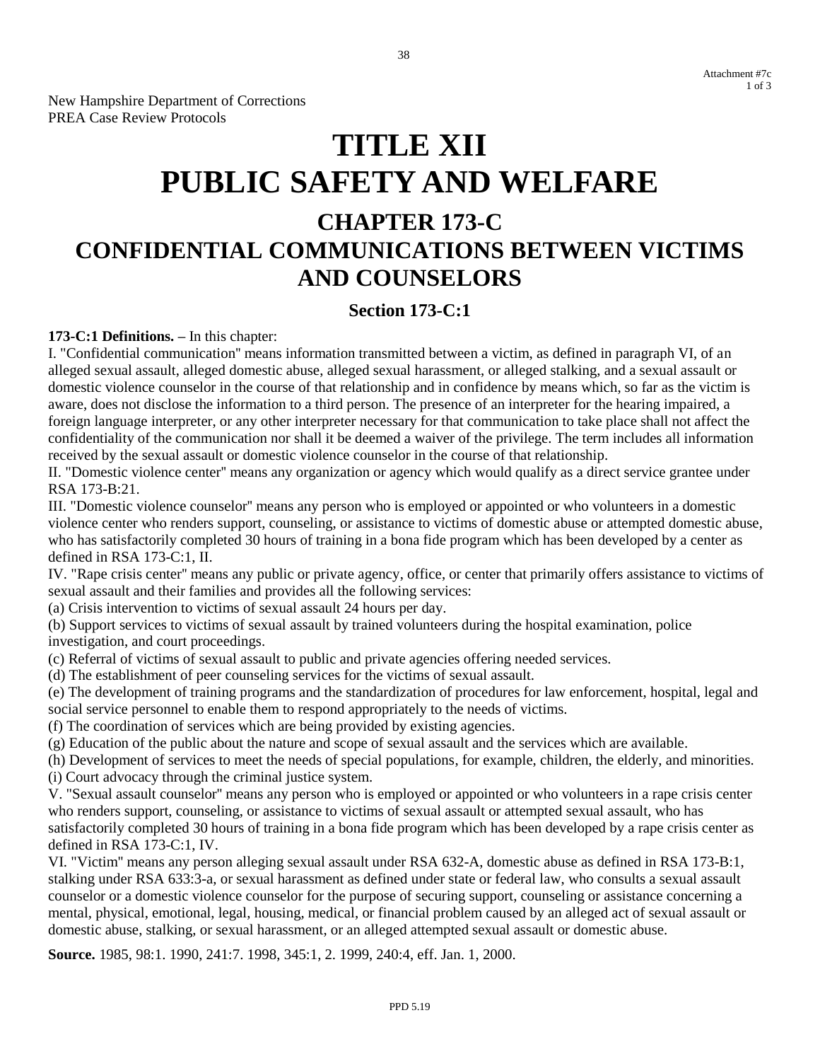New Hampshire Department of Corrections
PREA Case Review Protocols

# TITLE XII
# PUBLIC SAFETY AND WELFARE

## CHAPTER 173-C
## CONFIDENTIAL COMMUNICATIONS BETWEEN VICTIMS AND COUNSELORS

### Section 173-C:1

**173-C:1 Definitions. –** In this chapter:

I. "Confidential communication" means information transmitted between a victim, as defined in paragraph VI, of an alleged sexual assault, alleged domestic abuse, alleged sexual harassment, or alleged stalking, and a sexual assault or domestic violence counselor in the course of that relationship and in confidence by means which, so far as the victim is aware, does not disclose the information to a third person. The presence of an interpreter for the hearing impaired, a foreign language interpreter, or any other interpreter necessary for that communication to take place shall not affect the confidentiality of the communication nor shall it be deemed a waiver of the privilege. The term includes all information received by the sexual assault or domestic violence counselor in the course of that relationship.

II. "Domestic violence center" means any organization or agency which would qualify as a direct service grantee under RSA 173-B:21.

III. "Domestic violence counselor" means any person who is employed or appointed or who volunteers in a domestic violence center who renders support, counseling, or assistance to victims of domestic abuse or attempted domestic abuse, who has satisfactorily completed 30 hours of training in a bona fide program which has been developed by a center as defined in RSA 173-C:1, II.

IV. "Rape crisis center" means any public or private agency, office, or center that primarily offers assistance to victims of sexual assault and their families and provides all the following services:

(a) Crisis intervention to victims of sexual assault 24 hours per day.

(b) Support services to victims of sexual assault by trained volunteers during the hospital examination, police investigation, and court proceedings.

(c) Referral of victims of sexual assault to public and private agencies offering needed services.

(d) The establishment of peer counseling services for the victims of sexual assault.

(e) The development of training programs and the standardization of procedures for law enforcement, hospital, legal and social service personnel to enable them to respond appropriately to the needs of victims.

(f) The coordination of services which are being provided by existing agencies.

(g) Education of the public about the nature and scope of sexual assault and the services which are available.

(h) Development of services to meet the needs of special populations, for example, children, the elderly, and minorities.

(i) Court advocacy through the criminal justice system.

V. "Sexual assault counselor" means any person who is employed or appointed or who volunteers in a rape crisis center who renders support, counseling, or assistance to victims of sexual assault or attempted sexual assault, who has satisfactorily completed 30 hours of training in a bona fide program which has been developed by a rape crisis center as defined in RSA 173-C:1, IV.

VI. "Victim" means any person alleging sexual assault under RSA 632-A, domestic abuse as defined in RSA 173-B:1, stalking under RSA 633:3-a, or sexual harassment as defined under state or federal law, who consults a sexual assault counselor or a domestic violence counselor for the purpose of securing support, counseling or assistance concerning a mental, physical, emotional, legal, housing, medical, or financial problem caused by an alleged act of sexual assault or domestic abuse, stalking, or sexual harassment, or an alleged attempted sexual assault or domestic abuse.

**Source.** 1985, 98:1. 1990, 241:7. 1998, 345:1, 2. 1999, 240:4, eff. Jan. 1, 2000.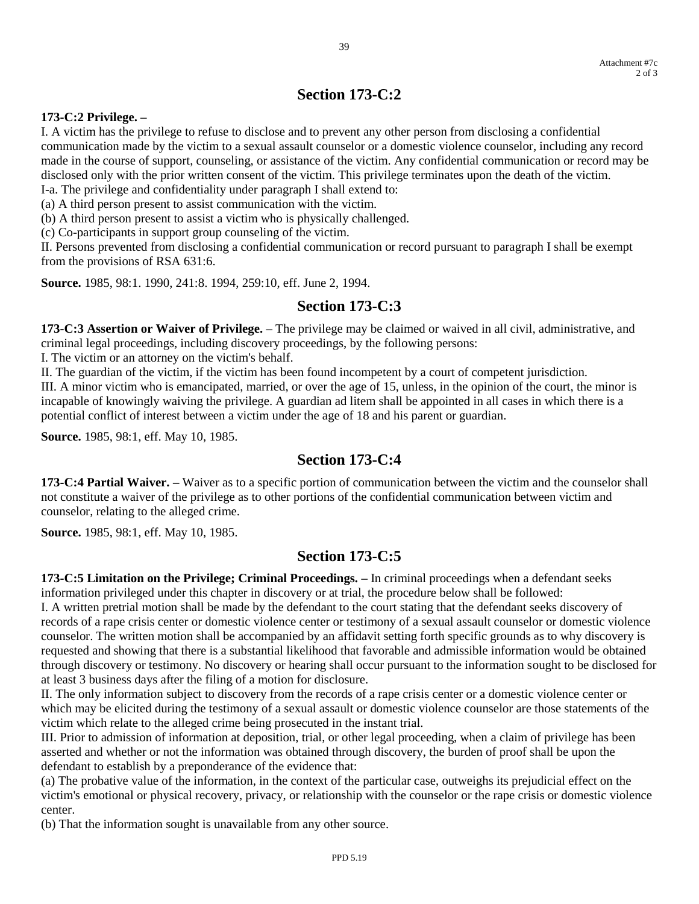## Section 173-C:2

**173-C:2 Privilege. –**

I. A victim has the privilege to refuse to disclose and to prevent any other person from disclosing a confidential communication made by the victim to a sexual assault counselor or a domestic violence counselor, including any record made in the course of support, counseling, or assistance of the victim. Any confidential communication or record may be disclosed only with the prior written consent of the victim. This privilege terminates upon the death of the victim.

I-a. The privilege and confidentiality under paragraph I shall extend to:

(a) A third person present to assist communication with the victim.

(b) A third person present to assist a victim who is physically challenged.

(c) Co-participants in support group counseling of the victim.

II. Persons prevented from disclosing a confidential communication or record pursuant to paragraph I shall be exempt from the provisions of RSA 631:6.

**Source.** 1985, 98:1. 1990, 241:8. 1994, 259:10, eff. June 2, 1994.

## Section 173-C:3

**173-C:3 Assertion or Waiver of Privilege. –** The privilege may be claimed or waived in all civil, administrative, and criminal legal proceedings, including discovery proceedings, by the following persons:

I. The victim or an attorney on the victim's behalf.

II. The guardian of the victim, if the victim has been found incompetent by a court of competent jurisdiction.

III. A minor victim who is emancipated, married, or over the age of 15, unless, in the opinion of the court, the minor is incapable of knowingly waiving the privilege. A guardian ad litem shall be appointed in all cases in which there is a potential conflict of interest between a victim under the age of 18 and his parent or guardian.

**Source.** 1985, 98:1, eff. May 10, 1985.

## Section 173-C:4

**173-C:4 Partial Waiver. –** Waiver as to a specific portion of communication between the victim and the counselor shall not constitute a waiver of the privilege as to other portions of the confidential communication between victim and counselor, relating to the alleged crime.

**Source.** 1985, 98:1, eff. May 10, 1985.

## Section 173-C:5

**173-C:5 Limitation on the Privilege; Criminal Proceedings. –** In criminal proceedings when a defendant seeks information privileged under this chapter in discovery or at trial, the procedure below shall be followed:

I. A written pretrial motion shall be made by the defendant to the court stating that the defendant seeks discovery of records of a rape crisis center or domestic violence center or testimony of a sexual assault counselor or domestic violence counselor. The written motion shall be accompanied by an affidavit setting forth specific grounds as to why discovery is requested and showing that there is a substantial likelihood that favorable and admissible information would be obtained through discovery or testimony. No discovery or hearing shall occur pursuant to the information sought to be disclosed for at least 3 business days after the filing of a motion for disclosure.

II. The only information subject to discovery from the records of a rape crisis center or a domestic violence center or which may be elicited during the testimony of a sexual assault or domestic violence counselor are those statements of the victim which relate to the alleged crime being prosecuted in the instant trial.

III. Prior to admission of information at deposition, trial, or other legal proceeding, when a claim of privilege has been asserted and whether or not the information was obtained through discovery, the burden of proof shall be upon the defendant to establish by a preponderance of the evidence that:

(a) The probative value of the information, in the context of the particular case, outweighs its prejudicial effect on the victim's emotional or physical recovery, privacy, or relationship with the counselor or the rape crisis or domestic violence center.

(b) That the information sought is unavailable from any other source.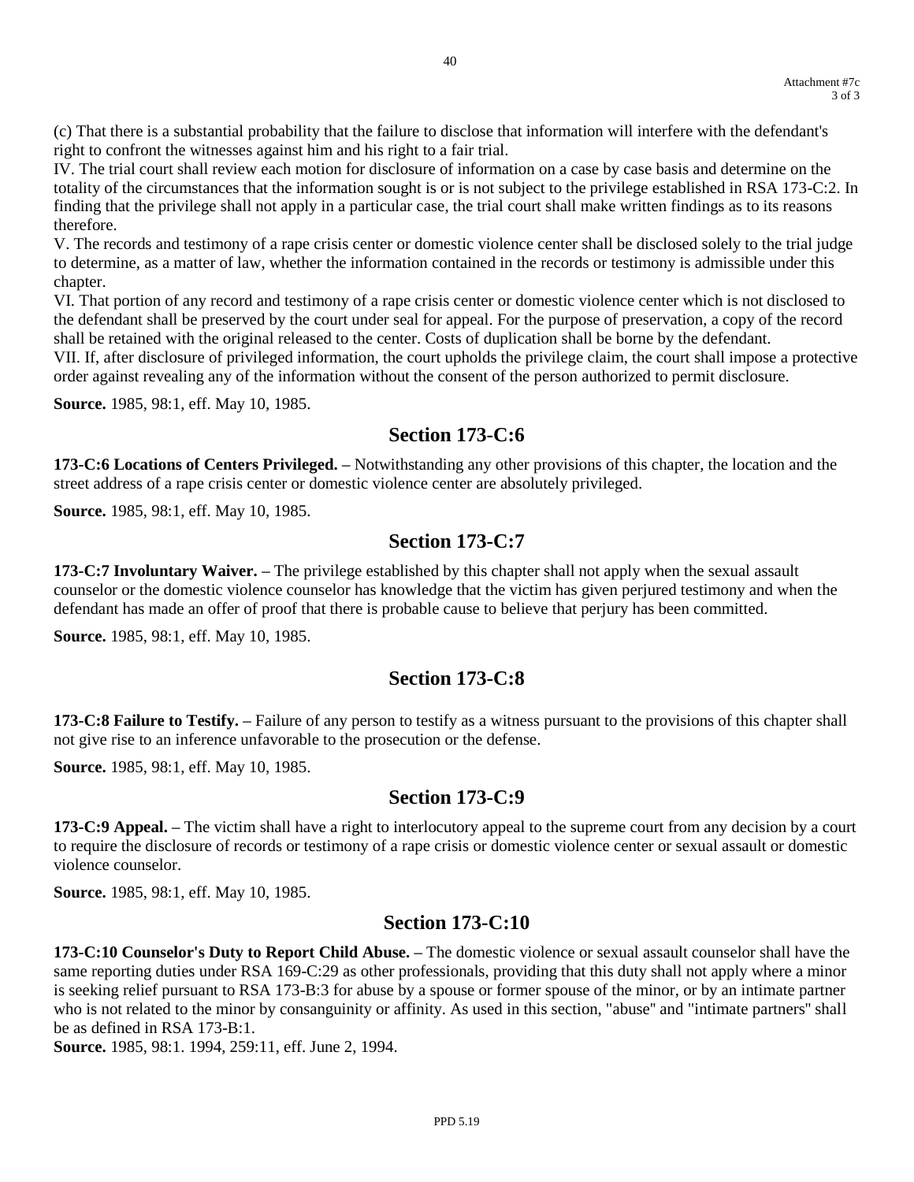(c) That there is a substantial probability that the failure to disclose that information will interfere with the defendant's right to confront the witnesses against him and his right to a fair trial.

IV. The trial court shall review each motion for disclosure of information on a case by case basis and determine on the totality of the circumstances that the information sought is or is not subject to the privilege established in RSA 173-C:2. In finding that the privilege shall not apply in a particular case, the trial court shall make written findings as to its reasons therefore.

V. The records and testimony of a rape crisis center or domestic violence center shall be disclosed solely to the trial judge to determine, as a matter of law, whether the information contained in the records or testimony is admissible under this chapter.

VI. That portion of any record and testimony of a rape crisis center or domestic violence center which is not disclosed to the defendant shall be preserved by the court under seal for appeal. For the purpose of preservation, a copy of the record shall be retained with the original released to the center. Costs of duplication shall be borne by the defendant.

VII. If, after disclosure of privileged information, the court upholds the privilege claim, the court shall impose a protective order against revealing any of the information without the consent of the person authorized to permit disclosure.

**Source.** 1985, 98:1, eff. May 10, 1985.

## Section 173-C:6

**173-C:6 Locations of Centers Privileged. –** Notwithstanding any other provisions of this chapter, the location and the street address of a rape crisis center or domestic violence center are absolutely privileged.

**Source.** 1985, 98:1, eff. May 10, 1985.

## Section 173-C:7

**173-C:7 Involuntary Waiver. –** The privilege established by this chapter shall not apply when the sexual assault counselor or the domestic violence counselor has knowledge that the victim has given perjured testimony and when the defendant has made an offer of proof that there is probable cause to believe that perjury has been committed.

**Source.** 1985, 98:1, eff. May 10, 1985.

## Section 173-C:8

**173-C:8 Failure to Testify. –** Failure of any person to testify as a witness pursuant to the provisions of this chapter shall not give rise to an inference unfavorable to the prosecution or the defense.

**Source.** 1985, 98:1, eff. May 10, 1985.

## Section 173-C:9

**173-C:9 Appeal. –** The victim shall have a right to interlocutory appeal to the supreme court from any decision by a court to require the disclosure of records or testimony of a rape crisis or domestic violence center or sexual assault or domestic violence counselor.

**Source.** 1985, 98:1, eff. May 10, 1985.

## Section 173-C:10

**173-C:10 Counselor's Duty to Report Child Abuse. –** The domestic violence or sexual assault counselor shall have the same reporting duties under RSA 169-C:29 as other professionals, providing that this duty shall not apply where a minor is seeking relief pursuant to RSA 173-B:3 for abuse by a spouse or former spouse of the minor, or by an intimate partner who is not related to the minor by consanguinity or affinity. As used in this section, "abuse" and "intimate partners" shall be as defined in RSA 173-B:1.

**Source.** 1985, 98:1. 1994, 259:11, eff. June 2, 1994.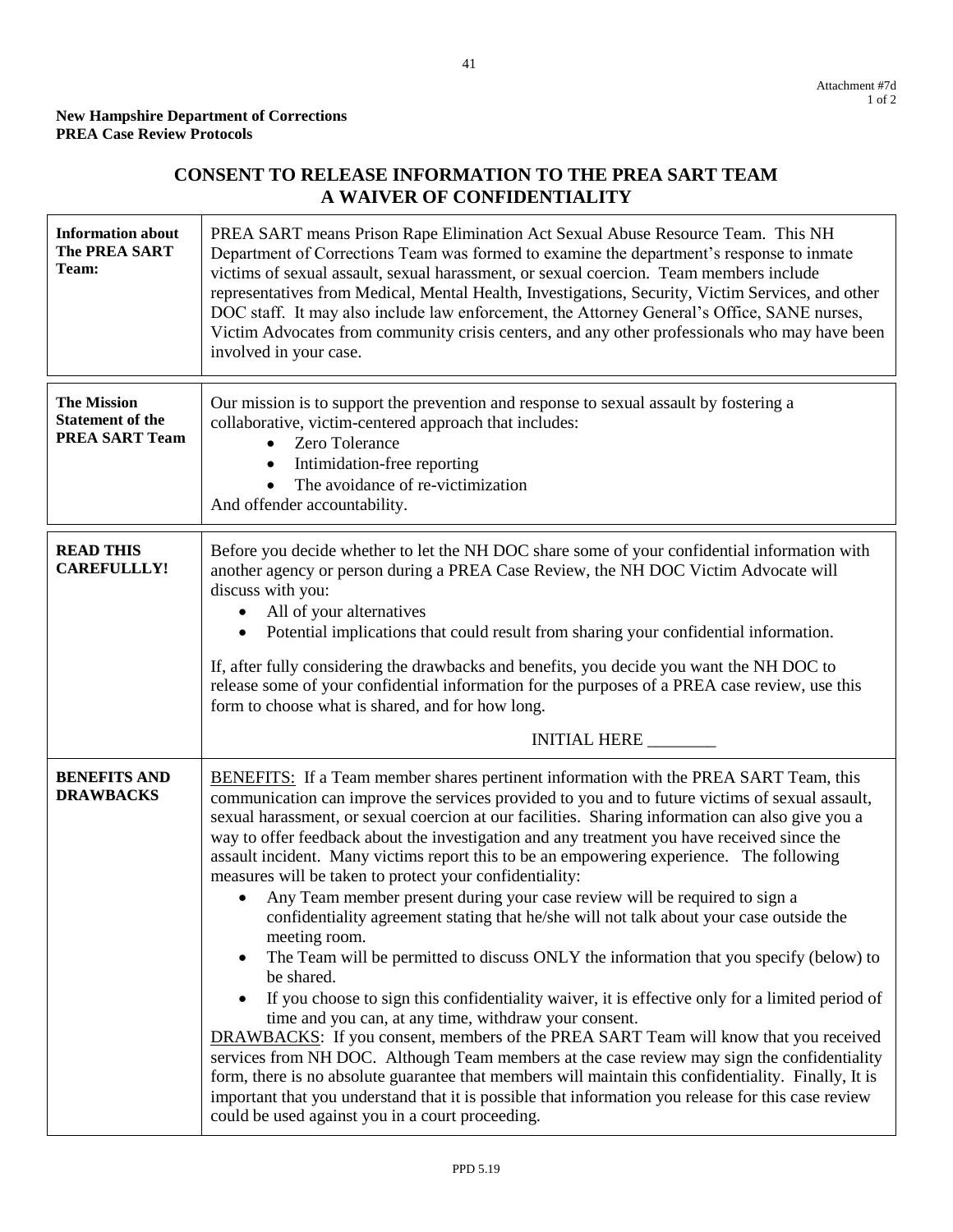Attachment #7d
1 of 2

**New Hampshire Department of Corrections**
**PREA Case Review Protocols**

# CONSENT TO RELEASE INFORMATION TO THE PREA SART TEAM
# A WAIVER OF CONFIDENTIALITY

| | |
|---|---|
| **Information about The PREA SART Team:** | PREA SART means Prison Rape Elimination Act Sexual Abuse Resource Team. This NH Department of Corrections Team was formed to examine the department's response to inmate victims of sexual assault, sexual harassment, or sexual coercion. Team members include representatives from Medical, Mental Health, Investigations, Security, Victim Services, and other DOC staff. It may also include law enforcement, the Attorney General's Office, SANE nurses, Victim Advocates from community crisis centers, and any other professionals who may have been involved in your case. |
| **The Mission Statement of the PREA SART Team** | Our mission is to support the prevention and response to sexual assault by fostering a collaborative, victim-centered approach that includes:<br>• Zero Tolerance<br>• Intimidation-free reporting<br>• The avoidance of re-victimization<br>And offender accountability. |
| **READ THIS CAREFULLLY!** | Before you decide whether to let the NH DOC share some of your confidential information with another agency or person during a PREA Case Review, the NH DOC Victim Advocate will discuss with you:<br>• All of your alternatives<br>• Potential implications that could result from sharing your confidential information.<br><br>If, after fully considering the drawbacks and benefits, you decide you want the NH DOC to release some of your confidential information for the purposes of a PREA case review, use this form to choose what is shared, and for how long.<br><br>INITIAL HERE ________ |
| **BENEFITS AND DRAWBACKS** | <u>BENEFITS</u>: If a Team member shares pertinent information with the PREA SART Team, this communication can improve the services provided to you and to future victims of sexual assault, sexual harassment, or sexual coercion at our facilities. Sharing information can also give you a way to offer feedback about the investigation and any treatment you have received since the assault incident. Many victims report this to be an empowering experience. The following measures will be taken to protect your confidentiality:<br>• Any Team member present during your case review will be required to sign a confidentiality agreement stating that he/she will not talk about your case outside the meeting room.<br>• The Team will be permitted to discuss ONLY the information that you specify (below) to be shared.<br>• If you choose to sign this confidentiality waiver, it is effective only for a limited period of time and you can, at any time, withdraw your consent.<br><u>DRAWBACKS</u>: If you consent, members of the PREA SART Team will know that you received services from NH DOC. Although Team members at the case review may sign the confidentiality form, there is no absolute guarantee that members will maintain this confidentiality. Finally, It is important that you understand that it is possible that information you release for this case review could be used against you in a court proceeding. |

PPD 5.19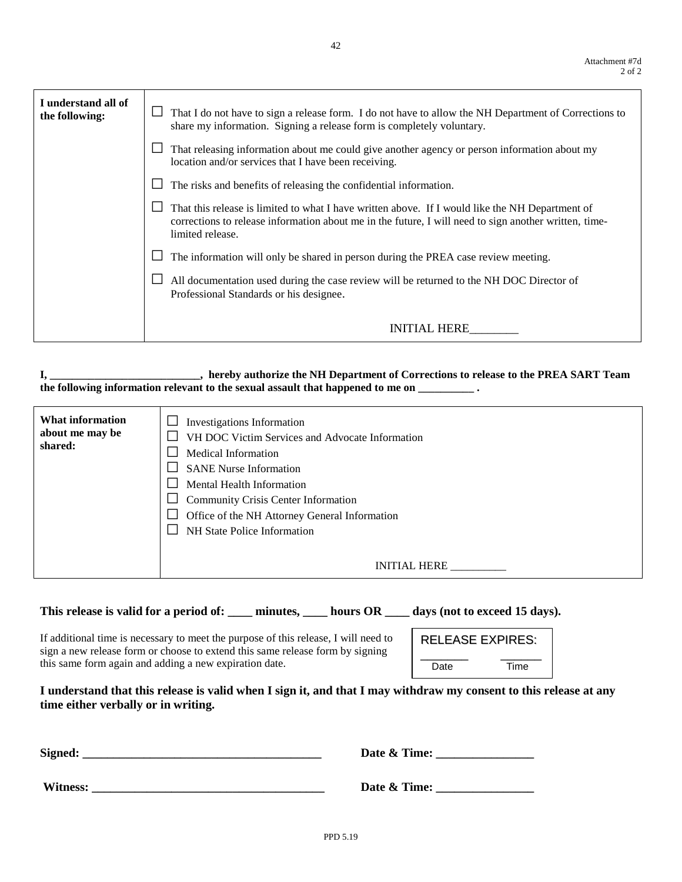Attachment #7d

| **I understand all of the following:** | ☐ That I do not have to sign a release form. I do not have to allow the NH Department of Corrections to share my information. Signing a release form is completely voluntary.<br>☐ That releasing information about me could give another agency or person information about my location and/or services that I have been receiving.<br>☐ The risks and benefits of releasing the confidential information.<br>☐ That this release is limited to what I have written above. If I would like the NH Department of corrections to release information about me in the future, I will need to sign another written, time-limited release.<br>☐ The information will only be shared in person during the PREA case review meeting.<br>☐ All documentation used during the case review will be returned to the NH DOC Director of Professional Standards or his designee.<br><br>INITIAL HERE________ |
|---|---|

**I, __________________________, hereby authorize the NH Department of Corrections to release to the PREA SART Team the following information relevant to the sexual assault that happened to me on __________ .**

| **What information about me may be shared:** | ☐ Investigations Information<br>☐ VH DOC Victim Services and Advocate Information<br>☐ Medical Information<br>☐ SANE Nurse Information<br>☐ Mental Health Information<br>☐ Community Crisis Center Information<br>☐ Office of the NH Attorney General Information<br>☐ NH State Police Information<br><br>INITIAL HERE __________ |
|---|---|

**This release is valid for a period of: ____ minutes, ____ hours OR ____ days (not to exceed 15 days).**

If additional time is necessary to meet the purpose of this release, I will need to sign a new release form or choose to extend this same release form by signing this same form again and adding a new expiration date.

| RELEASE EXPIRES: | |
|---|---|
| ________<br>Date | _______<br>Time |

**I understand that this release is valid when I sign it, and that I may withdraw my consent to this release at any time either verbally or in writing.**

**Signed: _______________________________________** **Date & Time: ________________**

**Witness: _______________________________________** **Date & Time: ________________**

PPD 5.19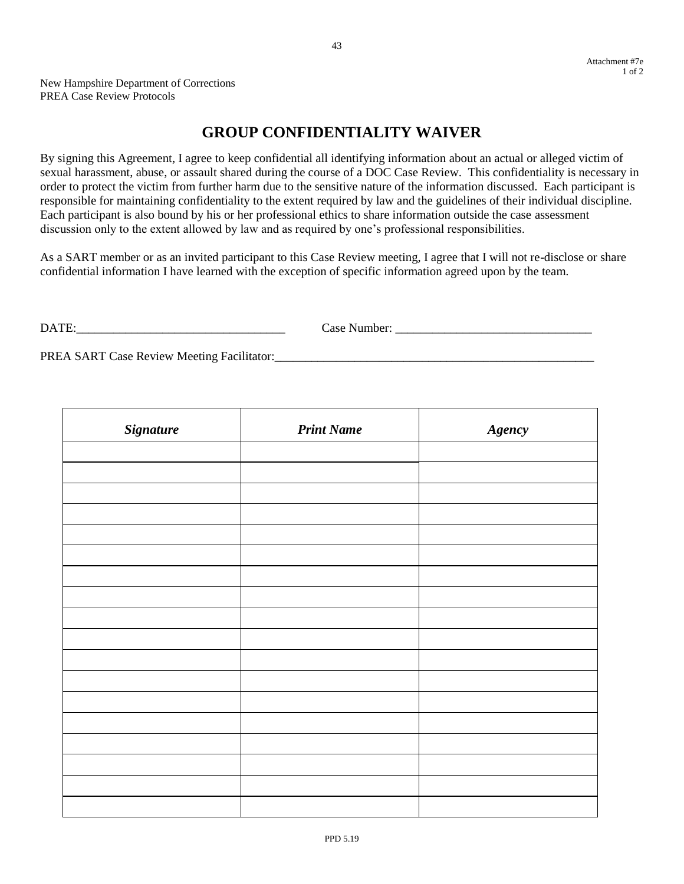Attachment #7e

New Hampshire Department of Corrections
PREA Case Review Protocols

# GROUP CONFIDENTIALITY WAIVER

By signing this Agreement, I agree to keep confidential all identifying information about an actual or alleged victim of sexual harassment, abuse, or assault shared during the course of a DOC Case Review. This confidentiality is necessary in order to protect the victim from further harm due to the sensitive nature of the information discussed. Each participant is responsible for maintaining confidentiality to the extent required by law and the guidelines of their individual discipline. Each participant is also bound by his or her professional ethics to share information outside the case assessment discussion only to the extent allowed by law and as required by one's professional responsibilities.

As a SART member or as an invited participant to this Case Review meeting, I agree that I will not re-disclose or share confidential information I have learned with the exception of specific information agreed upon by the team.

DATE:__________________________________ Case Number: ________________________________

PREA SART Case Review Meeting Facilitator:______________________________________________________

| ***Signature*** | ***Print Name*** | ***Agency*** |
|---|---|---|
| | | |
| | | |
| | | |
| | | |
| | | |
| | | |
| | | |
| | | |
| | | |
| | | |
| | | |
| | | |
| | | |
| | | |
| | | |
| | | |
| | | |
| | | |

PPD 5.19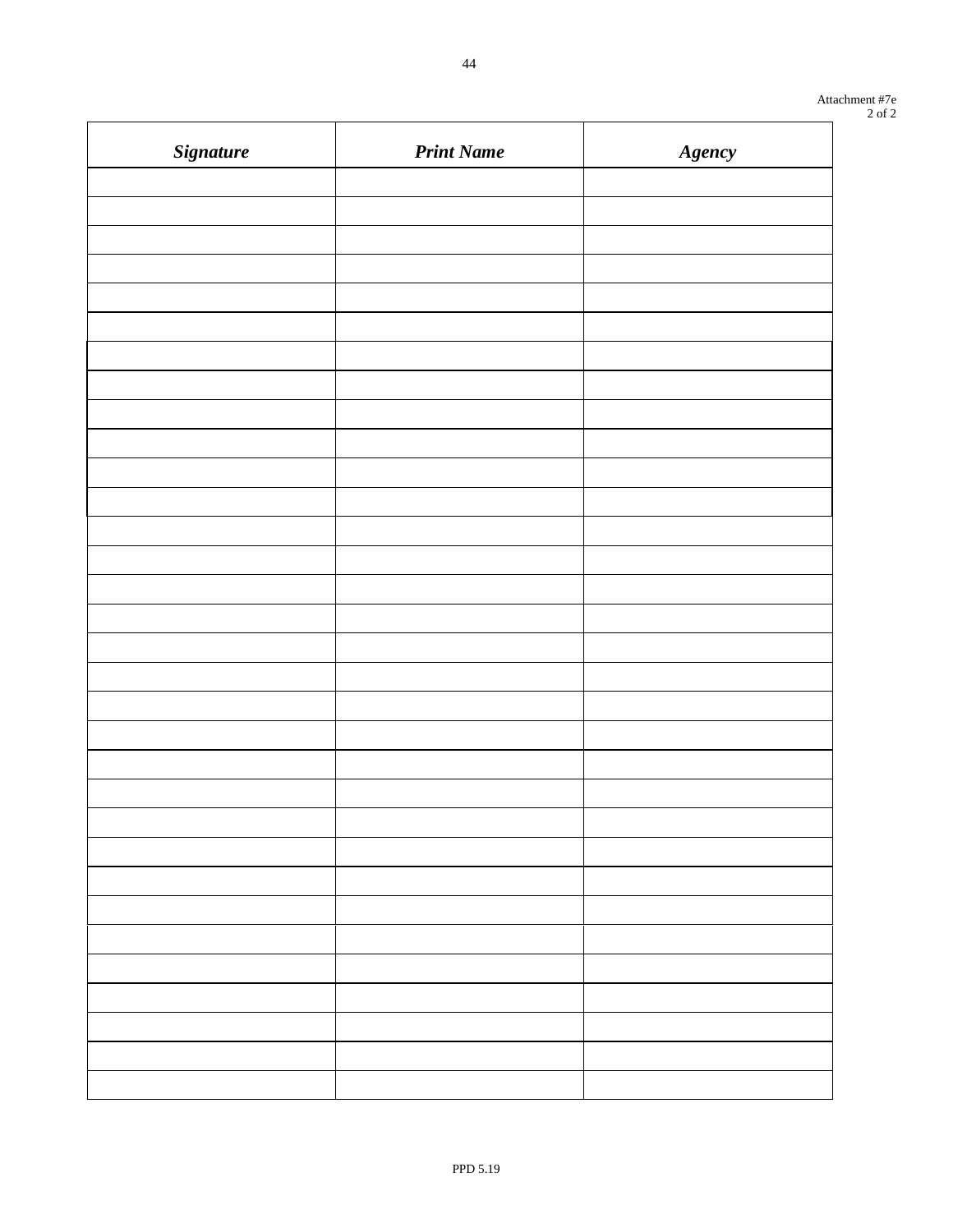Attachment #7e

| *Signature* | *Print Name* | *Agency* |
|---|---|---|
| | | |
| | | |
| | | |
| | | |
| | | |
| | | |
| | | |
| | | |
| | | |
| | | |
| | | |
| | | |
| | | |
| | | |
| | | |
| | | |
| | | |
| | | |
| | | |
| | | |
| | | |
| | | |
| | | |
| | | |
| | | |
| | | |
| | | |
| | | |
| | | |
| | | |
| | | |
| | | |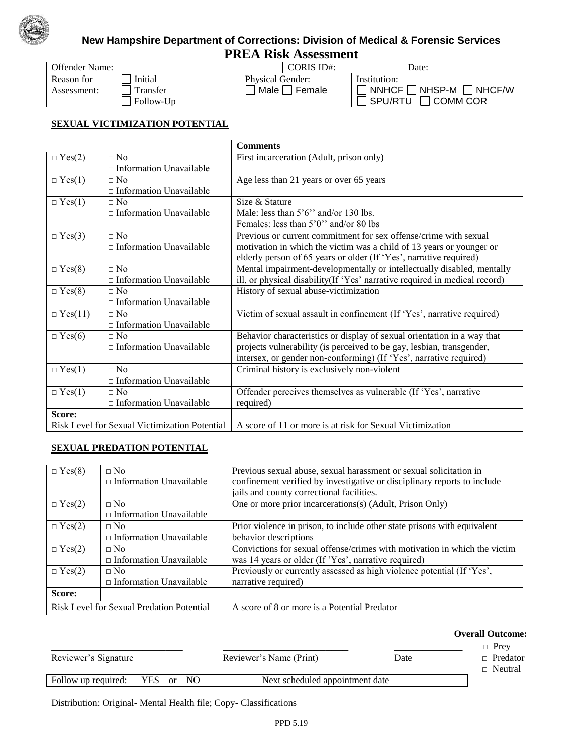**New Hampshire Department of Corrections: Division of Medical & Forensic Services**

# PREA Risk Assessment

| Offender Name: | | CORIS ID#: | | Date: |
|---|---|---|---|---|
| Reason for Assessment: | ☐ Initial<br>☐ Transfer<br>☐ Follow-Up | Physical Gender:<br>☐ Male ☐ Female | Institution:<br>☐ NNHCF ☐ NHSP-M ☐ NHCF/W<br>☐ SPU/RTU ☐ COMM COR | |

## SEXUAL VICTIMIZATION POTENTIAL

| | | Comments |
|---|---|---|
| □ Yes(2) | □ No<br>□ Information Unavailable | First incarceration (Adult, prison only) |
| □ Yes(1) | □ No<br>□ Information Unavailable | Age less than 21 years or over 65 years |
| □ Yes(1) | □ No<br>□ Information Unavailable | Size & Stature<br>Male: less than 5'6'' and/or 130 lbs.<br>Females: less than 5'0'' and/or 80 lbs |
| □ Yes(3) | □ No<br>□ Information Unavailable | Previous or current commitment for sex offense/crime with sexual motivation in which the victim was a child of 13 years or younger or elderly person of 65 years or older (If 'Yes', narrative required) |
| □ Yes(8) | □ No<br>□ Information Unavailable | Mental impairment-developmentally or intellectually disabled, mentally ill, or physical disability(If 'Yes' narrative required in medical record) |
| □ Yes(8) | □ No<br>□ Information Unavailable | History of sexual abuse-victimization |
| □ Yes(11) | □ No<br>□ Information Unavailable | Victim of sexual assault in confinement (If 'Yes', narrative required) |
| □ Yes(6) | □ No<br>□ Information Unavailable | Behavior characteristics or display of sexual orientation in a way that projects vulnerability (is perceived to be gay, lesbian, transgender, intersex, or gender non-conforming) (If 'Yes', narrative required) |
| □ Yes(1) | □ No<br>□ Information Unavailable | Criminal history is exclusively non-violent |
| □ Yes(1) | □ No<br>□ Information Unavailable | Offender perceives themselves as vulnerable (If 'Yes', narrative required) |
| **Score:** | | |
| Risk Level for Sexual Victimization Potential | | A score of 11 or more is at risk for Sexual Victimization |

## SEXUAL PREDATION POTENTIAL

| | | |
|---|---|---|
| □ Yes(8) | □ No<br>□ Information Unavailable | Previous sexual abuse, sexual harassment or sexual solicitation in confinement verified by investigative or disciplinary reports to include jails and county correctional facilities. |
| □ Yes(2) | □ No<br>□ Information Unavailable | One or more prior incarcerations(s) (Adult, Prison Only) |
| □ Yes(2) | □ No<br>□ Information Unavailable | Prior violence in prison, to include other state prisons with equivalent behavior descriptions |
| □ Yes(2) | □ No<br>□ Information Unavailable | Convictions for sexual offense/crimes with motivation in which the victim was 14 years or older (If 'Yes', narrative required) |
| □ Yes(2) | □ No<br>□ Information Unavailable | Previously or currently assessed as high violence potential (If 'Yes', narrative required) |
| **Score:** | | |
| Risk Level for Sexual Predation Potential | | A score of 8 or more is a Potential Predator |

**Overall Outcome:**
□ Prey
□ Predator
□ Neutral

\_\_\_\_\_\_\_\_\_\_\_\_\_\_\_\_\_\_\_\_\_\_\_\_\_\_\_ \_\_\_\_\_\_\_\_\_\_\_\_\_\_\_\_\_\_\_\_\_\_\_\_\_\_\_ \_\_\_\_\_\_\_\_\_\_\_\_\_\_

Reviewer's Signature Reviewer's Name (Print) Date

| Follow up required: YES or NO | Next scheduled appointment date |
|---|---|

Distribution: Original- Mental Health file; Copy- Classifications

PPD 5.19